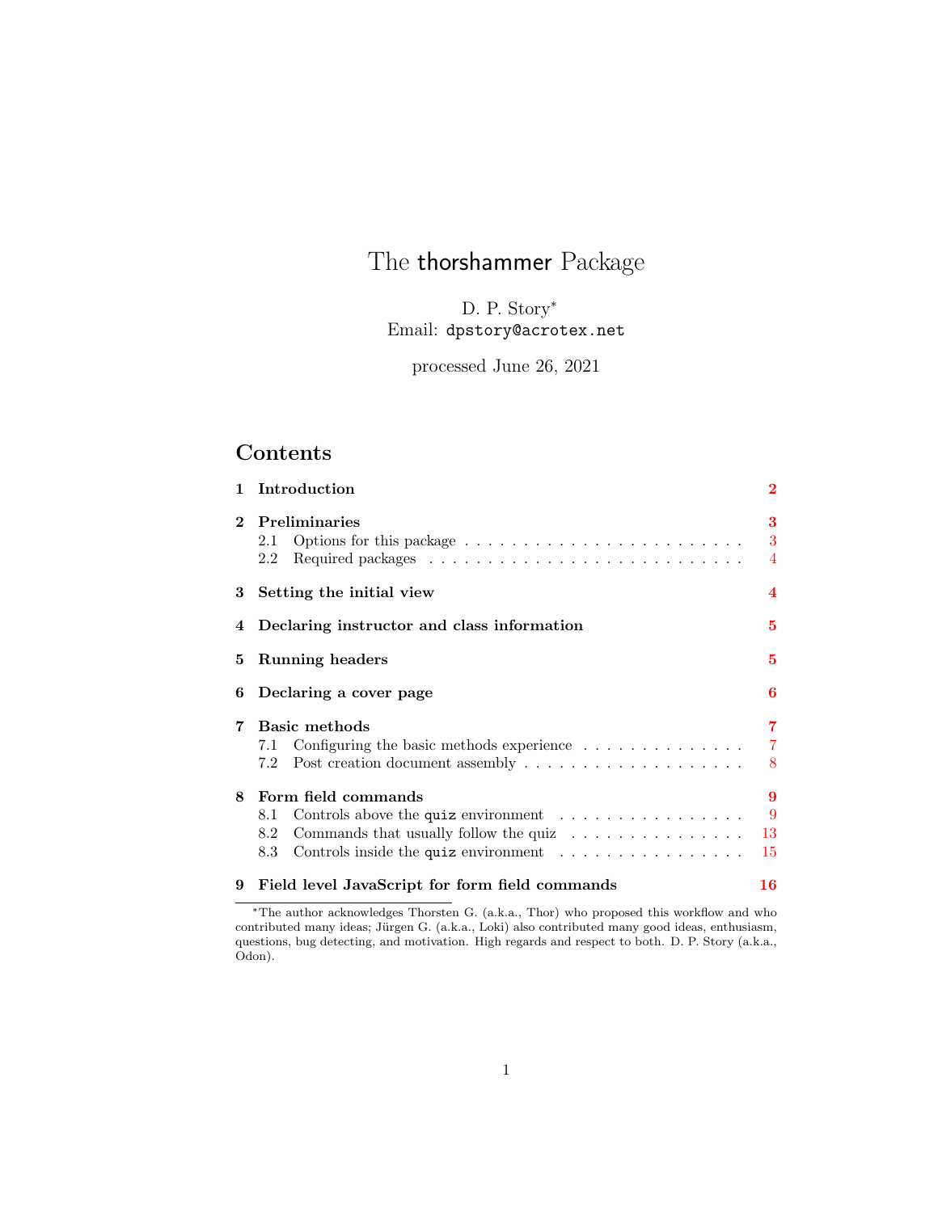# The thorshammer Package

D. P. Story[*]
Email: dpstory@acrotex.net

processed June 26, 2021

## Contents

1 Introduction 2

2 Preliminaries 3
- 2.1 Options for this package . . . 3
- 2.2 Required packages . . . 4

3 Setting the initial view 4

4 Declaring instructor and class information 5

5 Running headers 5

6 Declaring a cover page 6

7 Basic methods 7
- 7.1 Configuring the basic methods experience . . . 7
- 7.2 Post creation document assembly . . . 8

8 Form field commands 9
- 8.1 Controls above the quiz environment . . . 9
- 8.2 Commands that usually follow the quiz . . . 13
- 8.3 Controls inside the quiz environment . . . 15

9 Field level JavaScript for form field commands 16

[*]The author acknowledges Thorsten G. (a.k.a., Thor) who proposed this workflow and who contributed many ideas; Jürgen G. (a.k.a., Loki) also contributed many good ideas, enthusiasm, questions, bug detecting, and motivation. High regards and respect to both. D. P. Story (a.k.a., Odon).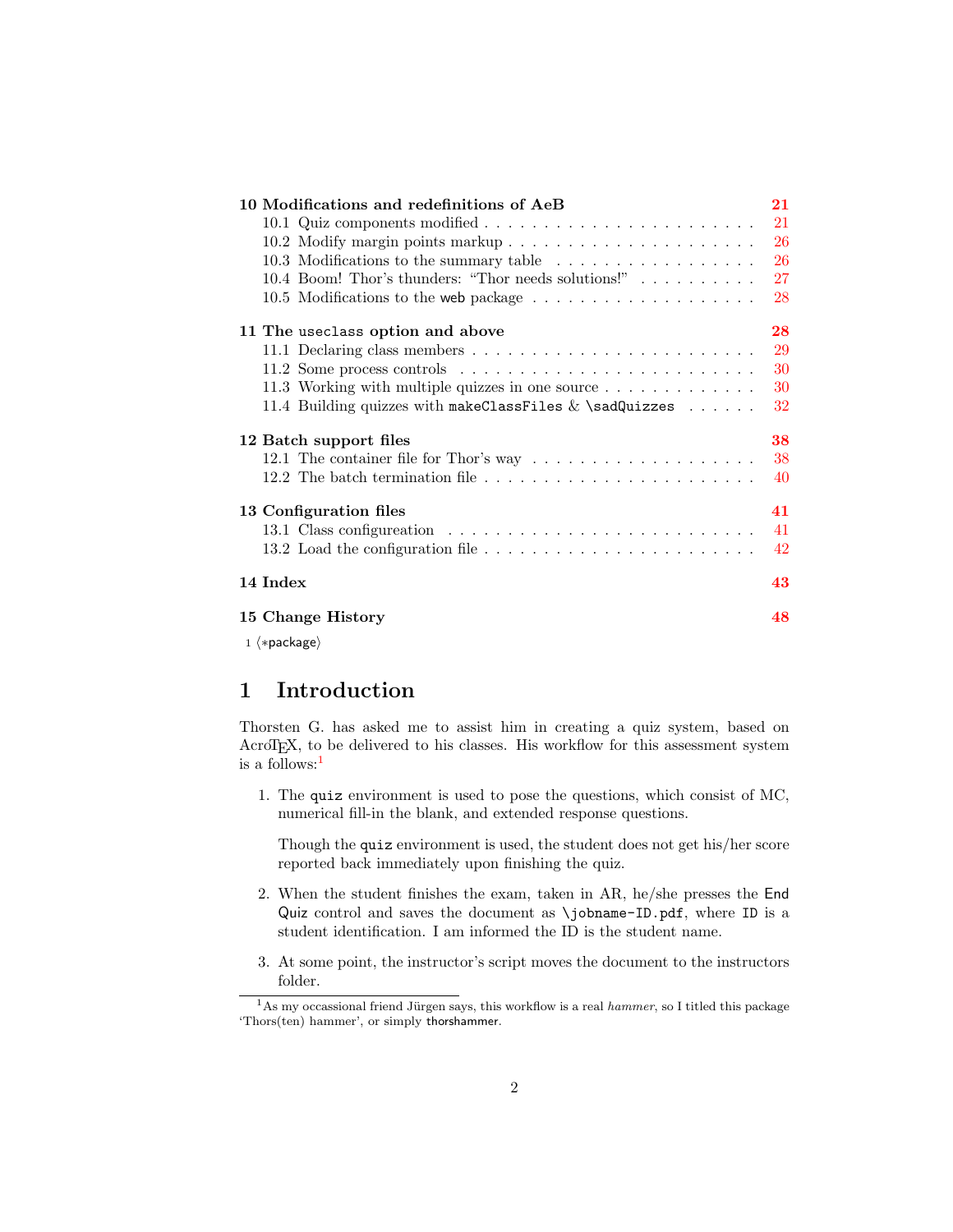| | |
|---|---|
| **10 Modifications and redefinitions of AeB** | **21** |
| 10.1 Quiz components modified | 21 |
| 10.2 Modify margin points markup | 26 |
| 10.3 Modifications to the summary table | 26 |
| 10.4 Boom! Thor's thunders: "Thor needs solutions!" | 27 |
| 10.5 Modifications to the `web` package | 28 |
| **11 The `useclass` option and above** | **28** |
| 11.1 Declaring class members | 29 |
| 11.2 Some process controls | 30 |
| 11.3 Working with multiple quizzes in one source | 30 |
| 11.4 Building quizzes with `makeClassFiles` & `\sadQuizzes` | 32 |
| **12 Batch support files** | **38** |
| 12.1 The container file for Thor's way | 38 |
| 12.2 The batch termination file | 40 |
| **13 Configuration files** | **41** |
| 13.1 Class configureation | 41 |
| 13.2 Load the configuration file | 42 |
| **14 Index** | **43** |
| **15 Change History** | **48** |

1 ⟨*package⟩

# 1 Introduction

Thorsten G. has asked me to assist him in creating a quiz system, based on AcroTEX, to be delivered to his classes. His workflow for this assessment system is a follows:[1]

1. The `quiz` environment is used to pose the questions, which consist of MC, numerical fill-in the blank, and extended response questions.

   Though the `quiz` environment is used, the student does not get his/her score reported back immediately upon finishing the quiz.

2. When the student finishes the exam, taken in AR, he/she presses the End Quiz control and saves the document as `\jobname-ID.pdf`, where `ID` is a student identification. I am informed the ID is the student name.

3. At some point, the instructor's script moves the document to the instructors folder.

---

[1]As my occassional friend Jürgen says, this workflow is a real *hammer*, so I titled this package 'Thors(ten) hammer', or simply thorshammer.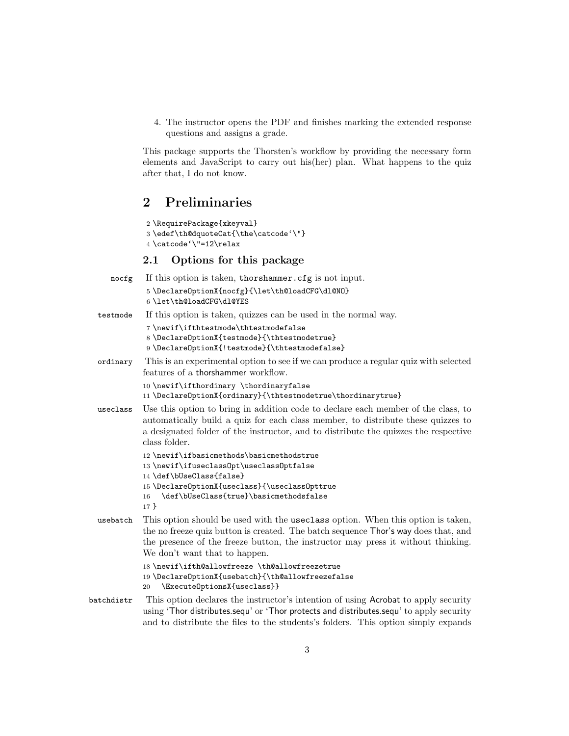4. The instructor opens the PDF and finishes marking the extended response questions and assigns a grade.

This package supports the Thorsten's workflow by providing the necessary form elements and JavaScript to carry out his(her) plan. What happens to the quiz after that, I do not know.

## 2 Preliminaries

```
2 \RequirePackage{xkeyval}
3 \edef\th@dquoteCat{\the\catcode`\"}
4 \catcode`\"=12\relax
```

### 2.1 Options for this package

`nocfg` If this option is taken, `thorshammer.cfg` is not input.

```
5 \DeclareOptionX{nocfg}{\let\th@loadCFG\dl@NO}
6 \let\th@loadCFG\dl@YES
```

`testmode` If this option is taken, quizzes can be used in the normal way.

```
7 \newif\ifthtestmode\thtestmodefalse
8 \DeclareOptionX{testmode}{\thtestmodetrue}
9 \DeclareOptionX{!testmode}{\thtestmodefalse}
```

`ordinary` This is an experimental option to see if we can produce a regular quiz with selected features of a thorshammer workflow.

```
10 \newif\ifthordinary \thordinaryfalse
11 \DeclareOptionX{ordinary}{\thtestmodetrue\thordinarytrue}
```

`useclass` Use this option to bring in addition code to declare each member of the class, to automatically build a quiz for each class member, to distribute these quizzes to a designated folder of the instructor, and to distribute the quizzes the respective class folder.

```
12 \newif\ifbasicmethods\basicmethodstrue
13 \newif\ifuseclassOpt\useclassOptfalse
14 \def\bUseClass{false}
15 \DeclareOptionX{useclass}{\useclassOpttrue
16   \def\bUseClass{true}\basicmethodsfalse
17 }
```

`usebatch` This option should be used with the `useclass` option. When this option is taken, the no freeze quiz button is created. The batch sequence Thor's way does that, and the presence of the freeze button, the instructor may press it without thinking. We don't want that to happen.

```
18 \newif\ifth@allowfreeze \th@allowfreezetrue
19 \DeclareOptionX{usebatch}{\th@allowfreezefalse
20   \ExecuteOptionsX{useclass}}
```

`batchdistr` This option declares the instructor's intention of using Acrobat to apply security using 'Thor distributes.sequ' or 'Thor protects and distributes.sequ' to apply security and to distribute the files to the students's folders. This option simply expands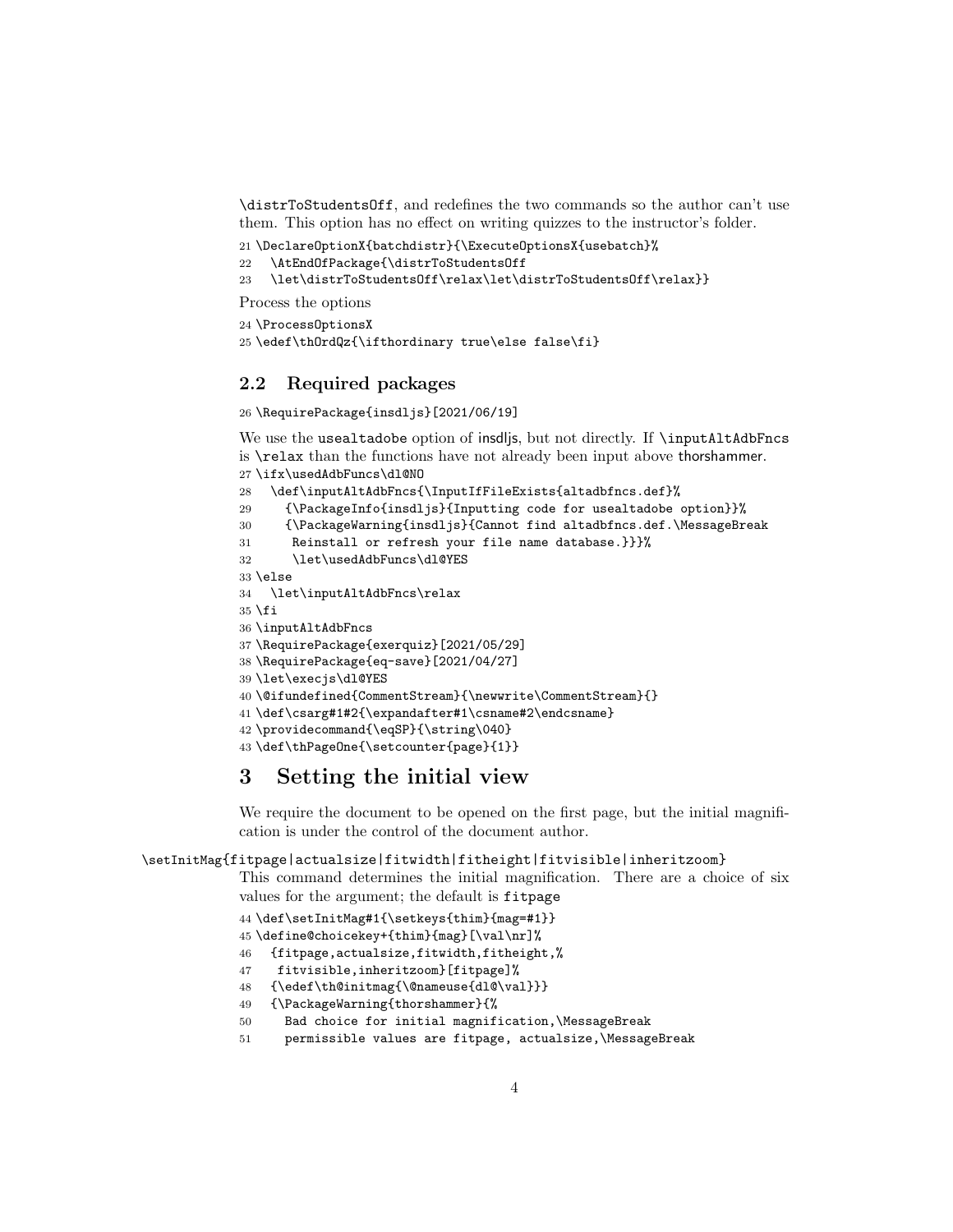\distrToStudentsOff, and redefines the two commands so the author can't use them. This option has no effect on writing quizzes to the instructor's folder.

```
21 \DeclareOptionX{batchdistr}{\ExecuteOptionsX{usebatch}%
22   \AtEndOfPackage{\distrToStudentsOff
23   \let\distrToStudentsOff\relax\let\distrToStudentsOff\relax}}
```

Process the options

```
24 \ProcessOptionsX
25 \edef\thOrdQz{\ifthordinary true\else false\fi}
```

## 2.2 Required packages

```
26 \RequirePackage{insdljs}[2021/06/19]
```

We use the usealtadobe option of insdljs, but not directly. If \inputAltAdbFncs is \relax than the functions have not already been input above thorshammer.

```
27 \ifx\usedAdbFuncs\dl@NO
28   \def\inputAltAdbFncs{\InputIfFileExists{altadbfncs.def}%
29     {\PackageInfo{insdljs}{Inputting code for usealtadobe option}}%
30     {\PackageWarning{insdljs}{Cannot find altadbfncs.def.\MessageBreak
31      Reinstall or refresh your file name database.}}}%
32      \let\usedAdbFuncs\dl@YES
33 \else
34   \let\inputAltAdbFncs\relax
35 \fi
36 \inputAltAdbFncs
37 \RequirePackage{exerquiz}[2021/05/29]
38 \RequirePackage{eq-save}[2021/04/27]
39 \let\execjs\dl@YES
40 \@ifundefined{CommentStream}{\newwrite\CommentStream}{}
41 \def\csarg#1#2{\expandafter#1\csname#2\endcsname}
42 \providecommand{\eqSP}{\string\040}
43 \def\thPageOne{\setcounter{page}{1}}
```

# 3 Setting the initial view

We require the document to be opened on the first page, but the initial magnification is under the control of the document author.

\setInitMag{fitpage|actualsize|fitwidth|fitheight|fitvisible|inheritzoom}

This command determines the initial magnification. There are a choice of six values for the argument; the default is fitpage

```
44 \def\setInitMag#1{\setkeys{thim}{mag=#1}}
45 \define@choicekey+{thim}{mag}[\val\nr]%
46   {fitpage,actualsize,fitwidth,fitheight,%
47    fitvisible,inheritzoom}[fitpage]%
48   {\edef\th@initmag{\@nameuse{dl@\val}}}
49   {\PackageWarning{thorshammer}{%
50     Bad choice for initial magnification,\MessageBreak
51     permissible values are fitpage, actualsize,\MessageBreak
```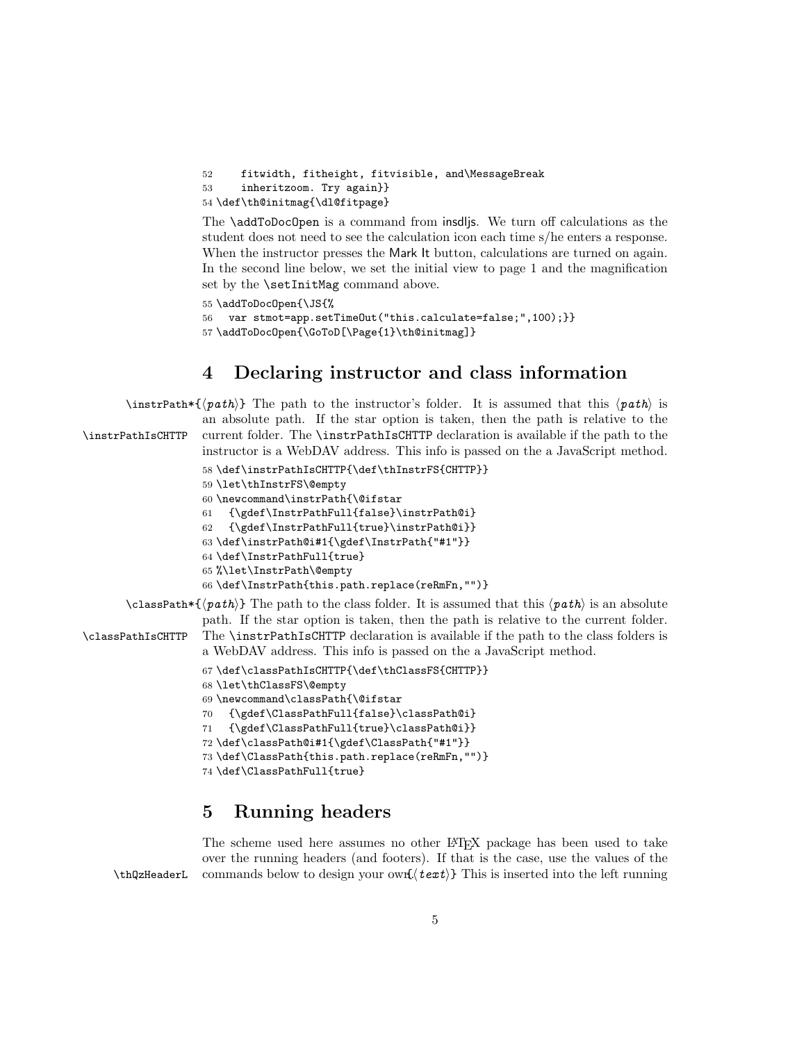```
52     fitwidth, fitheight, fitvisible, and\MessageBreak
53     inheritzoom. Try again}}
54 \def\th@initmag{\dl@fitpage}
```

The \addToDocOpen is a command from insdljs. We turn off calculations as the student does not need to see the calculation icon each time s/he enters a response. When the instructor presses the Mark It button, calculations are turned on again. In the second line below, we set the initial view to page 1 and the magnification set by the \setInitMag command above.

```
55 \addToDocOpen{\JS{%
56   var stmot=app.setTimeOut("this.calculate=false;",100);}}
57 \addToDocOpen{\GoToD[\Page{1}\th@initmag]}
```

## 4 Declaring instructor and class information

\instrPath*{⟨path⟩} The path to the instructor's folder. It is assumed that this ⟨path⟩ is an absolute path. If the star option is taken, then the path is relative to the current folder. The \instrPathIsCHTTP declaration is available if the path to the instructor is a WebDAV address. This info is passed on the a JavaScript method.

\instrPathIsCHTTP

```
58 \def\instrPathIsCHTTP{\def\thInstrFS{CHTTP}}
59 \let\thInstrFS\@empty
60 \newcommand\instrPath{\@ifstar
61   {\gdef\InstrPathFull{false}\instrPath@i}
62   {\gdef\InstrPathFull{true}\instrPath@i}}
63 \def\instrPath@i#1{\gdef\InstrPath{"#1"}}
64 \def\InstrPathFull{true}
65 %\let\InstrPath\@empty
66 \def\InstrPath{this.path.replace(reRmFn,"")}
```

\classPath*{⟨path⟩} The path to the class folder. It is assumed that this ⟨path⟩ is an absolute path. If the star option is taken, then the path is relative to the current folder. The \instrPathIsCHTTP declaration is available if the path to the class folders is a WebDAV address. This info is passed on the a JavaScript method.

\classPathIsCHTTP

```
67 \def\classPathIsCHTTP{\def\thClassFS{CHTTP}}
68 \let\thClassFS\@empty
69 \newcommand\classPath{\@ifstar
70   {\gdef\ClassPathFull{false}\classPath@i}
71   {\gdef\ClassPathFull{true}\classPath@i}}
72 \def\classPath@i#1{\gdef\ClassPath{"#1"}}
73 \def\ClassPath{this.path.replace(reRmFn,"")}
74 \def\ClassPathFull{true}
```

## 5 Running headers

The scheme used here assumes no other LaTeX package has been used to take over the running headers (and footers). If that is the case, use the values of the commands below to design your own.

\thQzHeaderL{⟨text⟩} This is inserted into the left running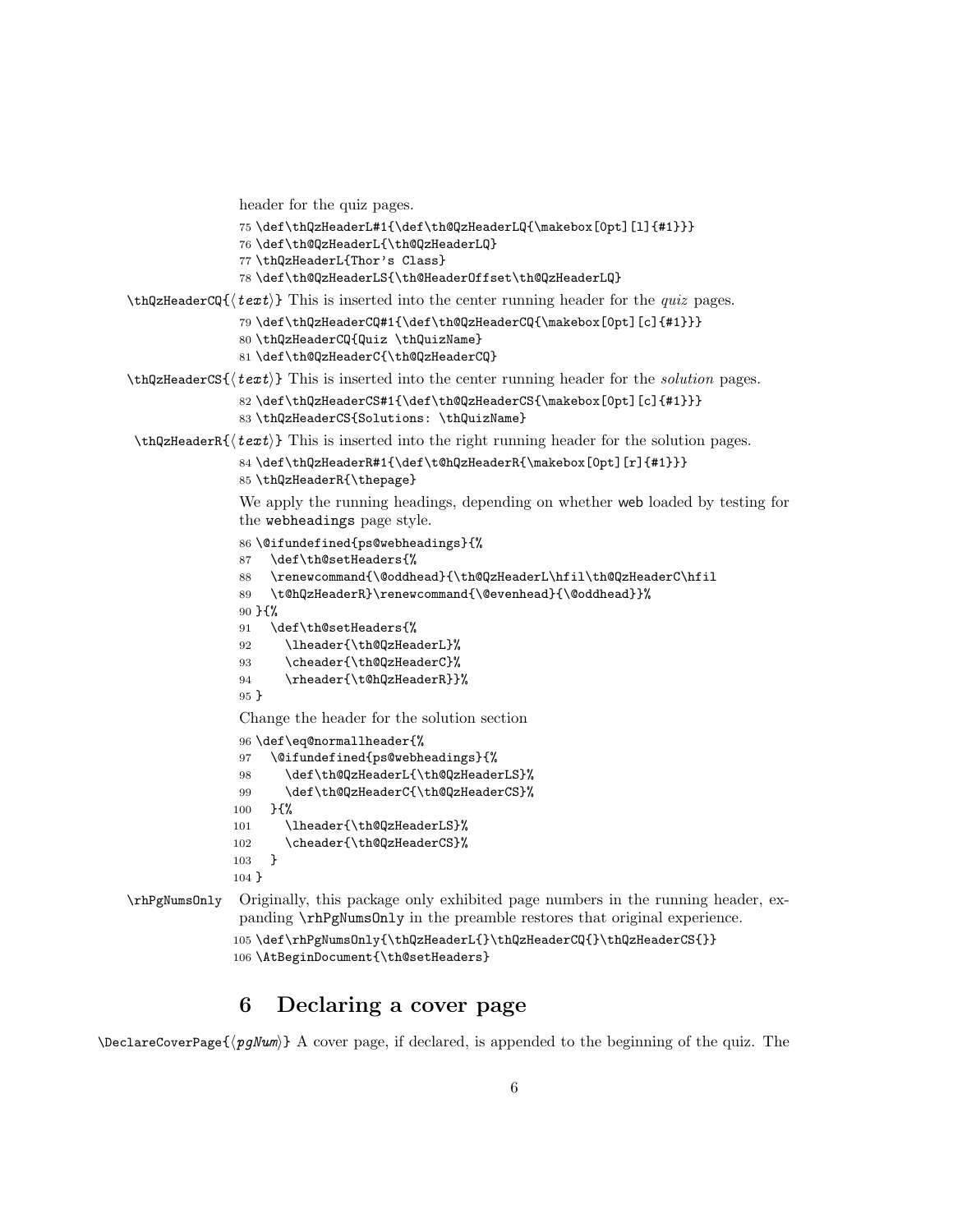header for the quiz pages.

```
75 \def\thQzHeaderL#1{\def\th@QzHeaderLQ{\makebox[0pt][l]{#1}}}
76 \def\th@QzHeaderL{\th@QzHeaderLQ}
77 \thQzHeaderL{Thor's Class}
78 \def\th@QzHeaderLS{\th@HeaderOffset\th@QzHeaderLQ}
```

`\thQzHeaderCQ{⟨text⟩}` This is inserted into the center running header for the *quiz* pages.

```
79 \def\thQzHeaderCQ#1{\def\th@QzHeaderCQ{\makebox[0pt][c]{#1}}}
80 \thQzHeaderCQ{Quiz \thQuizName}
81 \def\th@QzHeaderC{\th@QzHeaderCQ}
```

`\thQzHeaderCS{⟨text⟩}` This is inserted into the center running header for the *solution* pages.

```
82 \def\thQzHeaderCS#1{\def\th@QzHeaderCS{\makebox[0pt][c]{#1}}}
83 \thQzHeaderCS{Solutions: \thQuizName}
```

`\thQzHeaderR{⟨text⟩}` This is inserted into the right running header for the solution pages.

```
84 \def\thQzHeaderR#1{\def\t@hQzHeaderR{\makebox[0pt][r]{#1}}}
85 \thQzHeaderR{\thepage}
```

We apply the running headings, depending on whether web loaded by testing for the webheadings page style.

```
86 \@ifundefined{ps@webheadings}{%
87   \def\th@setHeaders{%
88   \renewcommand{\@oddhead}{\th@QzHeaderL\hfil\th@QzHeaderC\hfil
89   \t@hQzHeaderR}\renewcommand{\@evenhead}{\@oddhead}}%
90 }{%
91   \def\th@setHeaders{%
92     \lheader{\th@QzHeaderL}%
93     \cheader{\th@QzHeaderC}%
94     \rheader{\t@hQzHeaderR}}%
95 }
```

Change the header for the solution section

```
96 \def\eq@normallheader{%
97   \@ifundefined{ps@webheadings}{%
98     \def\th@QzHeaderL{\th@QzHeaderLS}%
99     \def\th@QzHeaderC{\th@QzHeaderCS}%
100   }{%
101     \lheader{\th@QzHeaderLS}%
102     \cheader{\th@QzHeaderCS}%
103   }
104 }
```

`\rhPgNumsOnly` Originally, this package only exhibited page numbers in the running header, expanding `\rhPgNumsOnly` in the preamble restores that original experience.

```
105 \def\rhPgNumsOnly{\thQzHeaderL{}\thQzHeaderCQ{}\thQzHeaderCS{}}
106 \AtBeginDocument{\th@setHeaders}
```

## 6 Declaring a cover page

`\DeclareCoverPage{⟨pgNum⟩}` A cover page, if declared, is appended to the beginning of the quiz. The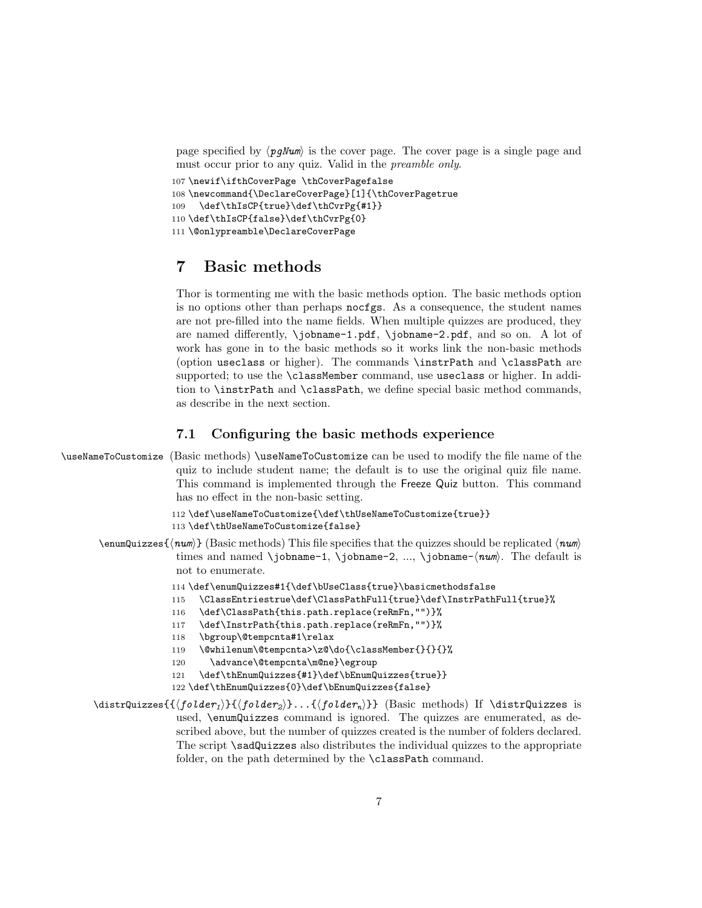page specified by ⟨*pgNum*⟩ is the cover page. The cover page is a single page and must occur prior to any quiz. Valid in the *preamble only*.

```
107 \newif\ifthCoverPage \thCoverPagefalse
108 \newcommand{\DeclareCoverPage}[1]{\thCoverPagetrue
109   \def\thIsCP{true}\def\thCvrPg{#1}}
110 \def\thIsCP{false}\def\thCvrPg{0}
111 \@onlypreamble\DeclareCoverPage
```

# 7 Basic methods

Thor is tormenting me with the basic methods option. The basic methods option is no options other than perhaps `nocfgs`. As a consequence, the student names are not pre-filled into the name fields. When multiple quizzes are produced, they are named differently, `\jobname-1.pdf`, `\jobname-2.pdf`, and so on. A lot of work has gone in to the basic methods so it works link the non-basic methods (option `useclass` or higher). The commands `\instrPath` and `\classPath` are supported; to use the `\classMember` command, use `useclass` or higher. In addition to `\instrPath` and `\classPath`, we define special basic method commands, as describe in the next section.

## 7.1 Configuring the basic methods experience

`\useNameToCustomize` (Basic methods) `\useNameToCustomize` can be used to modify the file name of the quiz to include student name; the default is to use the original quiz file name. This command is implemented through the Freeze Quiz button. This command has no effect in the non-basic setting.

```
112 \def\useNameToCustomize{\def\thUseNameToCustomize{true}}
113 \def\thUseNameToCustomize{false}
```

`\enumQuizzes{⟨num⟩}` (Basic methods) This file specifies that the quizzes should be replicated ⟨*num*⟩ times and named `\jobname-1`, `\jobname-2`, ..., `\jobname-⟨num⟩`. The default is not to enumerate.

```
114 \def\enumQuizzes#1{\def\bUseClass{true}\basicmethodsfalse
115   \ClassEntriestrue\def\ClassPathFull{true}\def\InstrPathFull{true}%
116   \def\ClassPath{this.path.replace(reRmFn,"")}%
117   \def\InstrPath{this.path.replace(reRmFn,"")}%
118   \bgroup\@tempcnta#1\relax
119   \@whilenum\@tempcnta>\z@\do{\classMember{}{}{}%
120     \advance\@tempcnta\m@ne}\egroup
121   \def\thEnumQuizzes{#1}\def\bEnumQuizzes{true}}
122 \def\thEnumQuizzes{0}\def\bEnumQuizzes{false}
```

`\distrQuizzes{{⟨folder_1⟩}{⟨folder_2⟩}...{⟨folder_n⟩}}` (Basic methods) If `\distrQuizzes` is used, `\enumQuizzes` command is ignored. The quizzes are enumerated, as described above, but the number of quizzes created is the number of folders declared. The script `\sadQuizzes` also distributes the individual quizzes to the appropriate folder, on the path determined by the `\classPath` command.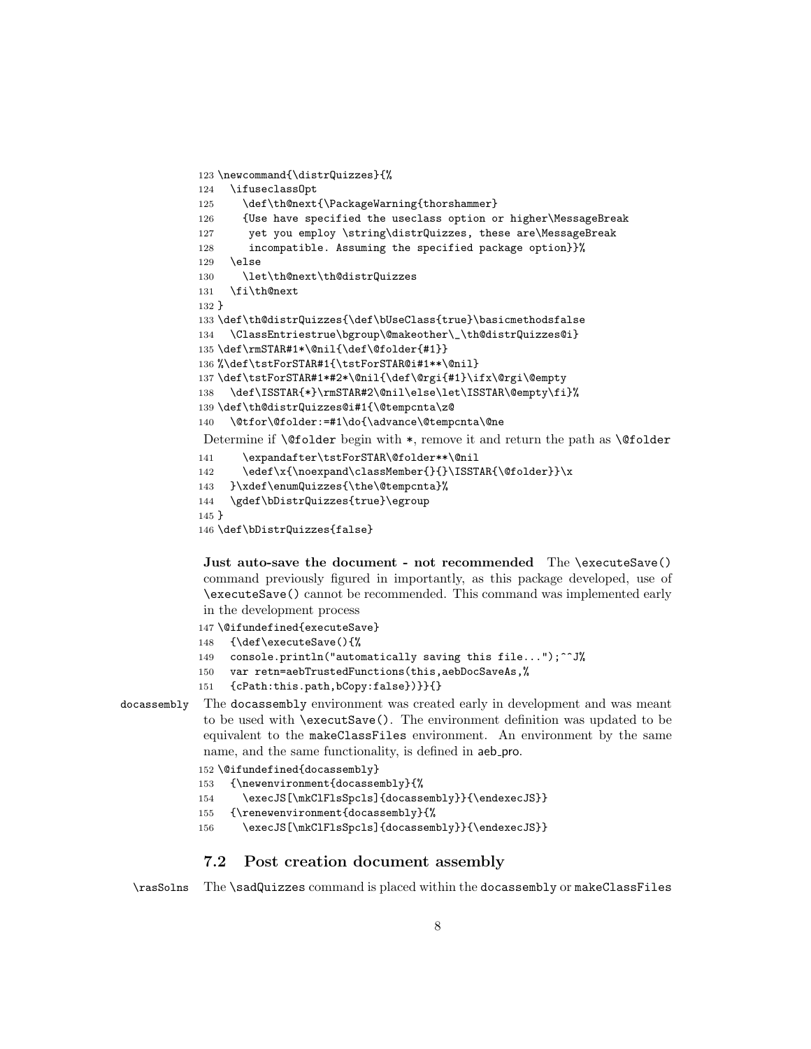```
123 \newcommand{\distrQuizzes}{%
124   \ifuseclassOpt
125     \def\th@next{\PackageWarning{thorshammer}
126     {Use have specified the useclass option or higher\MessageBreak
127      yet you employ \string\distrQuizzes, these are\MessageBreak
128      incompatible. Assuming the specified package option}}%
129   \else
130     \let\th@next\th@distrQuizzes
131   \fi\th@next
132 }
133 \def\th@distrQuizzes{\def\bUseClass{true}\basicmethodsfalse
134   \ClassEntriestrue\bgroup\@makeother\_\th@distrQuizzes@i}
135 \def\rmSTAR#1*\@nil{\def\@folder{#1}}
136 %\def\tstForSTAR#1{\tstForSTAR@i#1**\@nil}
137 \def\tstForSTAR#1*#2*\@nil{\def\@rgi{#1}\ifx\@rgi\@empty
138   \def\ISSTAR{*}\rmSTAR#2\@nil\else\let\ISSTAR\@empty\fi}%
139 \def\th@distrQuizzes@i#1{\@tempcnta\z@
140   \@tfor\@folder:=#1\do{\advance\@tempcnta\@ne
```

Determine if `\@folder` begin with `*`, remove it and return the path as `\@folder`

```
141     \expandafter\tstForSTAR\@folder**\@nil
142     \edef\x{\noexpand\classMember{}{}\ISSTAR{\@folder}}\x
143   }\xdef\enumQuizzes{\the\@tempcnta}%
144   \gdef\bDistrQuizzes{true}\egroup
145 }
146 \def\bDistrQuizzes{false}
```

**Just auto-save the document - not recommended** The `\executeSave()` command previously figured in importantly, as this package developed, use of `\executeSave()` cannot be recommended. This command was implemented early in the development process

```
147 \@ifundefined{executeSave}
148   {\def\executeSave(){%
149   console.println("automatically saving this file...");^^J%
150   var retn=aebTrustedFunctions(this,aebDocSaveAs,%
151   {cPath:this.path,bCopy:false})}}{}
```

`docassembly` The `docassembly` environment was created early in development and was meant to be used with `\executSave()`. The environment definition was updated to be equivalent to the `makeClassFiles` environment. An environment by the same name, and the same functionality, is defined in aeb_pro.

```
152 \@ifundefined{docassembly}
153   {\newenvironment{docassembly}{%
154     \execJS[\mkClFlsSpcls]{docassembly}}{\endexecJS}}
155   {\renewenvironment{docassembly}{%
156     \execJS[\mkClFlsSpcls]{docassembly}}{\endexecJS}}
```

### 7.2 Post creation document assembly

`\rasSolns` The `\sadQuizzes` command is placed within the `docassembly` or `makeClassFiles`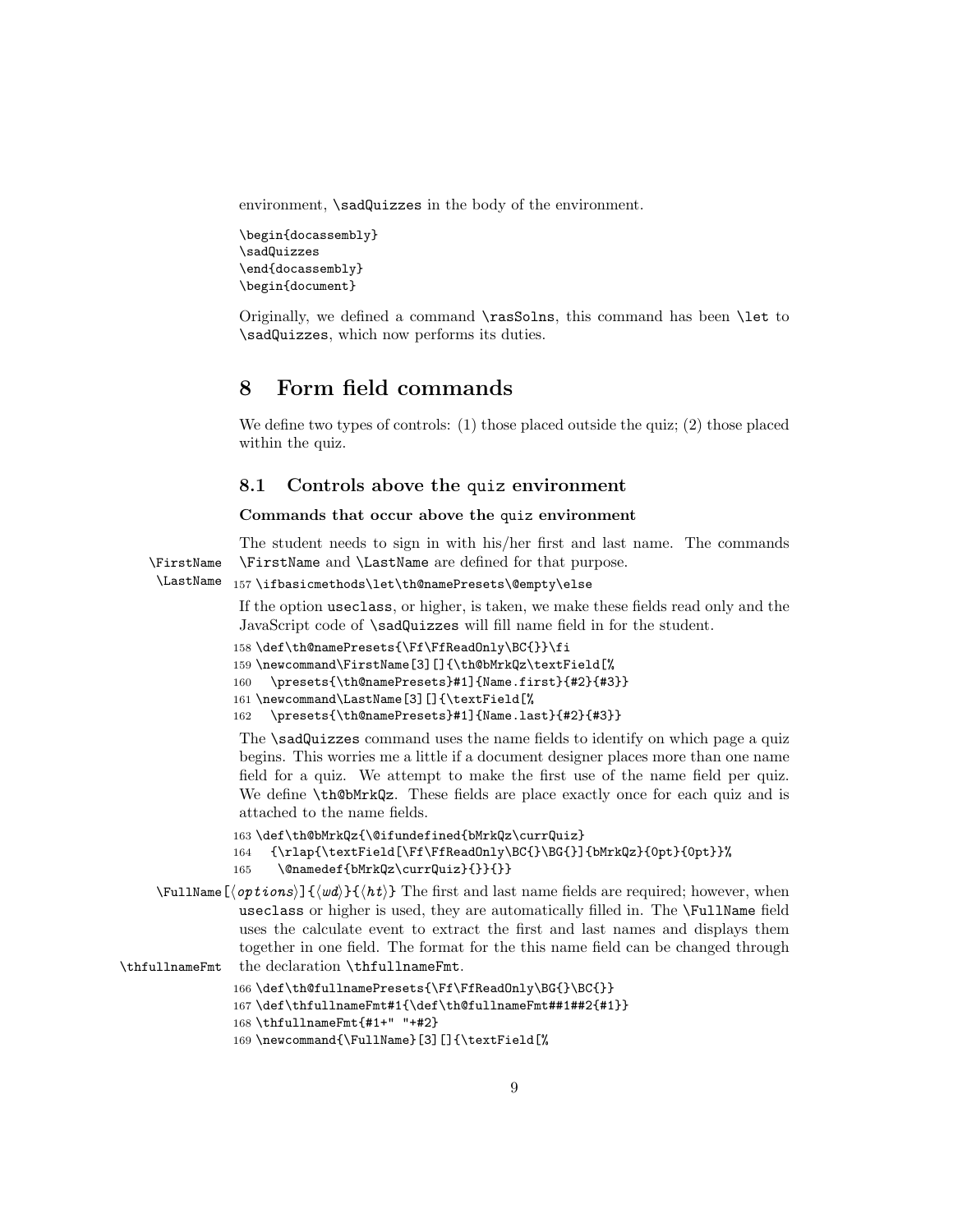environment, `\sadQuizzes` in the body of the environment.

```
\begin{docassembly}
\sadQuizzes
\end{docassembly}
\begin{document}
```

Originally, we defined a command `\rasSolns`, this command has been `\let` to `\sadQuizzes`, which now performs its duties.

# 8 Form field commands

We define two types of controls: (1) those placed outside the quiz; (2) those placed within the quiz.

## 8.1 Controls above the quiz environment

**Commands that occur above the quiz environment**

The student needs to sign in with his/her first and last name. The commands `\FirstName` and `\LastName` are defined for that purpose.

```
157 \ifbasicmethods\let\th@namePresets\@empty\else
```

If the option useclass, or higher, is taken, we make these fields read only and the JavaScript code of `\sadQuizzes` will fill name field in for the student.

```
158 \def\th@namePresets{\Ff\FfReadOnly\BC{}}\fi
159 \newcommand\FirstName[3][]{\th@bMrkQz\textField[%
160   \presets{\th@namePresets}#1]{Name.first}{#2}{#3}}
161 \newcommand\LastName[3][]{\textField[%
162   \presets{\th@namePresets}#1]{Name.last}{#2}{#3}}
```

The `\sadQuizzes` command uses the name fields to identify on which page a quiz begins. This worries me a little if a document designer places more than one name field for a quiz. We attempt to make the first use of the name field per quiz. We define `\th@bMrkQz`. These fields are place exactly once for each quiz and is attached to the name fields.

```
163 \def\th@bMrkQz{\@ifundefined{bMrkQz\currQuiz}
164   {\rlap{\textField[\Ff\FfReadOnly\BC{}\BG{}]{bMrkQz}{0pt}{0pt}}%
165    \@namedef{bMrkQz\currQuiz}{}}{}}
```

`\FullName[⟨options⟩]{⟨wd⟩}{⟨ht⟩}` The first and last name fields are required; however, when useclass or higher is used, they are automatically filled in. The `\FullName` field uses the calculate event to extract the first and last names and displays them together in one field. The format for the this name field can be changed through the declaration `\thfullnameFmt`.

```
166 \def\th@fullnamePresets{\Ff\FfReadOnly\BG{}\BC{}}
167 \def\thfullnameFmt#1{\def\th@fullnameFmt##1##2{#1}}
168 \thfullnameFmt{#1+" "+#2}
169 \newcommand{\FullName}[3][]{\textField[%
```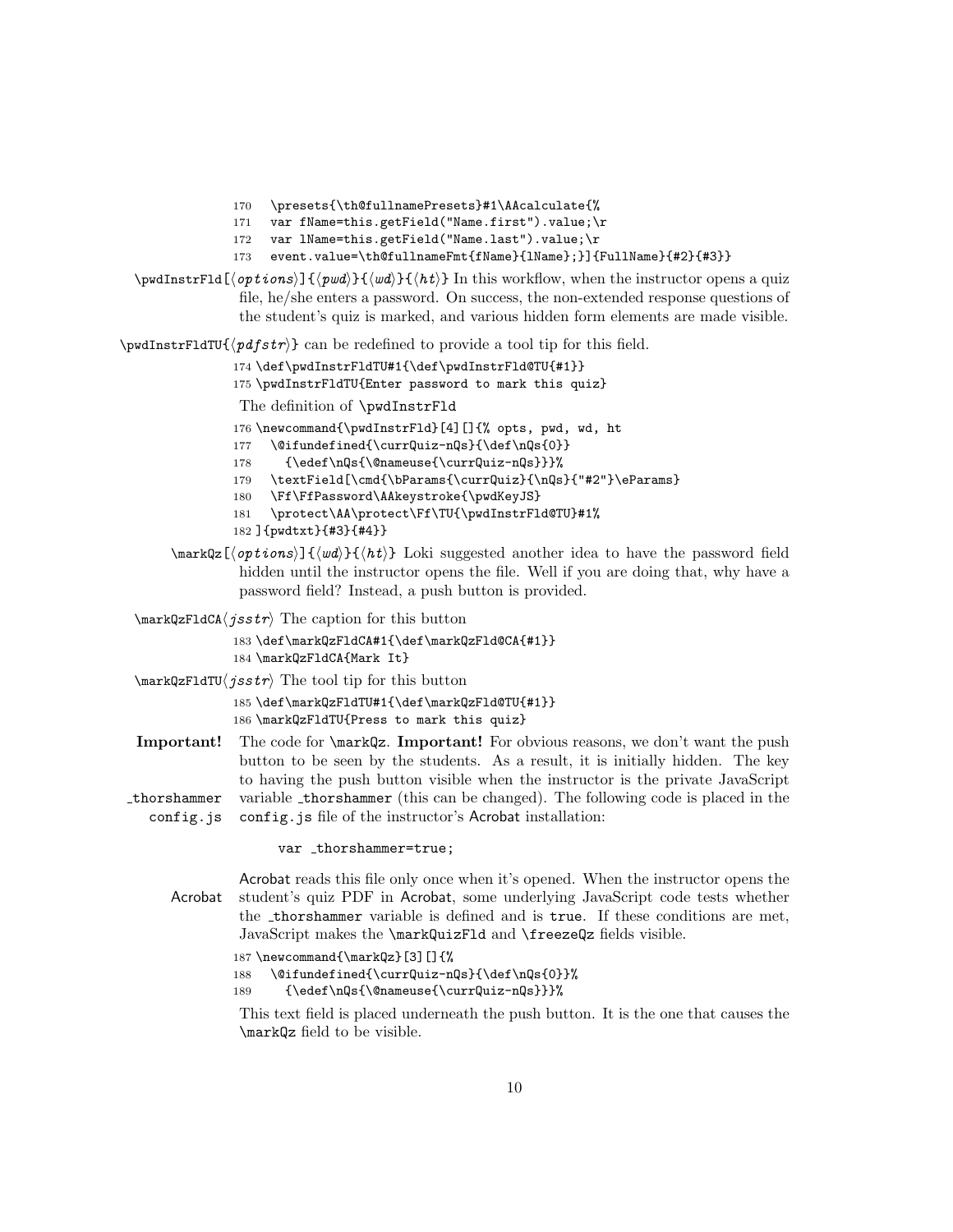```
170   \presets{\th@fullnamePresets}#1\AAcalculate{%
171   var fName=this.getField("Name.first").value;\r
172   var lName=this.getField("Name.last").value;\r
173   event.value=\th@fullnameFmt{fName}{lName};}]{FullName}{#2}{#3}}
```

\pwdInstrFld[⟨*options*⟩]{⟨*pwd*⟩}{⟨*wd*⟩}{⟨*ht*⟩} In this workflow, when the instructor opens a quiz file, he/she enters a password. On success, the non-extended response questions of the student's quiz is marked, and various hidden form elements are made visible.

\pwdInstrFldTU{⟨*pdfstr*⟩} can be redefined to provide a tool tip for this field.

```
174 \def\pwdInstrFldTU#1{\def\pwdInstrFld@TU{#1}}
175 \pwdInstrFldTU{Enter password to mark this quiz}
```

The definition of \pwdInstrFld

```
176 \newcommand{\pwdInstrFld}[4][]{% opts, pwd, wd, ht
177   \@ifundefined{\currQuiz-nQs}{\def\nQs{0}}
178     {\edef\nQs{\@nameuse{\currQuiz-nQs}}}%
179   \textField[\cmd{\bParams{\currQuiz}{\nQs}{"#2"}\eParams}
180   \Ff\FfPassword\AAkeystroke{\pwdKeyJS}
181   \protect\AA\protect\Ff\TU{\pwdInstrFld@TU}#1%
182 ]{pwdtxt}{#3}{#4}}
```

\markQz[⟨*options*⟩]{⟨*wd*⟩}{⟨*ht*⟩} Loki suggested another idea to have the password field hidden until the instructor opens the file. Well if you are doing that, why have a password field? Instead, a push button is provided.

\markQzFldCA⟨*jsstr*⟩ The caption for this button

```
183 \def\markQzFldCA#1{\def\markQzFld@CA{#1}}
184 \markQzFldCA{Mark It}
```

\markQzFldTU⟨*jsstr*⟩ The tool tip for this button

```
185 \def\markQzFldTU#1{\def\markQzFld@TU{#1}}
186 \markQzFldTU{Press to mark this quiz}
```

**Important!** The code for \markQz. **Important!** For obvious reasons, we don't want the push button to be seen by the students. As a result, it is initially hidden. The key to having the push button visible when the instructor is the private JavaScript variable _thorshammer (this can be changed). The following code is placed in the config.js file of the instructor's Acrobat installation:

```
var _thorshammer=true;
```

Acrobat reads this file only once when it's opened. When the instructor opens the student's quiz PDF in Acrobat, some underlying JavaScript code tests whether the _thorshammer variable is defined and is true. If these conditions are met, JavaScript makes the \markQuizFld and \freezeQz fields visible.

```
187 \newcommand{\markQz}[3][]{%
188   \@ifundefined{\currQuiz-nQs}{\def\nQs{0}}%
189     {\edef\nQs{\@nameuse{\currQuiz-nQs}}}%
```

This text field is placed underneath the push button. It is the one that causes the \markQz field to be visible.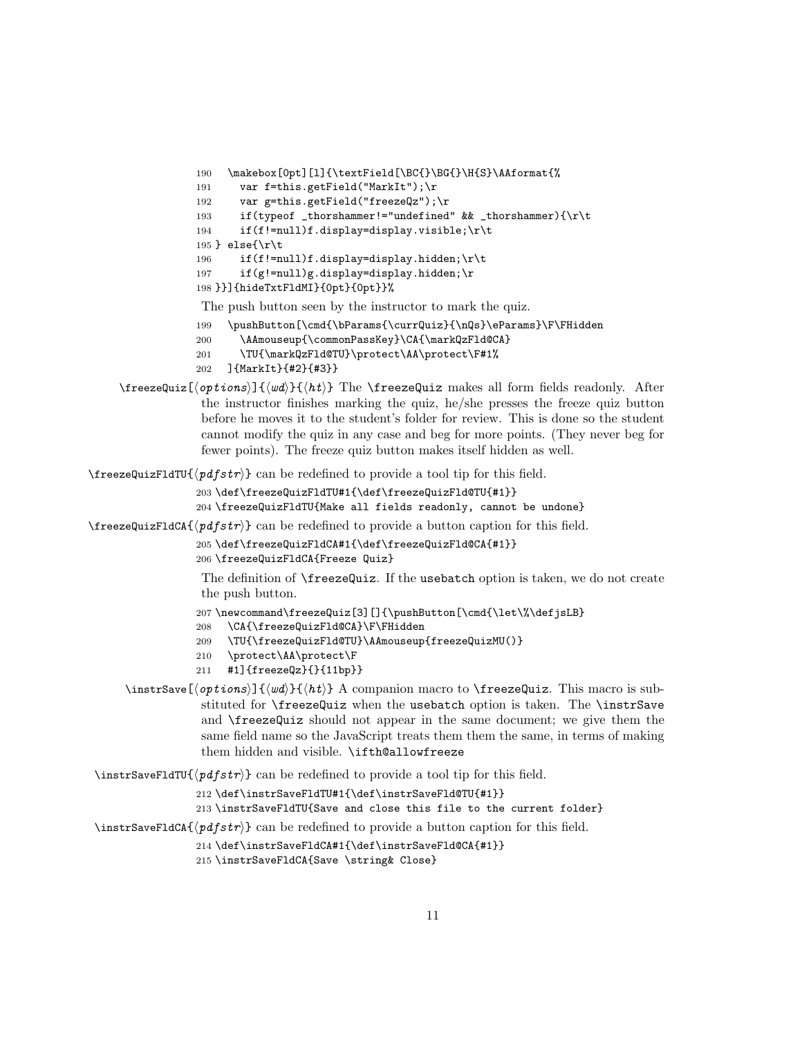```
190   \makebox[0pt][l]{\textField[\BC{}\BG{}\H{S}\AAformat{%
191     var f=this.getField("MarkIt");\r
192     var g=this.getField("freezeQz");\r
193     if(typeof _thorshammer!="undefined" && _thorshammer){\r\t
194     if(f!=null)f.display=display.visible;\r\t
195 } else{\r\t
196     if(f!=null)f.display=display.hidden;\r\t
197     if(g!=null)g.display=display.hidden;\r
198 }}]{hideTxtFldMI}{0pt}{0pt}}%
```

The push button seen by the instructor to mark the quiz.

```
199   \pushButton[\cmd{\bParams{\currQuiz}{\nQs}\eParams}\F\FHidden
200     \AAmouseup{\commonPassKey}\CA{\markQzFld@CA}
201     \TU{\markQzFld@TU}\protect\AA\protect\F#1%
202   ]{MarkIt}{#2}{#3}}
```

\freezeQuiz[⟨*options*⟩]{⟨*wd*⟩}{⟨*ht*⟩} The \freezeQuiz makes all form fields readonly. After the instructor finishes marking the quiz, he/she presses the freeze quiz button before he moves it to the student's folder for review. This is done so the student cannot modify the quiz in any case and beg for more points. (They never beg for fewer points). The freeze quiz button makes itself hidden as well.

\freezeQuizFldTU{⟨*pdfstr*⟩} can be redefined to provide a tool tip for this field.

```
203 \def\freezeQuizFldTU#1{\def\freezeQuizFld@TU{#1}}
204 \freezeQuizFldTU{Make all fields readonly, cannot be undone}
```

\freezeQuizFldCA{⟨*pdfstr*⟩} can be redefined to provide a button caption for this field.

```
205 \def\freezeQuizFldCA#1{\def\freezeQuizFld@CA{#1}}
206 \freezeQuizFldCA{Freeze Quiz}
```

The definition of \freezeQuiz. If the usebatch option is taken, we do not create the push button.

```
207 \newcommand\freezeQuiz[3][]{\pushButton[\cmd{\let\%\defjsLB}
208   \CA{\freezeQuizFld@CA}\F\FHidden
209   \TU{\freezeQuizFld@TU}\AAmouseup{freezeQuizMU()}
210   \protect\AA\protect\F
211   #1]{freezeQz}{}{11bp}}
```

\instrSave[⟨*options*⟩]{⟨*wd*⟩}{⟨*ht*⟩} A companion macro to \freezeQuiz. This macro is substituted for \freezeQuiz when the usebatch option is taken. The \instrSave and \freezeQuiz should not appear in the same document; we give them the same field name so the JavaScript treats them them the same, in terms of making them hidden and visible. \ifth@allowfreeze

\instrSaveFldTU{⟨*pdfstr*⟩} can be redefined to provide a tool tip for this field.

```
212 \def\instrSaveFldTU#1{\def\instrSaveFld@TU{#1}}
213 \instrSaveFldTU{Save and close this file to the current folder}
```

\instrSaveFldCA{⟨*pdfstr*⟩} can be redefined to provide a button caption for this field.

```
214 \def\instrSaveFldCA#1{\def\instrSaveFld@CA{#1}}
215 \instrSaveFldCA{Save \string& Close}
```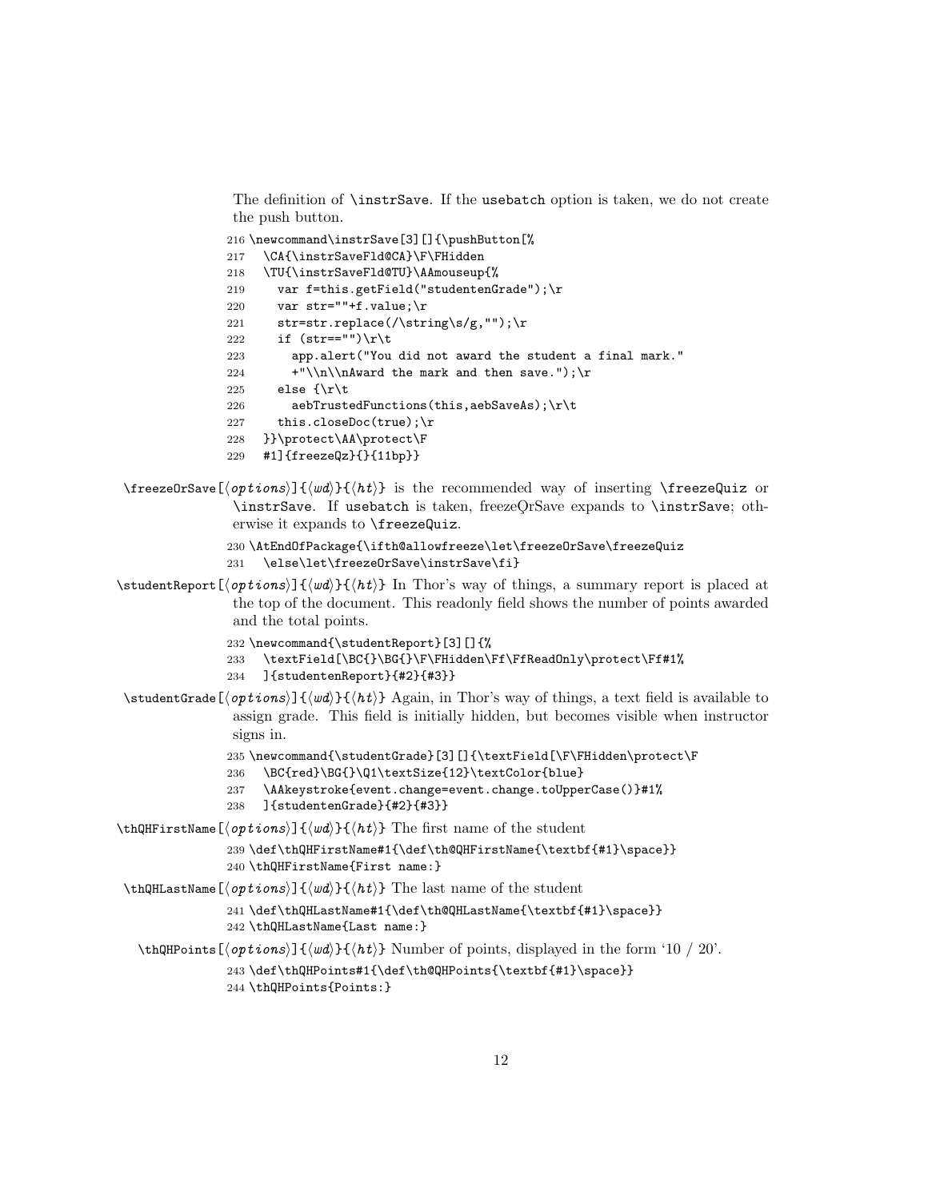The definition of \instrSave. If the usebatch option is taken, we do not create the push button.

```
216 \newcommand\instrSave[3][]{\pushButton[%
217   \CA{\instrSaveFld@CA}\F\FHidden
218   \TU{\instrSaveFld@TU}\AAmouseup{%
219     var f=this.getField("studentenGrade");\r
220     var str=""+f.value;\r
221     str=str.replace(/\string\s/g,"");\r
222     if (str=="")\r\t
223       app.alert("You did not award the student a final mark."
224       +"\\n\\nAward the mark and then save.");\r
225     else {\r\t
226       aebTrustedFunctions(this,aebSaveAs);\r\t
227     this.closeDoc(true);\r
228   }}\protect\AA\protect\F
229   #1]{freezeQz}{}{11bp}}
```

\freezeOrSave[⟨options⟩]{⟨wd⟩}{⟨ht⟩} is the recommended way of inserting \freezeQuiz or \instrSave. If usebatch is taken, freezeQrSave expands to \instrSave; otherwise it expands to \freezeQuiz.

```
230 \AtEndOfPackage{\ifth@allowfreeze\let\freezeOrSave\freezeQuiz
231   \else\let\freezeOrSave\instrSave\fi}
```

\studentReport[⟨options⟩]{⟨wd⟩}{⟨ht⟩} In Thor's way of things, a summary report is placed at the top of the document. This readonly field shows the number of points awarded and the total points.

```
232 \newcommand{\studentReport}[3][]{%
233   \textField[\BC{}\BG{}\F\FHidden\Ff\FfReadOnly\protect\Ff#1%
234   ]{studentenReport}{#2}{#3}}
```

\studentGrade[⟨options⟩]{⟨wd⟩}{⟨ht⟩} Again, in Thor's way of things, a text field is available to assign grade. This field is initially hidden, but becomes visible when instructor signs in.

```
235 \newcommand{\studentGrade}[3][]{\textField[\F\FHidden\protect\F
236   \BC{red}\BG{}\Q1\textSize{12}\textColor{blue}
237   \AAkeystroke{event.change=event.change.toUpperCase()}#1%
238   ]{studentenGrade}{#2}{#3}}
```

\thQHFirstName[⟨options⟩]{⟨wd⟩}{⟨ht⟩} The first name of the student

```
239 \def\thQHFirstName#1{\def\th@QHFirstName{\textbf{#1}\space}}
240 \thQHFirstName{First name:}
```

\thQHLastName[⟨options⟩]{⟨wd⟩}{⟨ht⟩} The last name of the student

```
241 \def\thQHLastName#1{\def\th@QHLastName{\textbf{#1}\space}}
242 \thQHLastName{Last name:}
```

\thQHPoints[⟨options⟩]{⟨wd⟩}{⟨ht⟩} Number of points, displayed in the form '10 / 20'.

```
243 \def\thQHPoints#1{\def\th@QHPoints{\textbf{#1}\space}}
244 \thQHPoints{Points:}
```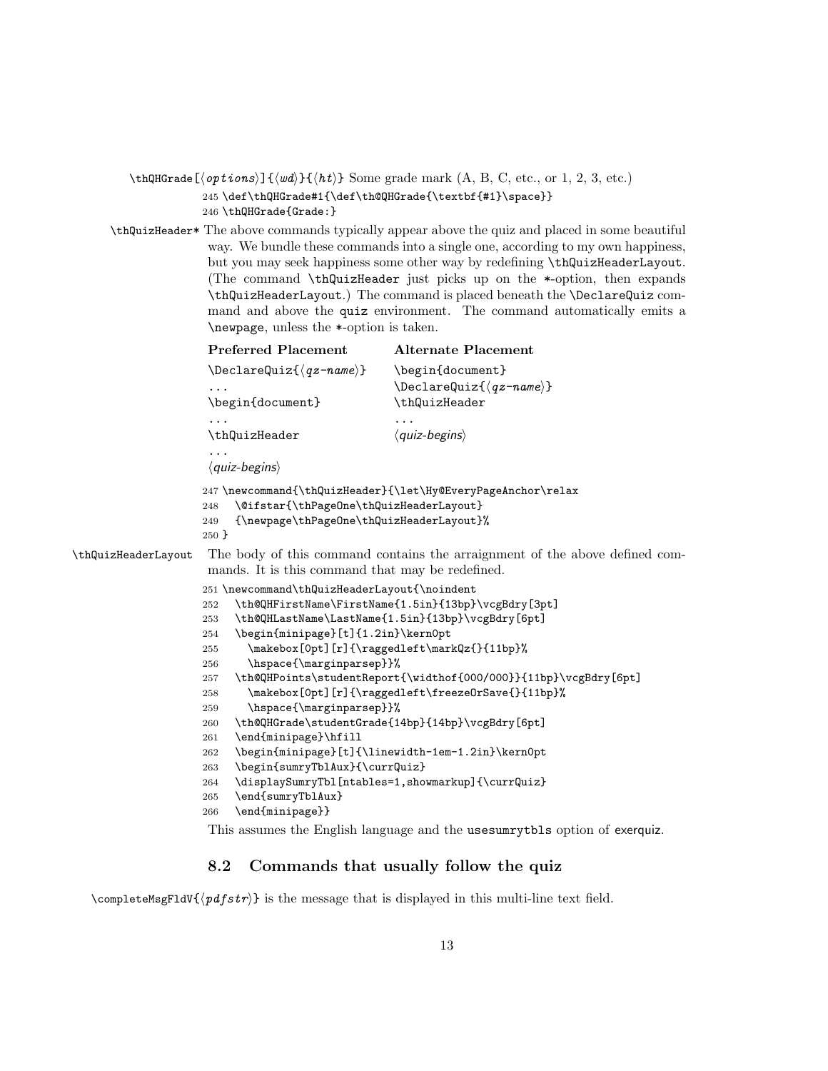\thQHGrade[⟨*options*⟩]{⟨*wd*⟩}{⟨*ht*⟩} Some grade mark (A, B, C, etc., or 1, 2, 3, etc.)

```
245 \def\thQHGrade#1{\def\th@QHGrade{\textbf{#1}\space}}
246 \thQHGrade{Grade:}
```

\thQuizHeader* The above commands typically appear above the quiz and placed in some beautiful way. We bundle these commands into a single one, according to my own happiness, but you may seek happiness some other way by redefining `\thQuizHeaderLayout`. (The command `\thQuizHeader` just picks up on the *-option, then expands `\thQuizHeaderLayout`.) The command is placed beneath the `\DeclareQuiz` command and above the `quiz` environment. The command automatically emits a `\newpage`, unless the *-option is taken.

| **Preferred Placement** | **Alternate Placement** |
|---|---|
| \DeclareQuiz{⟨*qz-name*⟩} | \begin{document} |
| ... | \DeclareQuiz{⟨*qz-name*⟩} |
| \begin{document} | \thQuizHeader |
| ... | ... |
| \thQuizHeader | ⟨*quiz-begins*⟩ |
| ... | |
| ⟨*quiz-begins*⟩ | |

```
247 \newcommand{\thQuizHeader}{\let\Hy@EveryPageAnchor\relax
248   \@ifstar{\thPageOne\thQuizHeaderLayout}
249   {\newpage\thPageOne\thQuizHeaderLayout}%
250 }
```

\thQuizHeaderLayout The body of this command contains the arraignment of the above defined commands. It is this command that may be redefined.

```
251 \newcommand\thQuizHeaderLayout{\noindent
252   \th@QHFirstName\FirstName{1.5in}{13bp}\vcgBdry[3pt]
253   \th@QHLastName\LastName{1.5in}{13bp}\vcgBdry[6pt]
254   \begin{minipage}[t]{1.2in}\kern0pt
255     \makebox[0pt][r]{\raggedleft\markQz{}{11bp}%
256     \hspace{\marginparsep}}%
257   \th@QHPoints\studentReport{\widthof{000/000}}{11bp}\vcgBdry[6pt]
258     \makebox[0pt][r]{\raggedleft\freezeOrSave{}{11bp}%
259     \hspace{\marginparsep}}%
260   \th@QHGrade\studentGrade{14bp}{14bp}\vcgBdry[6pt]
261   \end{minipage}\hfill
262   \begin{minipage}[t]{\linewidth-1em-1.2in}\kern0pt
263   \begin{sumryTblAux}{\currQuiz}
264   \displaySumryTbl[ntables=1,showmarkup]{\currQuiz}
265   \end{sumryTblAux}
266   \end{minipage}}
```

This assumes the English language and the `usesumrytbls` option of exerquiz.

## 8.2 Commands that usually follow the quiz

\completeMsgFldV{⟨*pdfstr*⟩} is the message that is displayed in this multi-line text field.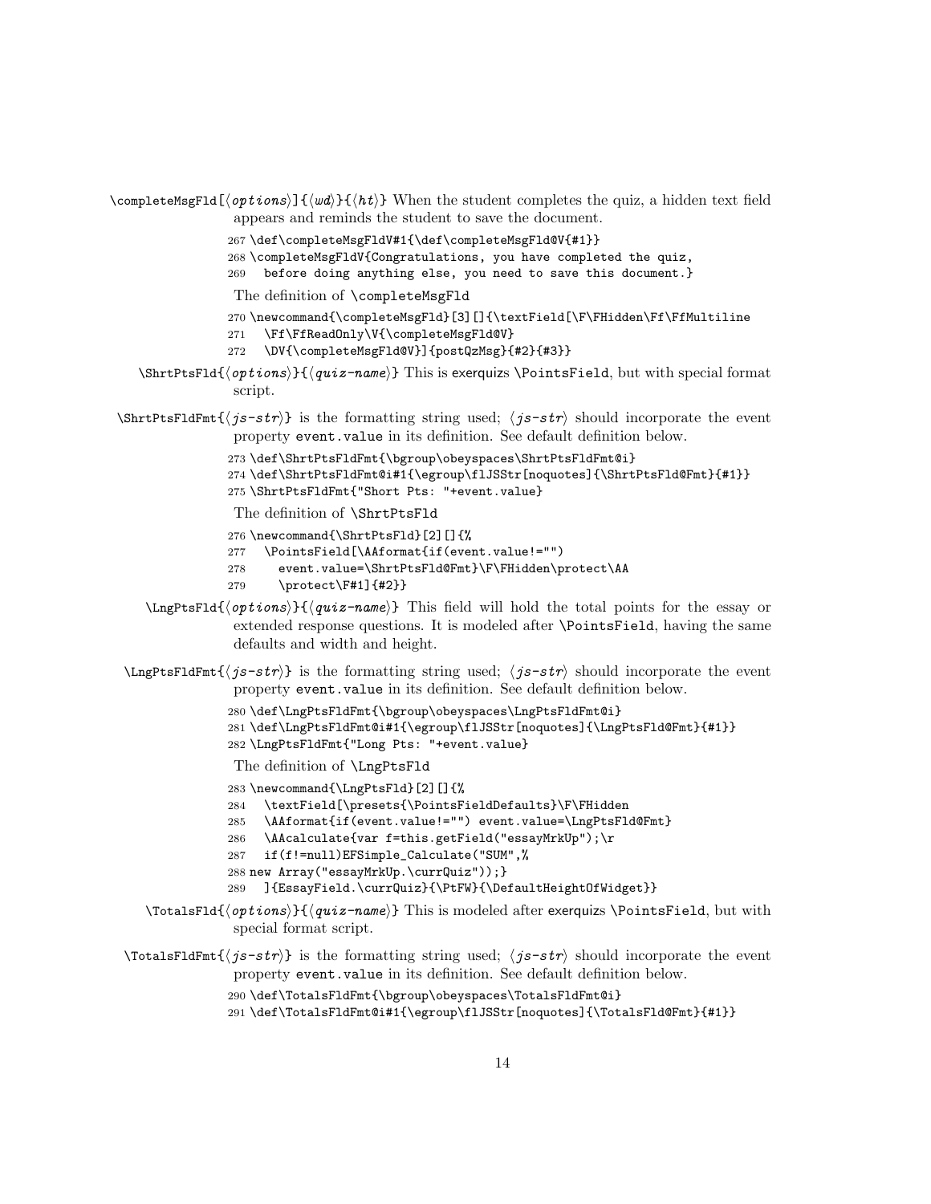\completeMsgFld[⟨*options*⟩]{⟨*wd*⟩}{⟨*ht*⟩} When the student completes the quiz, a hidden text field appears and reminds the student to save the document.

```
267 \def\completeMsgFldV#1{\def\completeMsgFld@V{#1}}
268 \completeMsgFldV{Congratulations, you have completed the quiz,
269   before doing anything else, you need to save this document.}
```

The definition of \completeMsgFld

```
270 \newcommand{\completeMsgFld}[3][]{\textField[\F\FHidden\Ff\FfMultiline
271   \Ff\FfReadOnly\V{\completeMsgFld@V}
272   \DV{\completeMsgFld@V}]{postQzMsg}{#2}{#3}}
```

\ShrtPtsFld{⟨*options*⟩}{⟨*quiz-name*⟩} This is exerquizs \PointsField, but with special format script.

\ShrtPtsFldFmt{⟨*js-str*⟩} is the formatting string used; ⟨*js-str*⟩ should incorporate the event property event.value in its definition. See default definition below.

```
273 \def\ShrtPtsFldFmt{\bgroup\obeyspaces\ShrtPtsFldFmt@i}
274 \def\ShrtPtsFldFmt@i#1{\egroup\flJSStr[noquotes]{\ShrtPtsFld@Fmt}{#1}}
275 \ShrtPtsFldFmt{"Short Pts: "+event.value}
```

The definition of \ShrtPtsFld

```
276 \newcommand{\ShrtPtsFld}[2][]{%
277   \PointsField[\AAformat{if(event.value!="")
278     event.value=\ShrtPtsFld@Fmt}\F\FHidden\protect\AA
279     \protect\F#1]{#2}}
```

\LngPtsFld{⟨*options*⟩}{⟨*quiz-name*⟩} This field will hold the total points for the essay or extended response questions. It is modeled after \PointsField, having the same defaults and width and height.

\LngPtsFldFmt{⟨*js-str*⟩} is the formatting string used; ⟨*js-str*⟩ should incorporate the event property event.value in its definition. See default definition below.

```
280 \def\LngPtsFldFmt{\bgroup\obeyspaces\LngPtsFldFmt@i}
281 \def\LngPtsFldFmt@i#1{\egroup\flJSStr[noquotes]{\LngPtsFld@Fmt}{#1}}
282 \LngPtsFldFmt{"Long Pts: "+event.value}
```

The definition of \LngPtsFld

```
283 \newcommand{\LngPtsFld}[2][]{%
284   \textField[\presets{\PointsFieldDefaults}\F\FHidden
285   \AAformat{if(event.value!="") event.value=\LngPtsFld@Fmt}
286   \AAcalculate{var f=this.getField("essayMrkUp");\r
287   if(f!=null)EFSimple_Calculate("SUM",%
288 new Array("essayMrkUp.\currQuiz"));}
289   ]{EssayField.\currQuiz}{\PtFW}{\DefaultHeightOfWidget}}
```

\TotalsFld{⟨*options*⟩}{⟨*quiz-name*⟩} This is modeled after exerquizs \PointsField, but with special format script.

\TotalsFldFmt{⟨*js-str*⟩} is the formatting string used; ⟨*js-str*⟩ should incorporate the event property event.value in its definition. See default definition below.

```
290 \def\TotalsFldFmt{\bgroup\obeyspaces\TotalsFldFmt@i}
291 \def\TotalsFldFmt@i#1{\egroup\flJSStr[noquotes]{\TotalsFld@Fmt}{#1}}
```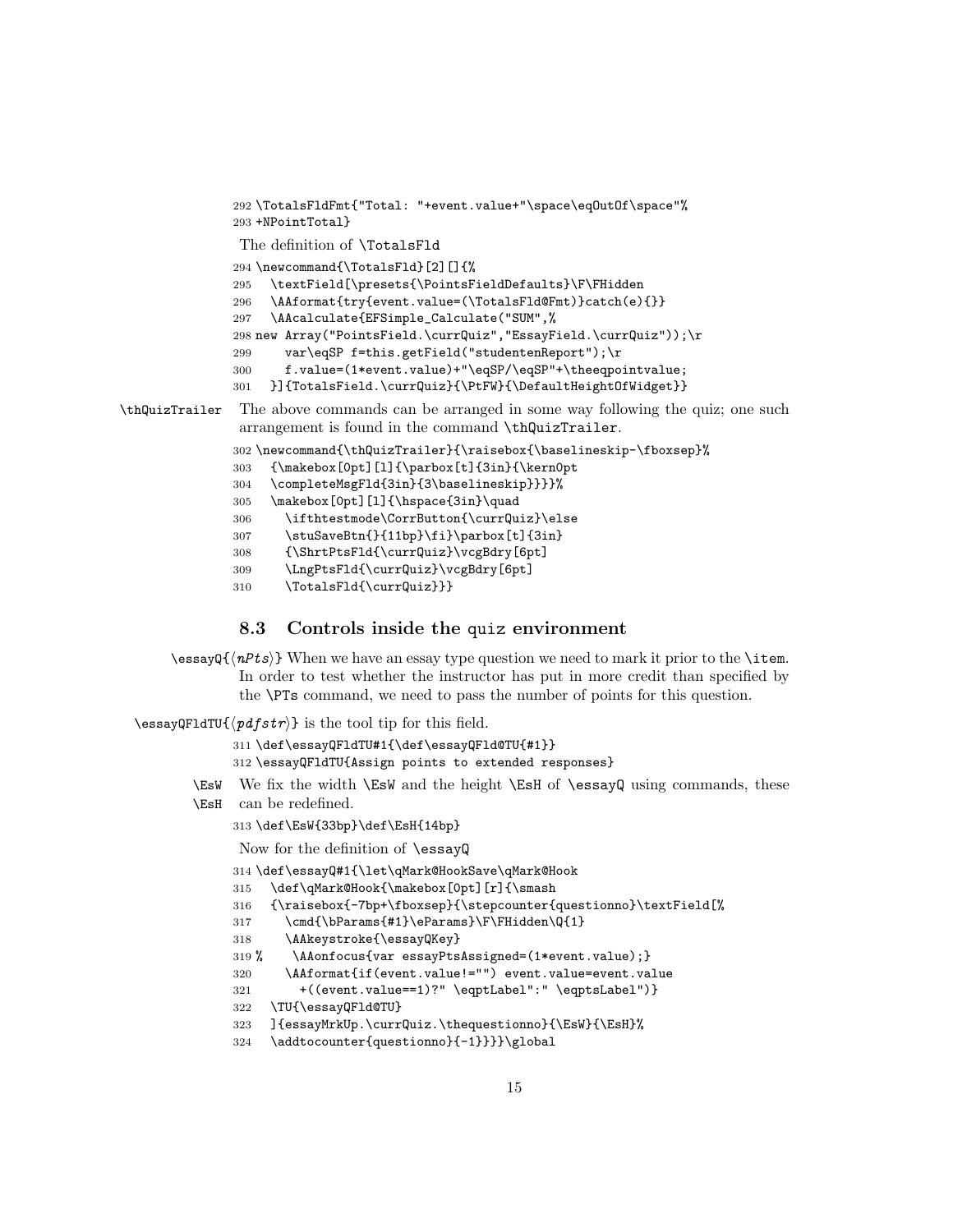```
292 \TotalsFldFmt{"Total: "+event.value+"\space\eqOutOf\space"%
293 +NPointTotal}
```

The definition of `\TotalsFld`

```
294 \newcommand{\TotalsFld}[2][]{%
295   \textField[\presets{\PointsFieldDefaults}\F\FHidden
296   \AAformat{try{event.value=(\TotalsFld@Fmt)}catch(e){}}
297   \AAcalculate{EFSimple_Calculate("SUM",%
298 new Array("PointsField.\currQuiz","EssayField.\currQuiz"));\r
299     var\eqSP f=this.getField("studentenReport");\r
300     f.value=(1*event.value)+"\eqSP/\eqSP"+\theeqpointvalue;
301   }]{TotalsField.\currQuiz}{\PtFW}{\DefaultHeightOfWidget}}
```

`\thQuizTrailer` The above commands can be arranged in some way following the quiz; one such arrangement is found in the command `\thQuizTrailer`.

```
302 \newcommand{\thQuizTrailer}{\raisebox{\baselineskip-\fboxsep}%
303   {\makebox[0pt][l]{\parbox[t]{3in}{\kern0pt
304   \completeMsgFld{3in}{3\baselineskip}}}}%
305   \makebox[0pt][l]{\hspace{3in}\quad
306     \ifthtestmode\CorrButton{\currQuiz}\else
307     \stuSaveBtn{}{11bp}\fi}\parbox[t]{3in}
308     {\ShrtPtsFld{\currQuiz}\vcgBdry[6pt]
309     \LngPtsFld{\currQuiz}\vcgBdry[6pt]
310     \TotalsFld{\currQuiz}}}
```

## 8.3 Controls inside the quiz environment

`\essayQ{⟨nPts⟩}` When we have an essay type question we need to mark it prior to the `\item`. In order to test whether the instructor has put in more credit than specified by the `\PTs` command, we need to pass the number of points for this question.

`\essayQFldTU{⟨pdfstr⟩}` is the tool tip for this field.

```
311 \def\essayQFldTU#1{\def\essayQFld@TU{#1}}
312 \essayQFldTU{Assign points to extended responses}
```

`\EsW` `\EsH` We fix the width `\EsW` and the height `\EsH` of `\essayQ` using commands, these can be redefined.

```
313 \def\EsW{33bp}\def\EsH{14bp}
```

Now for the definition of `\essayQ`

```
314 \def\essayQ#1{\let\qMark@HookSave\qMark@Hook
315   \def\qMark@Hook{\makebox[0pt][r]{\smash
316   {\raisebox{-7bp+\fboxsep}{\stepcounter{questionno}\textField[%
317     \cmd{\bParams{#1}\eParams}\F\FHidden\Q{1}
318     \AAkeystroke{\essayQKey}
319 %     \AAonfocus{var essayPtsAssigned=(1*event.value);}
320     \AAformat{if(event.value!="") event.value=event.value
321       +((event.value==1)?" \eqptLabel":" \eqptsLabel")}
322   \TU{\essayQFld@TU}
323   ]{essayMrkUp.\currQuiz.\thequestionno}{\EsW}{\EsH}%
324   \addtocounter{questionno}{-1}}}}}\global
```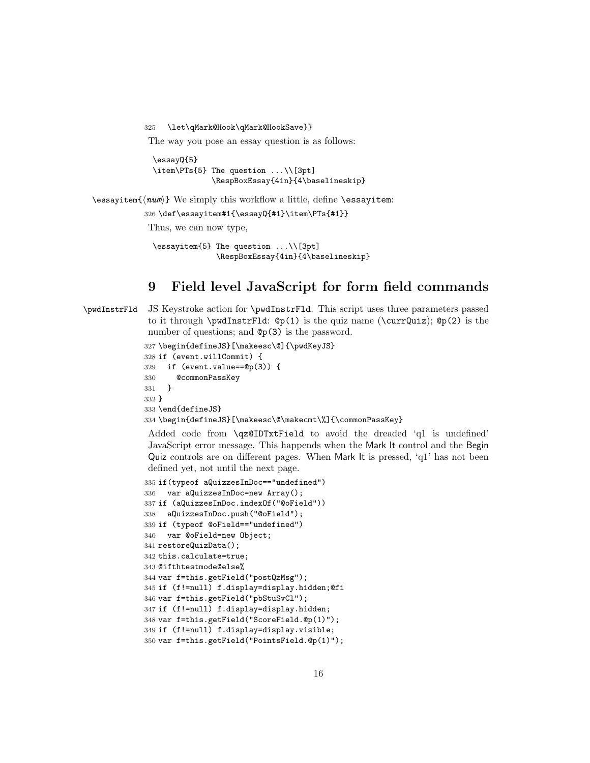```
325   \let\qMark@Hook\qMark@HookSave}}
```

The way you pose an essay question is as follows:

```
\essayQ{5}
\item\PTs{5} The question ...\\[3pt]
           \RespBoxEssay{4in}{4\baselineskip}
```

\essayitem{⟨num⟩} We simply this workflow a little, define \essayitem:

```
326 \def\essayitem#1{\essayQ{#1}\item\PTs{#1}}
```

Thus, we can now type,

```
\essayitem{5} The question ...\\[3pt]
            \RespBoxEssay{4in}{4\baselineskip}
```

# 9 Field level JavaScript for form field commands

\pwdInstrFld JS Keystroke action for \pwdInstrFld. This script uses three parameters passed to it through \pwdInstrFld: @p(1) is the quiz name (\currQuiz); @p(2) is the number of questions; and @p(3) is the password.

```
327 \begin{defineJS}[\makeesc\@]{\pwdKeyJS}
328 if (event.willCommit) {
329   if (event.value==@p(3)) {
330     @commonPassKey
331   }
332 }
333 \end{defineJS}
334 \begin{defineJS}[\makeesc\@\makecmt\%]{\commonPassKey}
```

Added code from \qz@IDTxtField to avoid the dreaded 'q1 is undefined' JavaScript error message. This happends when the Mark It control and the Begin Quiz controls are on different pages. When Mark It is pressed, 'q1' has not been defined yet, not until the next page.

```
335 if(typeof aQuizzesInDoc=="undefined")
336   var aQuizzesInDoc=new Array();
337 if (aQuizzesInDoc.indexOf("@oField"))
338   aQuizzesInDoc.push("@oField");
339 if (typeof @oField=="undefined")
340   var @oField=new Object;
341 restoreQuizData();
342 this.calculate=true;
343 @ifthtestmode@else%
344 var f=this.getField("postQzMsg");
345 if (f!=null) f.display=display.hidden;@fi
346 var f=this.getField("pbStuSvCl");
347 if (f!=null) f.display=display.hidden;
348 var f=this.getField("ScoreField.@p(1)");
349 if (f!=null) f.display=display.visible;
350 var f=this.getField("PointsField.@p(1)");
```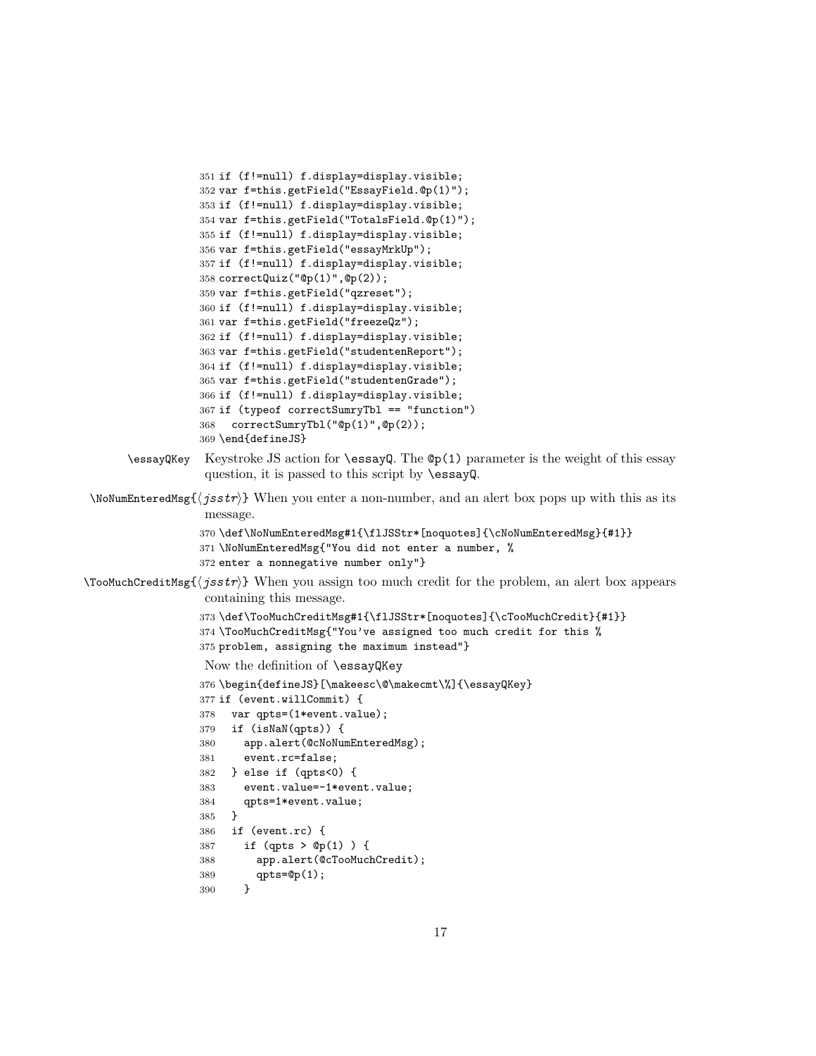```
351 if (f!=null) f.display=display.visible;
352 var f=this.getField("EssayField.@p(1)");
353 if (f!=null) f.display=display.visible;
354 var f=this.getField("TotalsField.@p(1)");
355 if (f!=null) f.display=display.visible;
356 var f=this.getField("essayMrkUp");
357 if (f!=null) f.display=display.visible;
358 correctQuiz("@p(1)",@p(2));
359 var f=this.getField("qzreset");
360 if (f!=null) f.display=display.visible;
361 var f=this.getField("freezeQz");
362 if (f!=null) f.display=display.visible;
363 var f=this.getField("studentenReport");
364 if (f!=null) f.display=display.visible;
365 var f=this.getField("studentenGrade");
366 if (f!=null) f.display=display.visible;
367 if (typeof correctSumryTbl == "function")
368   correctSumryTbl("@p(1)",@p(2));
369 \end{defineJS}
```

`\essayQKey` Keystroke JS action for `\essayQ`. The `@p(1)` parameter is the weight of this essay question, it is passed to this script by `\essayQ`.

`\NoNumEnteredMsg{⟨jsstr⟩}` When you enter a non-number, and an alert box pops up with this as its message.

```
370 \def\NoNumEnteredMsg#1{\flJSStr*[noquotes]{\cNoNumEnteredMsg}{#1}}
371 \NoNumEnteredMsg{"You did not enter a number, %
372 enter a nonnegative number only"}
```

`\TooMuchCreditMsg{⟨jsstr⟩}` When you assign too much credit for the problem, an alert box appears containing this message.

```
373 \def\TooMuchCreditMsg#1{\flJSStr*[noquotes]{\cTooMuchCredit}{#1}}
374 \TooMuchCreditMsg{"You've assigned too much credit for this %
375 problem, assigning the maximum instead"}
```

Now the definition of `\essayQKey`

```
376 \begin{defineJS}[\makeesc\@\makecmt\%]{\essayQKey}
377 if (event.willCommit) {
378   var qpts=(1*event.value);
379   if (isNaN(qpts)) {
380     app.alert(@cNoNumEnteredMsg);
381     event.rc=false;
382   } else if (qpts<0) {
383     event.value=-1*event.value;
384     qpts=1*event.value;
385   }
386   if (event.rc) {
387     if (qpts > @p(1) ) {
388       app.alert(@cTooMuchCredit);
389       qpts=@p(1);
390     }
```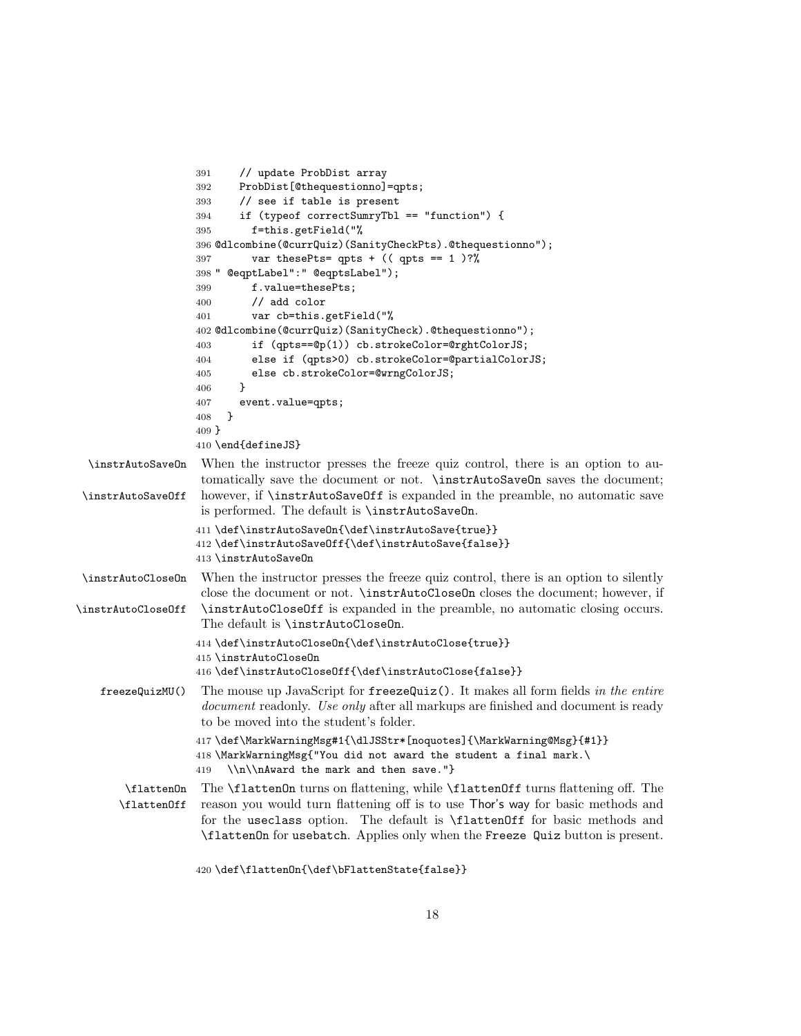```
391     // update ProbDist array
392     ProbDist[@thequestionno]=qpts;
393     // see if table is present
394     if (typeof correctSumryTbl == "function") {
395       f=this.getField("%
396 @dlcombine(@currQuiz)(SanityCheckPts).@thequestionno");
397       var thesePts= qpts + (( qpts == 1 )?%
398 " @eqptLabel":" @eqptsLabel");
399       f.value=thesePts;
400       // add color
401       var cb=this.getField("%
402 @dlcombine(@currQuiz)(SanityCheck).@thequestionno");
403       if (qpts==@p(1)) cb.strokeColor=@rghtColorJS;
404       else if (qpts>0) cb.strokeColor=@partialColorJS;
405       else cb.strokeColor=@wrngColorJS;
406     }
407     event.value=qpts;
408   }
409 }
410 \end{defineJS}
```

`\instrAutoSaveOn` `\instrAutoSaveOff` When the instructor presses the freeze quiz control, there is an option to automatically save the document or not. `\instrAutoSaveOn` saves the document; however, if `\instrAutoSaveOff` is expanded in the preamble, no automatic save is performed. The default is `\instrAutoSaveOn`.

```
411 \def\instrAutoSaveOn{\def\instrAutoSave{true}}
412 \def\instrAutoSaveOff{\def\instrAutoSave{false}}
413 \instrAutoSaveOn
```

`\instrAutoCloseOn` `\instrAutoCloseOff` When the instructor presses the freeze quiz control, there is an option to silently close the document or not. `\instrAutoCloseOn` closes the document; however, if `\instrAutoCloseOff` is expanded in the preamble, no automatic closing occurs. The default is `\instrAutoCloseOn`.

```
414 \def\instrAutoCloseOn{\def\instrAutoClose{true}}
415 \instrAutoCloseOn
416 \def\instrAutoCloseOff{\def\instrAutoClose{false}}
```

`freezeQuizMU()` The mouse up JavaScript for `freezeQuiz()`. It makes all form fields *in the entire document* readonly. *Use only* after all markups are finished and document is ready to be moved into the student's folder.

```
417 \def\MarkWarningMsg#1{\dlJSStr*[noquotes]{\MarkWarning@Msg}{#1}}
418 \MarkWarningMsg{"You did not award the student a final mark.\
419   \\n\\nAward the mark and then save."}
```

`\flattenOn` `\flattenOff` The `\flattenOn` turns on flattening, while `\flattenOff` turns flattening off. The reason you would turn flattening off is to use Thor's way for basic methods and for the `useclass` option. The default is `\flattenOff` for basic methods and `\flattenOn` for `usebatch`. Applies only when the `Freeze Quiz` button is present.

```
420 \def\flattenOn{\def\bFlattenState{false}}
```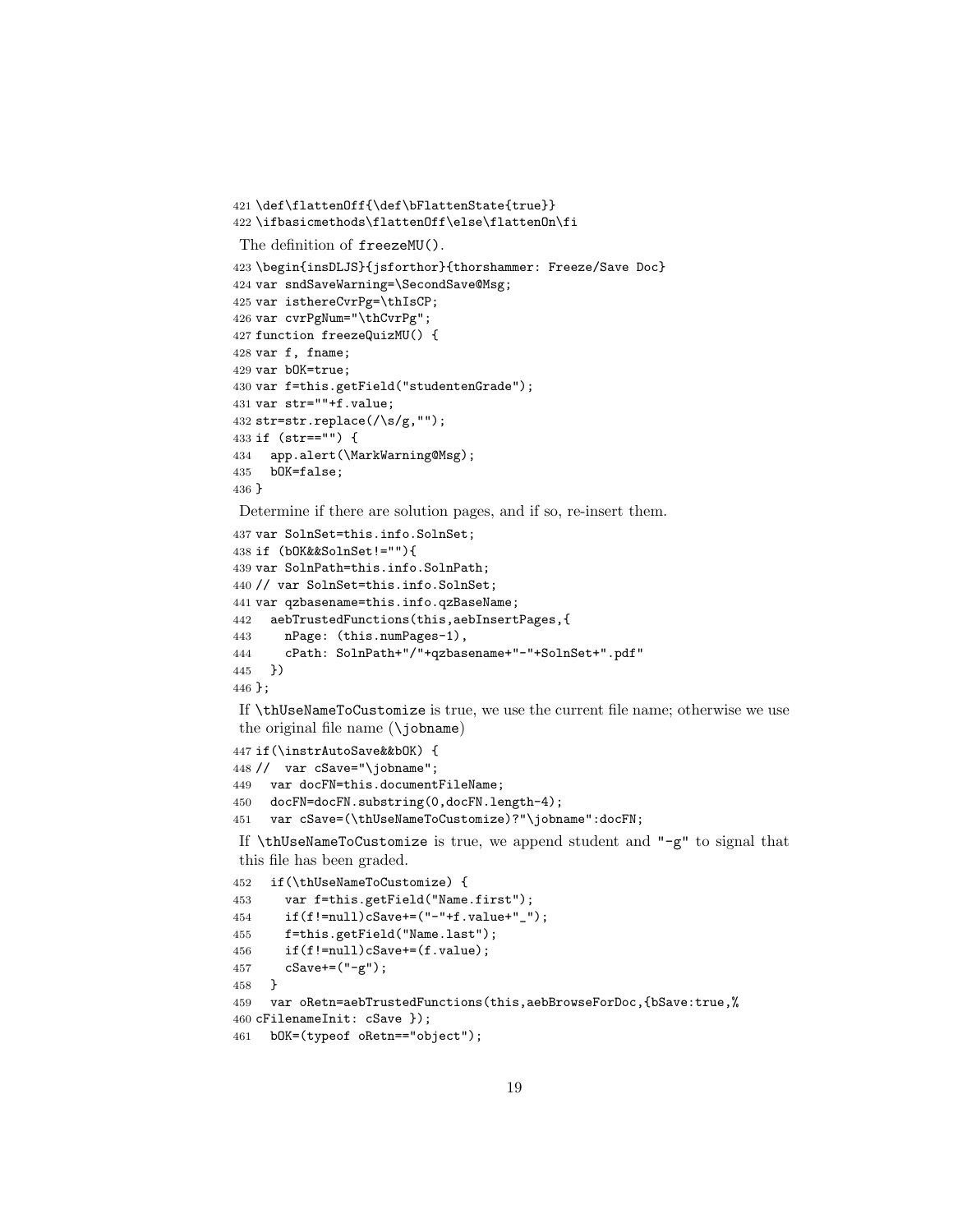```
421 \def\flattenOff{\def\bFlattenState{true}}
422 \ifbasicmethods\flattenOff\else\flattenOn\fi
```

The definition of `freezeMU()`.

```
423 \begin{insDLJS}{jsforthor}{thorshammer: Freeze/Save Doc}
424 var sndSaveWarning=\SecondSave@Msg;
425 var isthereCvrPg=\thIsCP;
426 var cvrPgNum="\thCvrPg";
427 function freezeQuizMU() {
428 var f, fname;
429 var bOK=true;
430 var f=this.getField("studentenGrade");
431 var str=""+f.value;
432 str=str.replace(/\s/g,"");
433 if (str=="") {
434   app.alert(\MarkWarning@Msg);
435   bOK=false;
436 }
```

Determine if there are solution pages, and if so, re-insert them.

```
437 var SolnSet=this.info.SolnSet;
438 if (bOK&&SolnSet!=""){
439 var SolnPath=this.info.SolnPath;
440 // var SolnSet=this.info.SolnSet;
441 var qzbasename=this.info.qzBaseName;
442   aebTrustedFunctions(this,aebInsertPages,{
443     nPage: (this.numPages-1),
444     cPath: SolnPath+"/"+qzbasename+"-"+SolnSet+".pdf"
445   })
446 };
```

If `\thUseNameToCustomize` is true, we use the current file name; otherwise we use the original file name (`\jobname`)

```
447 if(\instrAutoSave&&bOK) {
448 //  var cSave="\jobname";
449   var docFN=this.documentFileName;
450   docFN=docFN.substring(0,docFN.length-4);
451   var cSave=(\thUseNameToCustomize)?"\jobname":docFN;
```

If `\thUseNameToCustomize` is true, we append student and `"-g"` to signal that this file has been graded.

```
452   if(\thUseNameToCustomize) {
453     var f=this.getField("Name.first");
454     if(f!=null)cSave+=("-"+f.value+"_");
455     f=this.getField("Name.last");
456     if(f!=null)cSave+=(f.value);
457     cSave+=("-g");
458   }
459   var oRetn=aebTrustedFunctions(this,aebBrowseForDoc,{bSave:true,%
460 cFilenameInit: cSave });
461   bOK=(typeof oRetn=="object");
```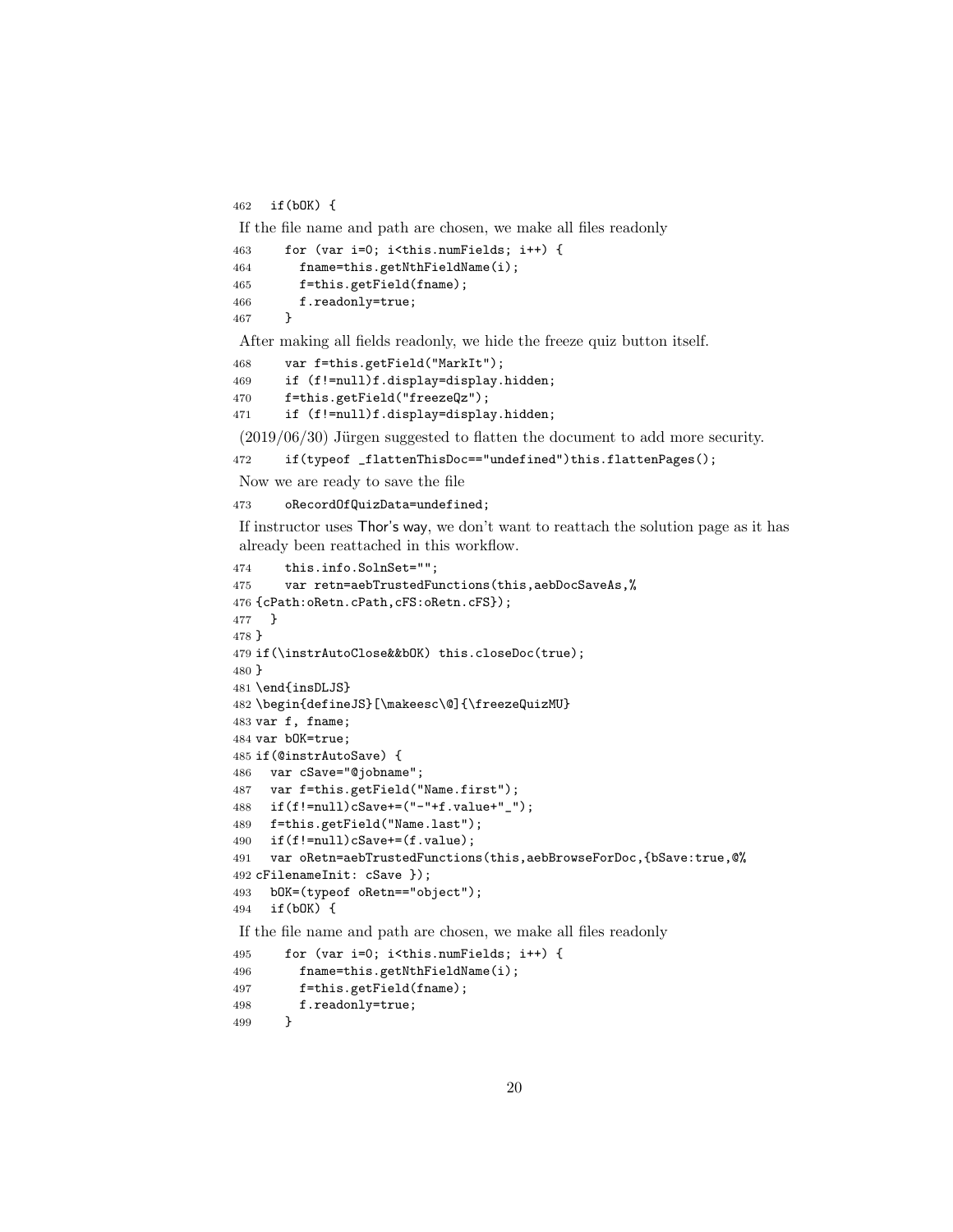```
462   if(bOK) {
```

If the file name and path are chosen, we make all files readonly

```
463     for (var i=0; i<this.numFields; i++) {
464       fname=this.getNthFieldName(i);
465       f=this.getField(fname);
466       f.readonly=true;
467     }
```

After making all fields readonly, we hide the freeze quiz button itself.

```
468     var f=this.getField("MarkIt");
469     if (f!=null)f.display=display.hidden;
470     f=this.getField("freezeQz");
471     if (f!=null)f.display=display.hidden;
```

(2019/06/30) Jürgen suggested to flatten the document to add more security.

```
472     if(typeof _flattenThisDoc=="undefined")this.flattenPages();
```

Now we are ready to save the file

```
473     oRecordOfQuizData=undefined;
```

If instructor uses Thor's way, we don't want to reattach the solution page as it has already been reattached in this workflow.

```
474     this.info.SolnSet="";
475     var retn=aebTrustedFunctions(this,aebDocSaveAs,%
476 {cPath:oRetn.cPath,cFS:oRetn.cFS});
477   }
478 }
479 if(\instrAutoClose&&bOK) this.closeDoc(true);
480 }
481 \end{insDLJS}
482 \begin{defineJS}[\makeesc\@]{\freezeQuizMU}
483 var f, fname;
484 var bOK=true;
485 if(@instrAutoSave) {
486   var cSave="@jobname";
487   var f=this.getField("Name.first");
488   if(f!=null)cSave+=("-"+f.value+"_");
489   f=this.getField("Name.last");
490   if(f!=null)cSave+=(f.value);
491   var oRetn=aebTrustedFunctions(this,aebBrowseForDoc,{bSave:true,@%
492 cFilenameInit: cSave });
493   bOK=(typeof oRetn=="object");
494   if(bOK) {
```

If the file name and path are chosen, we make all files readonly

```
495     for (var i=0; i<this.numFields; i++) {
496       fname=this.getNthFieldName(i);
497       f=this.getField(fname);
498       f.readonly=true;
499     }
```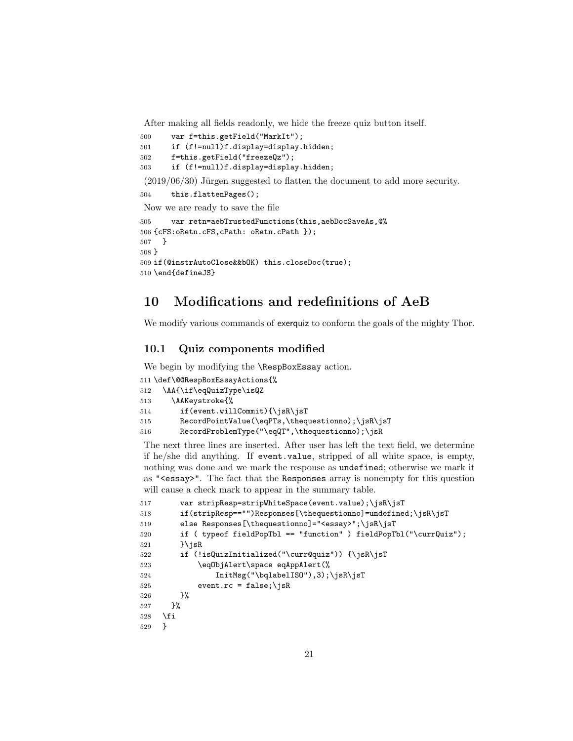After making all fields readonly, we hide the freeze quiz button itself.

```
500     var f=this.getField("MarkIt");
501     if (f!=null)f.display=display.hidden;
502     f=this.getField("freezeQz");
503     if (f!=null)f.display=display.hidden;
```

(2019/06/30) Jürgen suggested to flatten the document to add more security.

```
504     this.flattenPages();
```

Now we are ready to save the file

```
505     var retn=aebTrustedFunctions(this,aebDocSaveAs,@%
506 {cFS:oRetn.cFS,cPath: oRetn.cPath });
507   }
508 }
509 if(@instrAutoClose&&bOK) this.closeDoc(true);
510 \end{defineJS}
```

# 10 Modifications and redefinitions of AeB

We modify various commands of exerquiz to conform the goals of the mighty Thor.

## 10.1 Quiz components modified

We begin by modifying the \RespBoxEssay action.

```
511 \def\@@RespBoxEssayActions{%
512   \AA{\if\eqQuizType\isQZ
513     \AAKeystroke{%
514       if(event.willCommit){\jsR\jsT
515       RecordPointValue(\eqPTs,\thequestionno);\jsR\jsT
516       RecordProblemType("\eqQT",\thequestionno);\jsR
```

The next three lines are inserted. After user has left the text field, we determine if he/she did anything. If `event.value`, stripped of all white space, is empty, nothing was done and we mark the response as `undefined`; otherwise we mark it as `"<essay>"`. The fact that the Responses array is nonempty for this question will cause a check mark to appear in the summary table.

```
517       var stripResp=stripWhiteSpace(event.value);\jsR\jsT
518       if(stripResp=="")Responses[\thequestionno]=undefined;\jsR\jsT
519       else Responses[\thequestionno]="<essay>";\jsR\jsT
520       if ( typeof fieldPopTbl == "function" ) fieldPopTbl("\currQuiz");
521       }\jsR
522       if (!isQuizInitialized("\curr@quiz")) {\jsR\jsT
523           \eqObjAlert\space eqAppAlert(%
524               InitMsg("\bqlabelISO"),3);\jsR\jsT
525           event.rc = false;\jsR
526       }%
527     }%
528   \fi
529   }
```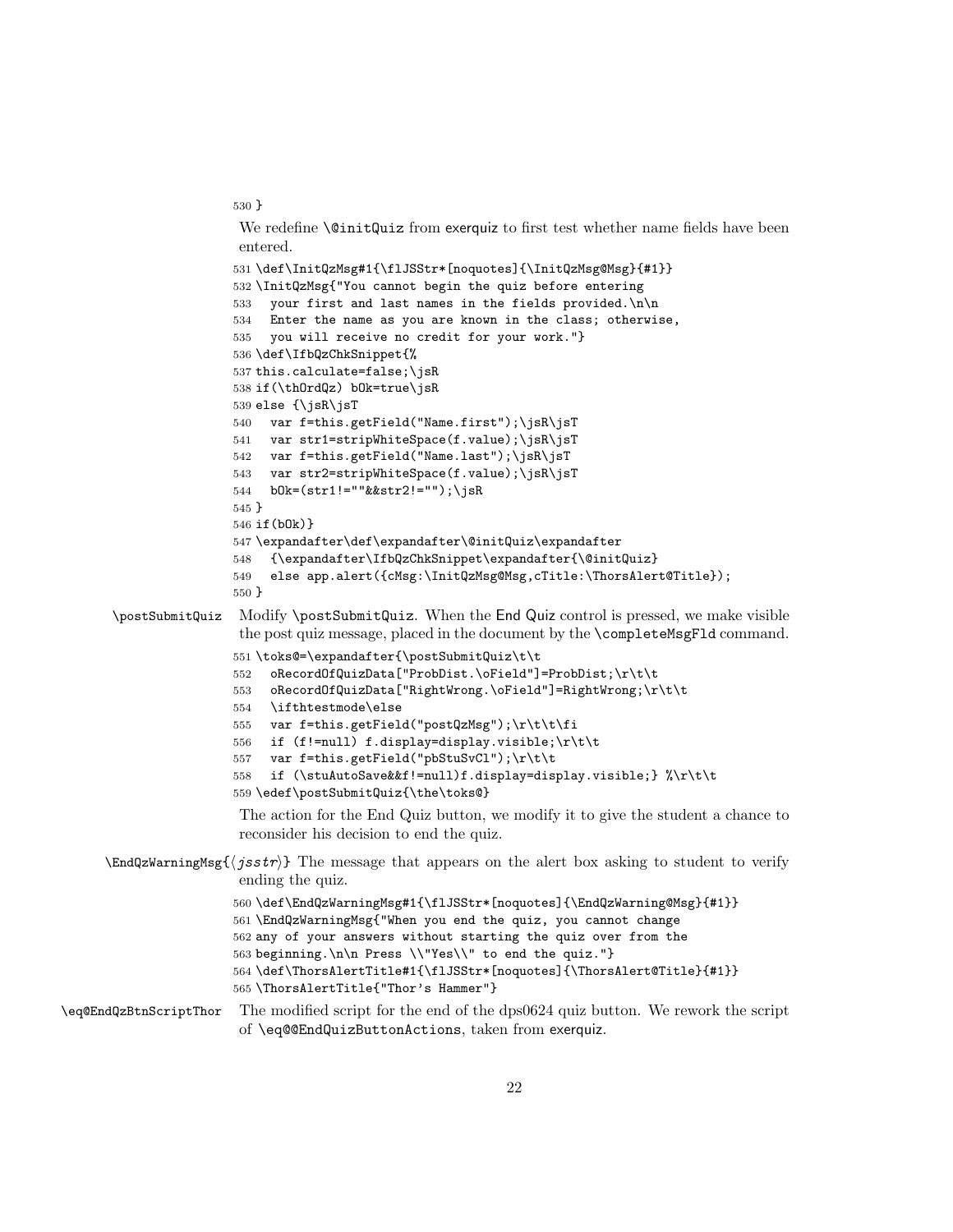```
530 }
```

We redefine `\@initQuiz` from exerquiz to first test whether name fields have been entered.

```
531 \def\InitQzMsg#1{\flJSStr*[noquotes]{\InitQzMsg@Msg}{#1}}
532 \InitQzMsg{"You cannot begin the quiz before entering
533   your first and last names in the fields provided.\n\n
534   Enter the name as you are known in the class; otherwise,
535   you will receive no credit for your work."}
536 \def\IfbQzChkSnippet{%
537 this.calculate=false;\jsR
538 if(\thOrdQz) bOk=true\jsR
539 else {\jsR\jsT
540   var f=this.getField("Name.first");\jsR\jsT
541   var str1=stripWhiteSpace(f.value);\jsR\jsT
542   var f=this.getField("Name.last");\jsR\jsT
543   var str2=stripWhiteSpace(f.value);\jsR\jsT
544   bOk=(str1!=""&&str2!="");\jsR
545 }
546 if(bOk)}
547 \expandafter\def\expandafter\@initQuiz\expandafter
548   {\expandafter\IfbQzChkSnippet\expandafter{\@initQuiz}
549   else app.alert({cMsg:\InitQzMsg@Msg,cTitle:\ThorsAlert@Title});
550 }
```

`\postSubmitQuiz` Modify `\postSubmitQuiz`. When the End Quiz control is pressed, we make visible the post quiz message, placed in the document by the `\completeMsgFld` command.

```
551 \toks@=\expandafter{\postSubmitQuiz\t\t
552   oRecordOfQuizData["ProbDist.\oField"]=ProbDist;\r\t\t
553   oRecordOfQuizData["RightWrong.\oField"]=RightWrong;\r\t\t
554   \ifthtestmode\else
555   var f=this.getField("postQzMsg");\r\t\t\fi
556   if (f!=null) f.display=display.visible;\r\t\t
557   var f=this.getField("pbStuSvCl");\r\t\t
558   if (\stuAutoSave&&f!=null)f.display=display.visible;} %\r\t\t
559 \edef\postSubmitQuiz{\the\toks@}
```

The action for the End Quiz button, we modify it to give the student a chance to reconsider his decision to end the quiz.

`\EndQzWarningMsg{⟨jsstr⟩}` The message that appears on the alert box asking to student to verify ending the quiz.

```
560 \def\EndQzWarningMsg#1{\flJSStr*[noquotes]{\EndQzWarning@Msg}{#1}}
561 \EndQzWarningMsg{"When you end the quiz, you cannot change
562 any of your answers without starting the quiz over from the
563 beginning.\n\n Press \\"Yes\\" to end the quiz."}
564 \def\ThorsAlertTitle#1{\flJSStr*[noquotes]{\ThorsAlert@Title}{#1}}
565 \ThorsAlertTitle{"Thor's Hammer"}
```

`\eq@EndQzBtnScriptThor` The modified script for the end of the dps0624 quiz button. We rework the script of `\eq@@EndQuizButtonActions`, taken from exerquiz.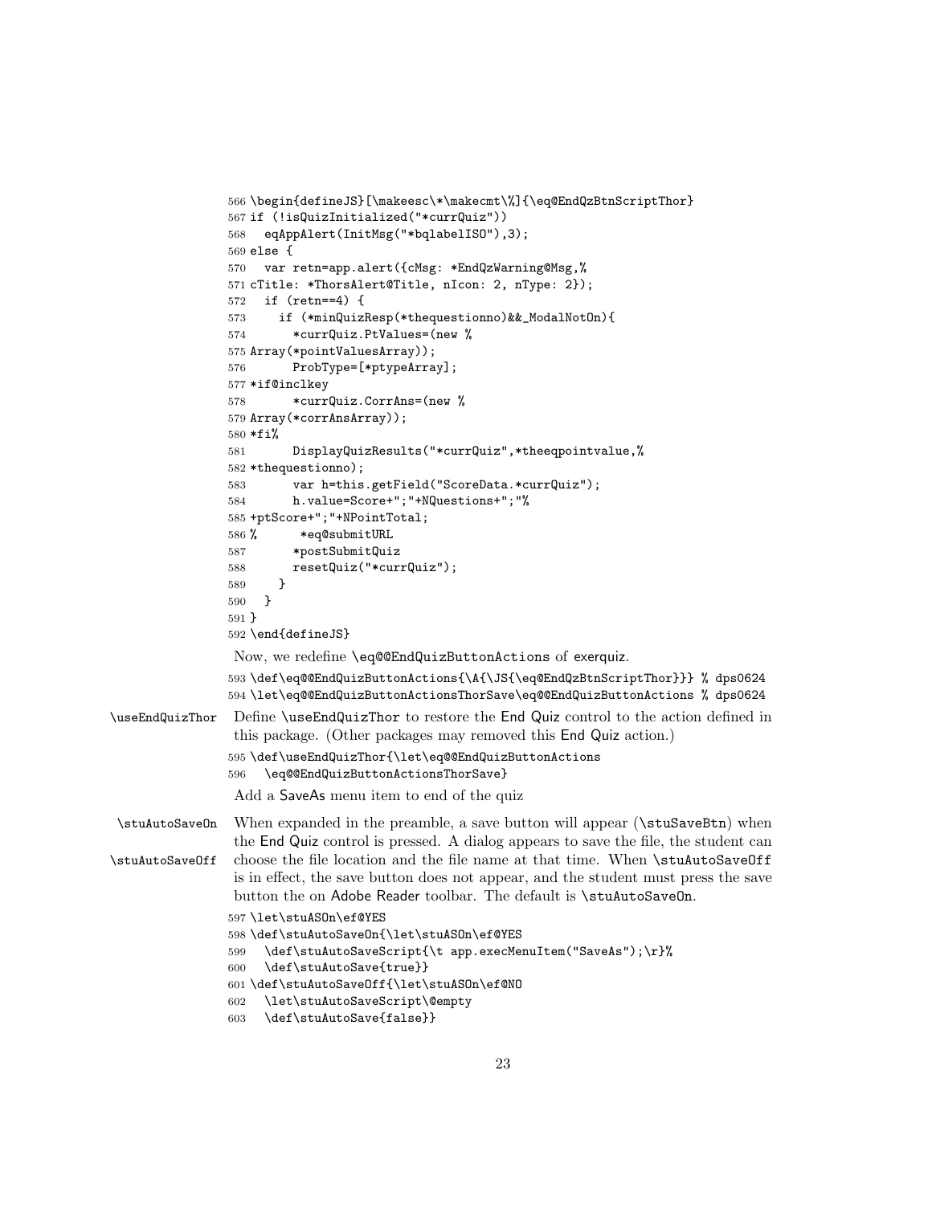```
566 \begin{defineJS}[\makeesc\*\makecmt\%]{\eq@EndQzBtnScriptThor}
567 if (!isQuizInitialized("*currQuiz"))
568   eqAppAlert(InitMsg("*bqlabelISO"),3);
569 else {
570   var retn=app.alert({cMsg: *EndQzWarning@Msg,%
571 cTitle: *ThorsAlert@Title, nIcon: 2, nType: 2});
572   if (retn==4) {
573     if (*minQuizResp(*thequestionno)&&_ModalNotOn){
574       *currQuiz.PtValues=(new %
575 Array(*pointValuesArray));
576       ProbType=[*ptypeArray];
577 *if@inclkey
578       *currQuiz.CorrAns=(new %
579 Array(*corrAnsArray));
580 *fi%
581       DisplayQuizResults("*currQuiz",*theeqpointvalue,%
582 *thequestionno);
583       var h=this.getField("ScoreData.*currQuiz");
584       h.value=Score+";"+NQuestions+";"%
585 +ptScore+";"+NPointTotal;
586 %       *eq@submitURL
587       *postSubmitQuiz
588       resetQuiz("*currQuiz");
589     }
590   }
591 }
592 \end{defineJS}
```

Now, we redefine \eq@@EndQuizButtonActions of exerquiz.

```
593 \def\eq@@EndQuizButtonActions{\A{\JS{\eq@EndQzBtnScriptThor}}} % dps0624
594 \let\eq@@EndQuizButtonActionsThorSave\eq@@EndQuizButtonActions % dps0624
```

\useEndQuizThor Define \useEndQuizThor to restore the End Quiz control to the action defined in this package. (Other packages may removed this End Quiz action.)

```
595 \def\useEndQuizThor{\let\eq@@EndQuizButtonActions
596   \eq@@EndQuizButtonActionsThorSave}
```

Add a SaveAs menu item to end of the quiz

\stuAutoSaveOn
\stuAutoSaveOff

When expanded in the preamble, a save button will appear (\stuSaveBtn) when the End Quiz control is pressed. A dialog appears to save the file, the student can choose the file location and the file name at that time. When \stuAutoSaveOff is in effect, the save button does not appear, and the student must press the save button the on Adobe Reader toolbar. The default is \stuAutoSaveOn.

```
597 \let\stuASOn\ef@YES
598 \def\stuAutoSaveOn{\let\stuASOn\ef@YES
599   \def\stuAutoSaveScript{\t app.execMenuItem("SaveAs");\r}%
600   \def\stuAutoSave{true}}
601 \def\stuAutoSaveOff{\let\stuASOn\ef@NO
602   \let\stuAutoSaveScript\@empty
603   \def\stuAutoSave{false}}
```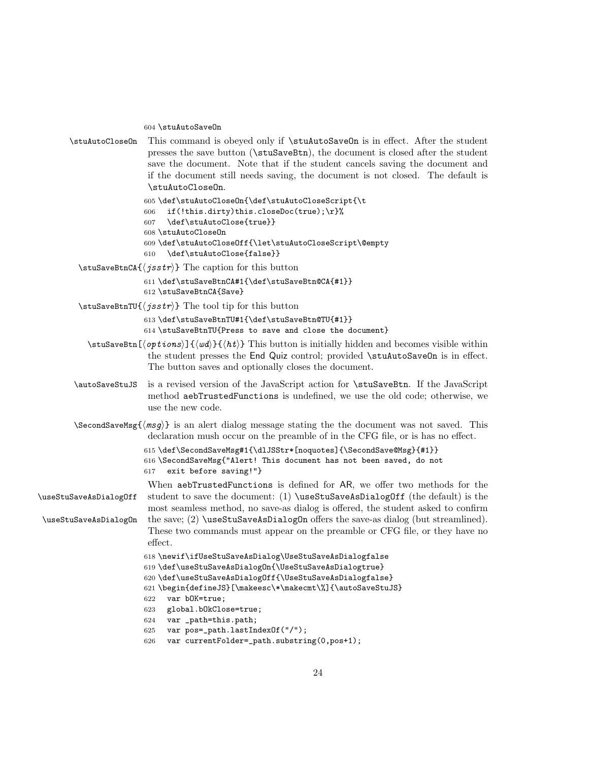```
604 \stuAutoSaveOn
```

\stuAutoCloseOn This command is obeyed only if \stuAutoSaveOn is in effect. After the student presses the save button (\stuSaveBtn), the document is closed after the student save the document. Note that if the student cancels saving the document and if the document still needs saving, the document is not closed. The default is \stuAutoCloseOn.

```
605 \def\stuAutoCloseOn{\def\stuAutoCloseScript{\t
606   if(!this.dirty)this.closeDoc(true);\r}%
607   \def\stuAutoClose{true}}
608 \stuAutoCloseOn
609 \def\stuAutoCloseOff{\let\stuAutoCloseScript\@empty
610   \def\stuAutoClose{false}}
```

\stuSaveBtnCA{⟨*jsstr*⟩} The caption for this button

```
611 \def\stuSaveBtnCA#1{\def\stuSaveBtn@CA{#1}}
612 \stuSaveBtnCA{Save}
```

\stuSaveBtnTU{⟨*jsstr*⟩} The tool tip for this button

```
613 \def\stuSaveBtnTU#1{\def\stuSaveBtn@TU{#1}}
614 \stuSaveBtnTU{Press to save and close the document}
```

\stuSaveBtn[⟨*options*⟩]{⟨*wd*⟩}{⟨*ht*⟩} This button is initially hidden and becomes visible within the student presses the End Quiz control; provided \stuAutoSaveOn is in effect. The button saves and optionally closes the document.

\autoSaveStuJS is a revised version of the JavaScript action for \stuSaveBtn. If the JavaScript method aebTrustedFunctions is undefined, we use the old code; otherwise, we use the new code.

\SecondSaveMsg{⟨*msg*⟩} is an alert dialog message stating the the document was not saved. This declaration mush occur on the preamble of in the CFG file, or is has no effect.

```
615 \def\SecondSaveMsg#1{\dlJSStr*[noquotes]{\SecondSave@Msg}{#1}}
616 \SecondSaveMsg{"Alert! This document has not been saved, do not
617   exit before saving!"}
```

\useStuSaveAsDialogOff
\useStuSaveAsDialogOn

When aebTrustedFunctions is defined for AR, we offer two methods for the student to save the document: (1) \useStuSaveAsDialogOff (the default) is the most seamless method, no save-as dialog is offered, the student asked to confirm the save; (2) \useStuSaveAsDialogOn offers the save-as dialog (but streamlined). These two commands must appear on the preamble or CFG file, or they have no effect.

```
618 \newif\ifUseStuSaveAsDialog\UseStuSaveAsDialogfalse
619 \def\useStuSaveAsDialogOn{\UseStuSaveAsDialogtrue}
620 \def\useStuSaveAsDialogOff{\UseStuSaveAsDialogfalse}
621 \begin{defineJS}[\makeesc\*\makecmt\%]{\autoSaveStuJS}
622   var bOK=true;
623   global.bOkClose=true;
624   var _path=this.path;
625   var pos=_path.lastIndexOf("/");
626   var currentFolder=_path.substring(0,pos+1);
```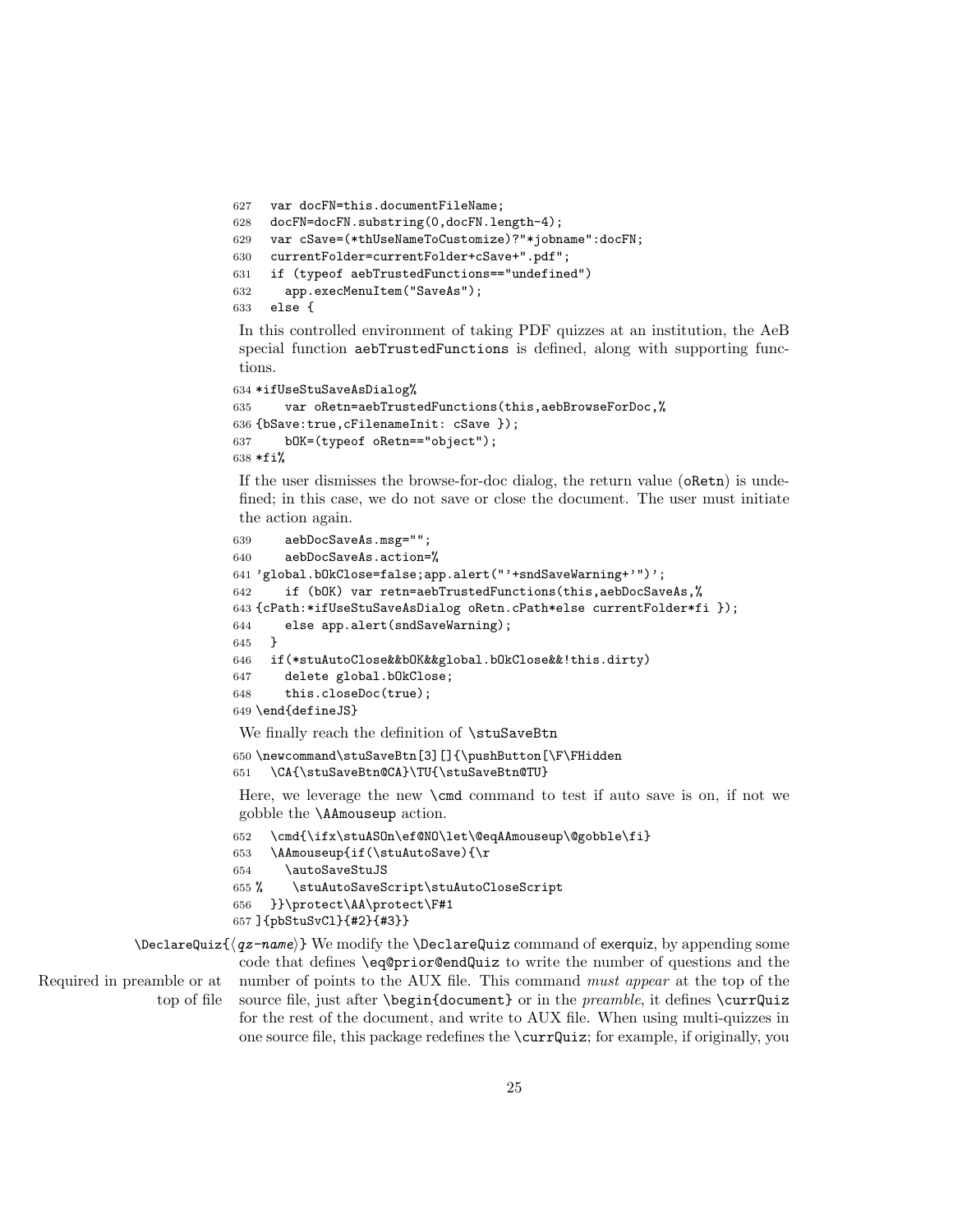```
627   var docFN=this.documentFileName;
628   docFN=docFN.substring(0,docFN.length-4);
629   var cSave=(*thUseNameToCustomize)?"*jobname":docFN;
630   currentFolder=currentFolder+cSave+".pdf";
631   if (typeof aebTrustedFunctions=="undefined")
632     app.execMenuItem("SaveAs");
633   else {
```

In this controlled environment of taking PDF quizzes at an institution, the AeB special function `aebTrustedFunctions` is defined, along with supporting functions.

```
634 *ifUseStuSaveAsDialog%
635     var oRetn=aebTrustedFunctions(this,aebBrowseForDoc,%
636 {bSave:true,cFilenameInit: cSave });
637     bOK=(typeof oRetn=="object");
638 *fi%
```

If the user dismisses the browse-for-doc dialog, the return value (`oRetn`) is undefined; in this case, we do not save or close the document. The user must initiate the action again.

```
639     aebDocSaveAs.msg="";
640     aebDocSaveAs.action=%
641 'global.bOkClose=false;app.alert("'+sndSaveWarning+'")';
642     if (bOK) var retn=aebTrustedFunctions(this,aebDocSaveAs,%
643 {cPath:*ifUseStuSaveAsDialog oRetn.cPath*else currentFolder*fi });
644     else app.alert(sndSaveWarning);
645   }
646   if(*stuAutoClose&&bOK&&global.bOkClose&&!this.dirty)
647     delete global.bOkClose;
648     this.closeDoc(true);
649 \end{defineJS}
```

We finally reach the definition of `\stuSaveBtn`

```
650 \newcommand\stuSaveBtn[3][]{\pushButton[\F\FHidden
651   \CA{\stuSaveBtn@CA}\TU{\stuSaveBtn@TU}
```

Here, we leverage the new `\cmd` command to test if auto save is on, if not we gobble the `\AAmouseup` action.

```
652   \cmd{\ifx\stuASOn\ef@NO\let\@eqAAmouseup\@gobble\fi}
653   \AAmouseup{if(\stuAutoSave){\r
654     \autoSaveStuJS
655 %     \stuAutoSaveScript\stuAutoCloseScript
656   }}\protect\AA\protect\F#1
657 ]{pbStuSvCl}{#2}{#3}}
```

`\DeclareQuiz{⟨qz-name⟩}` We modify the `\DeclareQuiz` command of exerquiz, by appending some code that defines `\eq@prior@endQuiz` to write the number of questions and the number of points to the AUX file. This command *must appear* at the top of the source file, just after `\begin{document}` or in the *preamble*, it defines `\currQuiz` for the rest of the document, and write to AUX file. When using multi-quizzes in one source file, this package redefines the `\currQuiz`; for example, if originally, you

Required in preamble or at top of file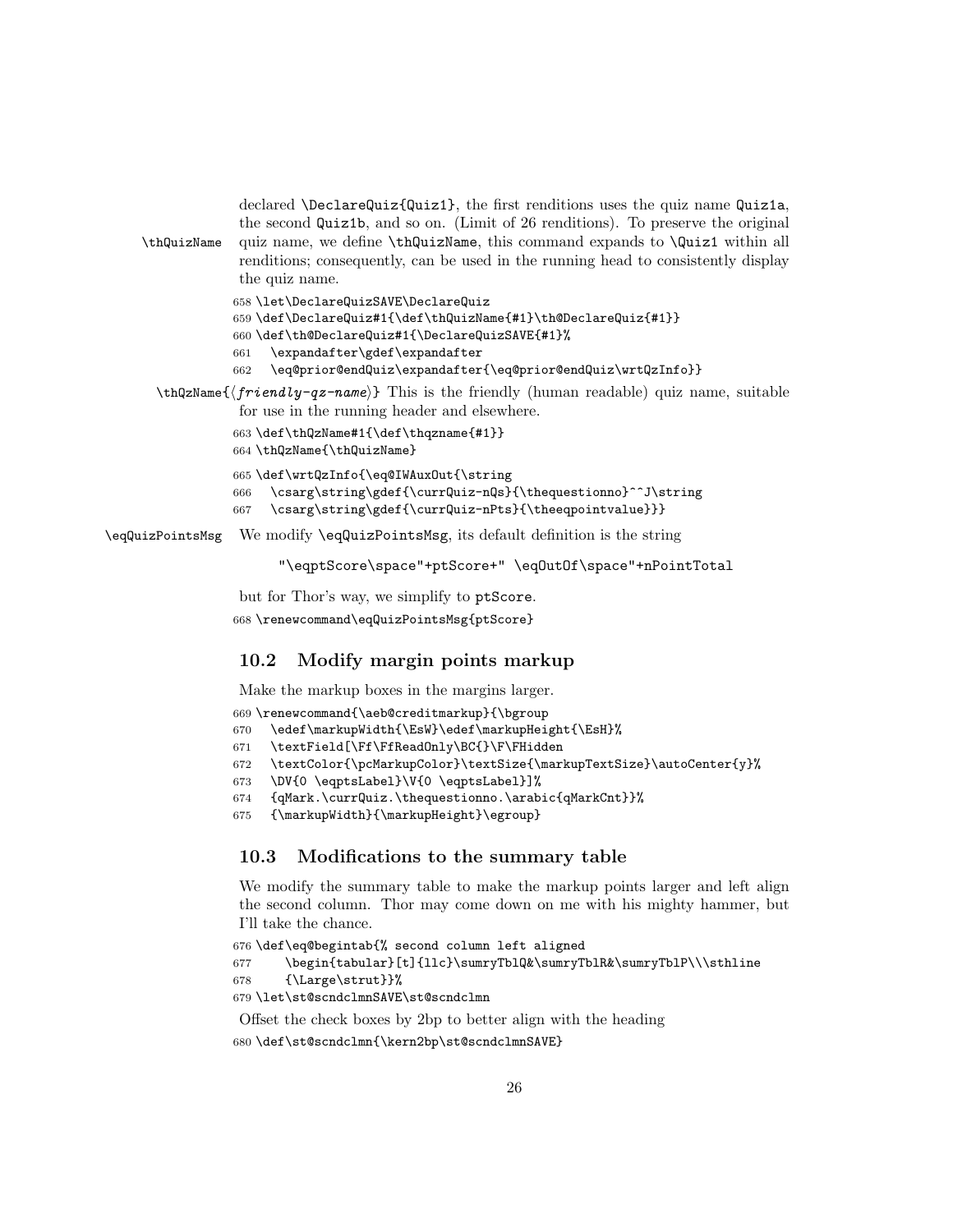declared `\DeclareQuiz{Quiz1}`, the first renditions uses the quiz name `Quiz1a`, the second `Quiz1b`, and so on. (Limit of 26 renditions). To preserve the original quiz name, we define `\thQuizName`, this command expands to `\Quiz1` within all renditions; consequently, can be used in the running head to consistently display the quiz name.

`\thQuizName`

```
658 \let\DeclareQuizSAVE\DeclareQuiz
659 \def\DeclareQuiz#1{\def\thQuizName{#1}\th@DeclareQuiz{#1}}
660 \def\th@DeclareQuiz#1{\DeclareQuizSAVE{#1}%
661   \expandafter\gdef\expandafter
662   \eq@prior@endQuiz\expandafter{\eq@prior@endQuiz\wrtQzInfo}}
```

`\thQzName{⟨friendly-qz-name⟩}` This is the friendly (human readable) quiz name, suitable for use in the running header and elsewhere.

```
663 \def\thQzName#1{\def\thqzname{#1}}
664 \thQzName{\thQuizName}
665 \def\wrtQzInfo{\eq@IWAuxOut{\string
666   \csarg\string\gdef{\currQuiz-nQs}{\thequestionno}^^J\string
667   \csarg\string\gdef{\currQuiz-nPts}{\theeqpointvalue}}}
```

`\eqQuizPointsMsg` We modify `\eqQuizPointsMsg`, its default definition is the string

```
"\eqptScore\space"+ptScore+" \eqOutOf\space"+nPointTotal
```

but for Thor's way, we simplify to `ptScore`.

```
668 \renewcommand\eqQuizPointsMsg{ptScore}
```

## 10.2 Modify margin points markup

Make the markup boxes in the margins larger.

```
669 \renewcommand{\aeb@creditmarkup}{\bgroup
670   \edef\markupWidth{\EsW}\edef\markupHeight{\EsH}%
671   \textField[\Ff\FfReadOnly\BC{}\F\FHidden
672   \textColor{\pcMarkupColor}\textSize{\markupTextSize}\autoCenter{y}%
673   \DV{0 \eqptsLabel}\V{0 \eqptsLabel}]%
674   {qMark.\currQuiz.\thequestionno.\arabic{qMarkCnt}}%
675   {\markupWidth}{\markupHeight}\egroup}
```

## 10.3 Modifications to the summary table

We modify the summary table to make the markup points larger and left align the second column. Thor may come down on me with his mighty hammer, but I'll take the chance.

```
676 \def\eq@begintab{% second column left aligned
677     \begin{tabular}[t]{llc}\sumryTblQ&\sumryTblR&\sumryTblP\\\sthline
678     {\Large\strut}}%
679 \let\st@scndclmnSAVE\st@scndclmn
```

Offset the check boxes by 2bp to better align with the heading

```
680 \def\st@scndclmn{\kern2bp\st@scndclmnSAVE}
```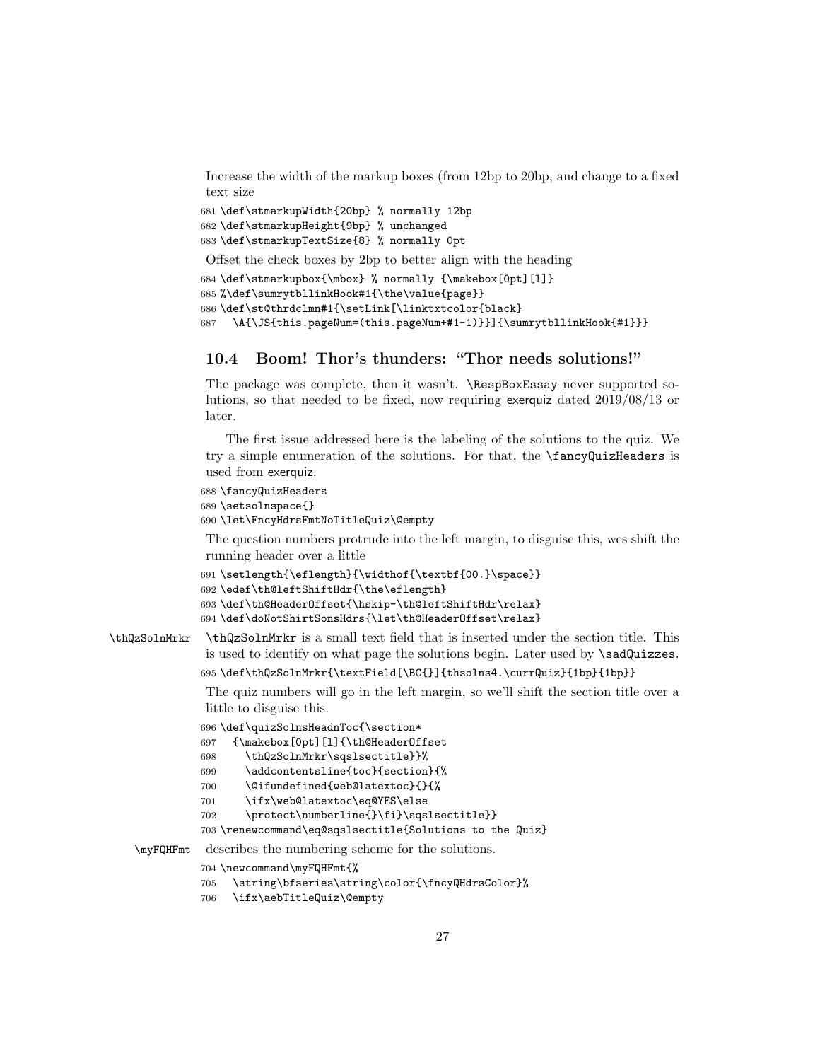Increase the width of the markup boxes (from 12bp to 20bp, and change to a fixed text size

```
681 \def\stmarkupWidth{20bp} % normally 12bp
682 \def\stmarkupHeight{9bp} % unchanged
683 \def\stmarkupTextSize{8} % normally 0pt
```

Offset the check boxes by 2bp to better align with the heading

```
684 \def\stmarkupbox{\mbox} % normally {\makebox[0pt][l]}
685 %\def\sumrytbllinkHook#1{\the\value{page}}
686 \def\st@thrdclmn#1{\setLink[\linktxtcolor{black}
687   \A{\JS{this.pageNum=(this.pageNum+#1-1)}}]{\sumrytbllinkHook{#1}}}
```

## 10.4 Boom! Thor's thunders: "Thor needs solutions!"

The package was complete, then it wasn't. \RespBoxEssay never supported solutions, so that needed to be fixed, now requiring exerquiz dated 2019/08/13 or later.

The first issue addressed here is the labeling of the solutions to the quiz. We try a simple enumeration of the solutions. For that, the \fancyQuizHeaders is used from exerquiz.

```
688 \fancyQuizHeaders
689 \setsolnspace{}
690 \let\FncyHdrsFmtNoTitleQuiz\@empty
```

The question numbers protrude into the left margin, to disguise this, wes shift the running header over a little

```
691 \setlength{\eflength}{\widthof{\textbf{00.}\space}}
692 \edef\th@leftShiftHdr{\the\eflength}
693 \def\th@HeaderOffset{\hskip-\th@leftShiftHdr\relax}
694 \def\doNotShirtSonsHdrs{\let\th@HeaderOffset\relax}
```

\thQzSolnMrkr

\thQzSolnMrkr is a small text field that is inserted under the section title. This is used to identify on what page the solutions begin. Later used by \sadQuizzes.

```
695 \def\thQzSolnMrkr{\textField[\BC{}]{thsolns4.\currQuiz}{1bp}{1bp}}
```

The quiz numbers will go in the left margin, so we'll shift the section title over a little to disguise this.

```
696 \def\quizSolnsHeadnToc{\section*
697   {\makebox[0pt][l]{\th@HeaderOffset
698     \thQzSolnMrkr\sqslsectitle}}%
699     \addcontentsline{toc}{section}{%
700     \@ifundefined{web@latextoc}{}{%
701     \ifx\web@latextoc\eq@YES\else
702     \protect\numberline{}\fi}\sqslsectitle}}
703 \renewcommand\eq@sqslsectitle{Solutions to the Quiz}
```

\myFQHFmt

\myFQHFmt describes the numbering scheme for the solutions.

```
704 \newcommand\myFQHFmt{%
705   \string\bfseries\string\color{\fncyQHdrsColor}%
706   \ifx\aebTitleQuiz\@empty
```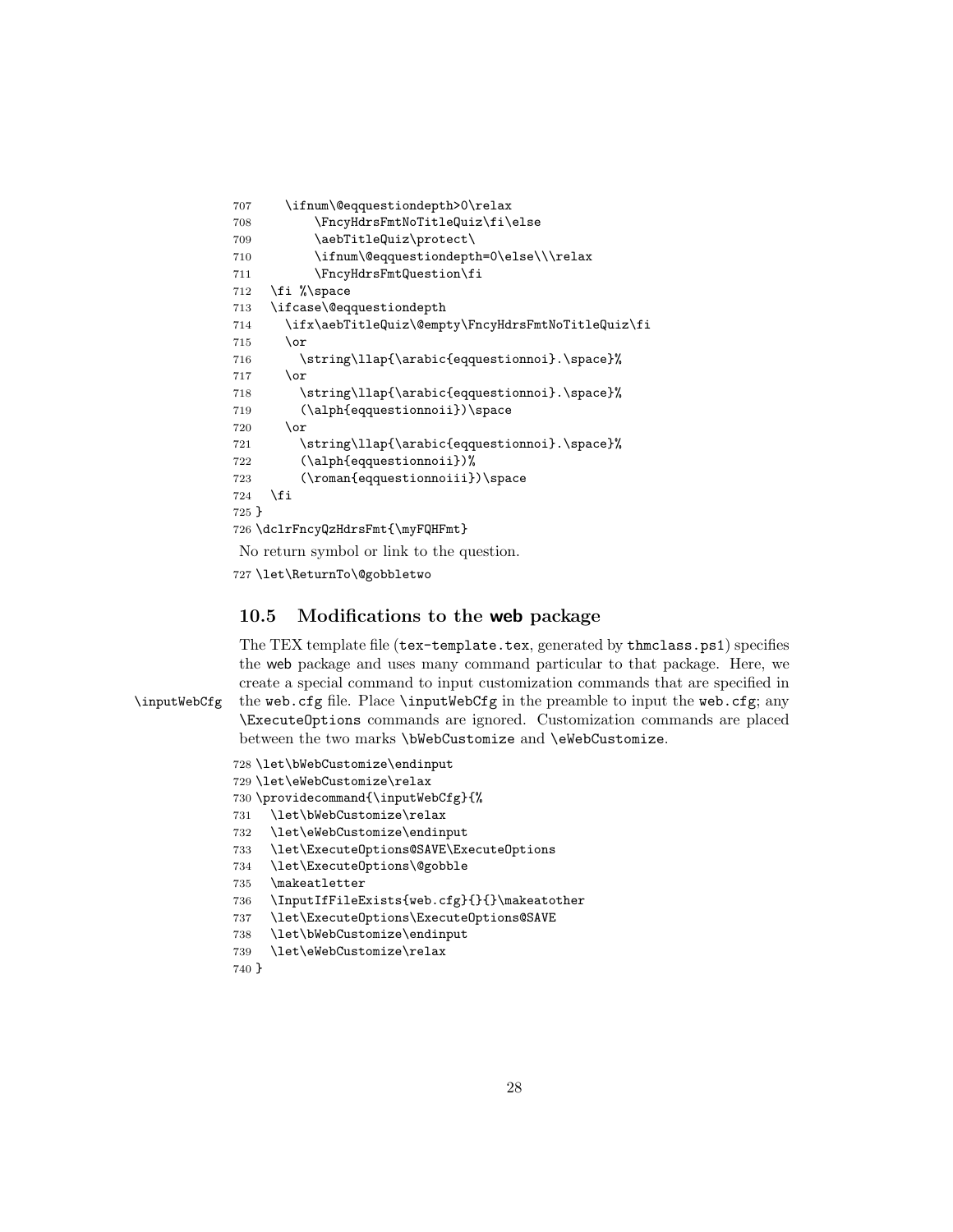```
707     \ifnum\@eqquestiondepth>0\relax
708         \FncyHdrsFmtNoTitleQuiz\fi\else
709         \aebTitleQuiz\protect\
710         \ifnum\@eqquestiondepth=0\else\\\relax
711         \FncyHdrsFmtQuestion\fi
712   \fi %\space
713   \ifcase\@eqquestiondepth
714     \ifx\aebTitleQuiz\@empty\FncyHdrsFmtNoTitleQuiz\fi
715     \or
716       \string\llap{\arabic{eqquestionnoi}.\space}%
717     \or
718       \string\llap{\arabic{eqquestionnoi}.\space}%
719       (\alph{eqquestionnoii})\space
720     \or
721       \string\llap{\arabic{eqquestionnoi}.\space}%
722       (\alph{eqquestionnoii})%
723       (\roman{eqquestionnoiii})\space
724   \fi
725 }
726 \dclrFncyQzHdrsFmt{\myFQHFmt}
```

No return symbol or link to the question.

```
727 \let\ReturnTo\@gobbletwo
```

## 10.5 Modifications to the web package

The TEX template file (tex-template.tex, generated by thmclass.ps1) specifies the web package and uses many command particular to that package. Here, we create a special command to input customization commands that are specified in the web.cfg file. Place \inputWebCfg in the preamble to input the web.cfg; any \ExecuteOptions commands are ignored. Customization commands are placed between the two marks \bWebCustomize and \eWebCustomize.

\inputWebCfg

```
728 \let\bWebCustomize\endinput
729 \let\eWebCustomize\relax
730 \providecommand{\inputWebCfg}{%
731   \let\bWebCustomize\relax
732   \let\eWebCustomize\endinput
733   \let\ExecuteOptions@SAVE\ExecuteOptions
734   \let\ExecuteOptions\@gobble
735   \makeatletter
736   \InputIfFileExists{web.cfg}{}{}\makeatother
737   \let\ExecuteOptions\ExecuteOptions@SAVE
738   \let\bWebCustomize\endinput
739   \let\eWebCustomize\relax
740 }
```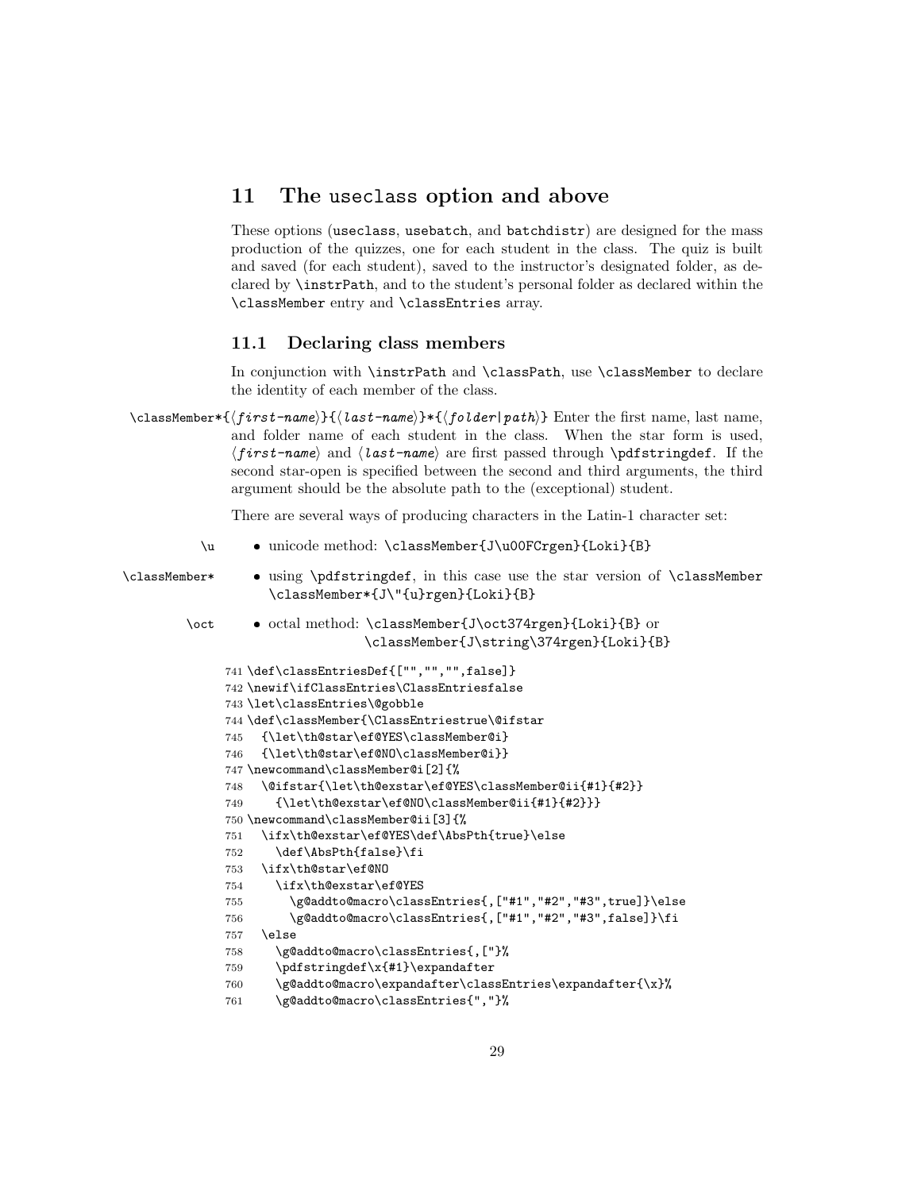## 11 The useclass option and above

These options (useclass, usebatch, and batchdistr) are designed for the mass production of the quizzes, one for each student in the class. The quiz is built and saved (for each student), saved to the instructor's designated folder, as declared by \instrPath, and to the student's personal folder as declared within the \classMember entry and \classEntries array.

### 11.1 Declaring class members

In conjunction with \instrPath and \classPath, use \classMember to declare the identity of each member of the class.

\classMember*{⟨*first-name*⟩}{⟨*last-name*⟩}*{⟨*folder|path*⟩} Enter the first name, last name, and folder name of each student in the class. When the star form is used, ⟨*first-name*⟩ and ⟨*last-name*⟩ are first passed through \pdfstringdef. If the second star-open is specified between the second and third arguments, the third argument should be the absolute path to the (exceptional) student.

There are several ways of producing characters in the Latin-1 character set:

- \u — unicode method: \classMember{J\u00FCrgen}{Loki}{B}
- \classMember* — using \pdfstringdef, in this case use the star version of \classMember \classMember*{J\"{u}rgen}{Loki}{B}
- \oct — octal method: \classMember{J\oct374rgen}{Loki}{B} or \classMember{J\string\374rgen}{Loki}{B}

```
741 \def\classEntriesDef{["","","",false]}
742 \newif\ifClassEntries\ClassEntriesfalse
743 \let\classEntries\@gobble
744 \def\classMember{\ClassEntriestrue\@ifstar
745   {\let\th@star\ef@YES\classMember@i}
746   {\let\th@star\ef@NO\classMember@i}}
747 \newcommand\classMember@i[2]{%
748   \@ifstar{\let\th@exstar\ef@YES\classMember@ii{#1}{#2}}
749     {\let\th@exstar\ef@NO\classMember@ii{#1}{#2}}}
750 \newcommand\classMember@ii[3]{%
751   \ifx\th@exstar\ef@YES\def\AbsPth{true}\else
752     \def\AbsPth{false}\fi
753   \ifx\th@star\ef@NO
754     \ifx\th@exstar\ef@YES
755       \g@addto@macro\classEntries{,["#1","#2","#3",true]}\else
756       \g@addto@macro\classEntries{,["#1","#2","#3",false]}\fi
757   \else
758     \g@addto@macro\classEntries{,["}%
759     \pdfstringdef\x{#1}\expandafter
760     \g@addto@macro\expandafter\classEntries\expandafter{\x}%
761     \g@addto@macro\classEntries{","}%
```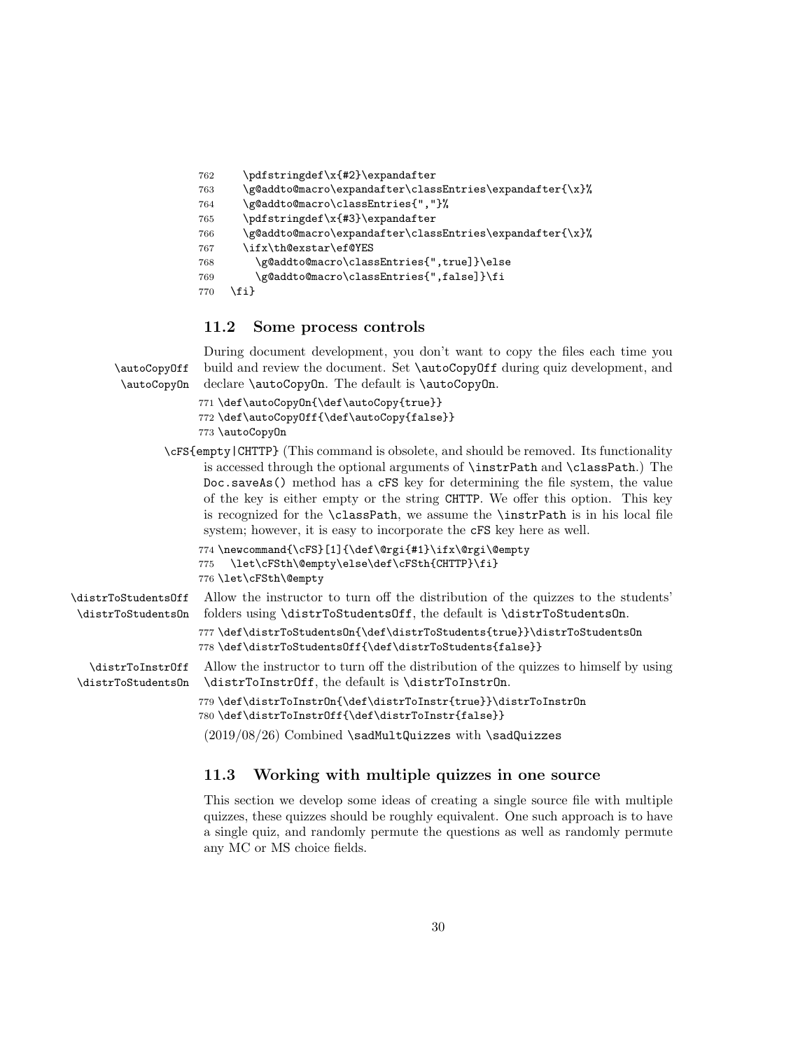```
762     \pdfstringdef\x{#2}\expandafter
763     \g@addto@macro\expandafter\classEntries\expandafter{\x}%
764     \g@addto@macro\classEntries{","}%
765     \pdfstringdef\x{#3}\expandafter
766     \g@addto@macro\expandafter\classEntries\expandafter{\x}%
767     \ifx\th@exstar\ef@YES
768       \g@addto@macro\classEntries{",true]}\else
769       \g@addto@macro\classEntries{",false]}\fi
770   \fi}
```

## 11.2 Some process controls

\autoCopyOff
\autoCopyOn

During document development, you don't want to copy the files each time you build and review the document. Set `\autoCopyOff` during quiz development, and declare `\autoCopyOn`. The default is `\autoCopyOn`.

```
771 \def\autoCopyOn{\def\autoCopy{true}}
772 \def\autoCopyOff{\def\autoCopy{false}}
773 \autoCopyOn
```

`\cFS{empty|CHTTP}` (This command is obsolete, and should be removed. Its functionality is accessed through the optional arguments of `\instrPath` and `\classPath`.) The `Doc.saveAs()` method has a `cFS` key for determining the file system, the value of the key is either empty or the string `CHTTP`. We offer this option. This key is recognized for the `\classPath`, we assume the `\instrPath` is in his local file system; however, it is easy to incorporate the `cFS` key here as well.

```
774 \newcommand{\cFS}[1]{\def\@rgi{#1}\ifx\@rgi\@empty
775   \let\cFSth\@empty\else\def\cFSth{CHTTP}\fi}
776 \let\cFSth\@empty
```

\distrToStudentsOff
\distrToStudentsOn

Allow the instructor to turn off the distribution of the quizzes to the students' folders using `\distrToStudentsOff`, the default is `\distrToStudentsOn`.

```
777 \def\distrToStudentsOn{\def\distrToStudents{true}}\distrToStudentsOn
778 \def\distrToStudentsOff{\def\distrToStudents{false}}
```

\distrToInstrOff
\distrToStudentsOn

Allow the instructor to turn off the distribution of the quizzes to himself by using `\distrToInstrOff`, the default is `\distrToInstrOn`.

```
779 \def\distrToInstrOn{\def\distrToInstr{true}}\distrToInstrOn
780 \def\distrToInstrOff{\def\distrToInstr{false}}
```

(2019/08/26) Combined `\sadMultQuizzes` with `\sadQuizzes`

## 11.3 Working with multiple quizzes in one source

This section we develop some ideas of creating a single source file with multiple quizzes, these quizzes should be roughly equivalent. One such approach is to have a single quiz, and randomly permute the questions as well as randomly permute any MC or MS choice fields.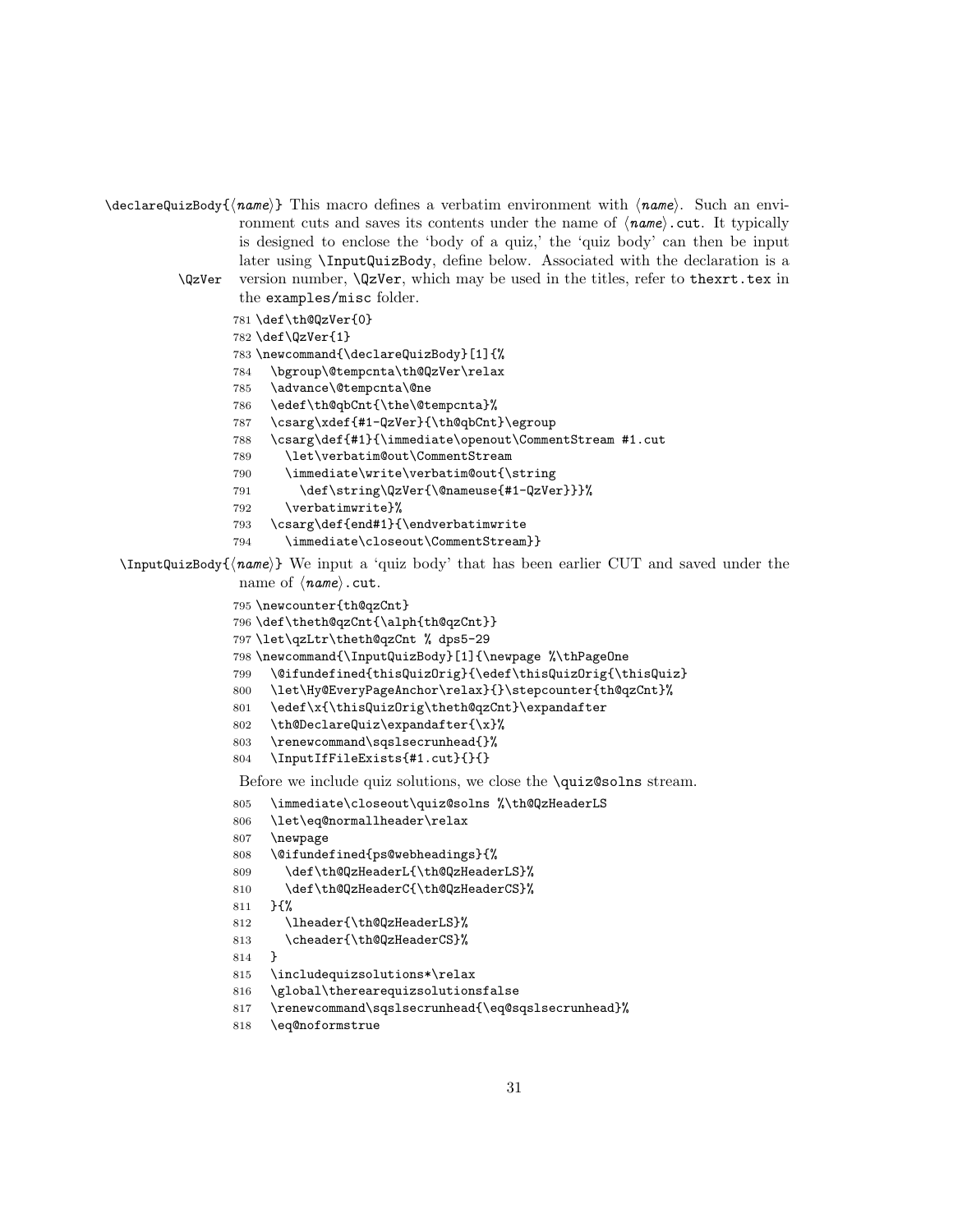\declareQuizBody{⟨*name*⟩} This macro defines a verbatim environment with ⟨*name*⟩. Such an environment cuts and saves its contents under the name of ⟨*name*⟩.cut. It typically is designed to enclose the 'body of a quiz,' the 'quiz body' can then be input later using \InputQuizBody, define below. Associated with the declaration is a version number, \QzVer, which may be used in the titles, refer to thexrt.tex in the examples/misc folder.

\QzVer

```
781 \def\th@QzVer{0}
782 \def\QzVer{1}
783 \newcommand{\declareQuizBody}[1]{%
784   \bgroup\@tempcnta\th@QzVer\relax
785   \advance\@tempcnta\@ne
786   \edef\th@qbCnt{\the\@tempcnta}%
787   \csarg\xdef{#1-QzVer}{\th@qbCnt}\egroup
788   \csarg\def{#1}{\immediate\openout\CommentStream #1.cut
789     \let\verbatim@out\CommentStream
790     \immediate\write\verbatim@out{\string
791       \def\string\QzVer{\@nameuse{#1-QzVer}}}%
792     \verbatimwrite}%
793   \csarg\def{end#1}{\endverbatimwrite
794     \immediate\closeout\CommentStream}}
```

\InputQuizBody{⟨*name*⟩} We input a 'quiz body' that has been earlier CUT and saved under the name of ⟨*name*⟩.cut.

```
795 \newcounter{th@qzCnt}
796 \def\theth@qzCnt{\alph{th@qzCnt}}
797 \let\qzLtr\theth@qzCnt % dps5-29
798 \newcommand{\InputQuizBody}[1]{\newpage %\thPageOne
799   \@ifundefined{thisQuizOrig}{\edef\thisQuizOrig{\thisQuiz}
800   \let\Hy@EveryPageAnchor\relax}{}\stepcounter{th@qzCnt}%
801   \edef\x{\thisQuizOrig\theth@qzCnt}\expandafter
802   \th@DeclareQuiz\expandafter{\x}%
803   \renewcommand\sqslsecrunhead{}%
804   \InputIfFileExists{#1.cut}{}{}
```

Before we include quiz solutions, we close the \quiz@solns stream.

```
805   \immediate\closeout\quiz@solns %\th@QzHeaderLS
806   \let\eq@normallheader\relax
807   \newpage
808   \@ifundefined{ps@webheadings}{%
809     \def\th@QzHeaderL{\th@QzHeaderLS}%
810     \def\th@QzHeaderC{\th@QzHeaderCS}%
811   }{%
812     \lheader{\th@QzHeaderLS}%
813     \cheader{\th@QzHeaderCS}%
814   }
815   \includequizsolutions*\relax
816   \global\therearequizsolutionsfalse
817   \renewcommand\sqslsecrunhead{\eq@sqslsecrunhead}%
818   \eq@noformstrue
```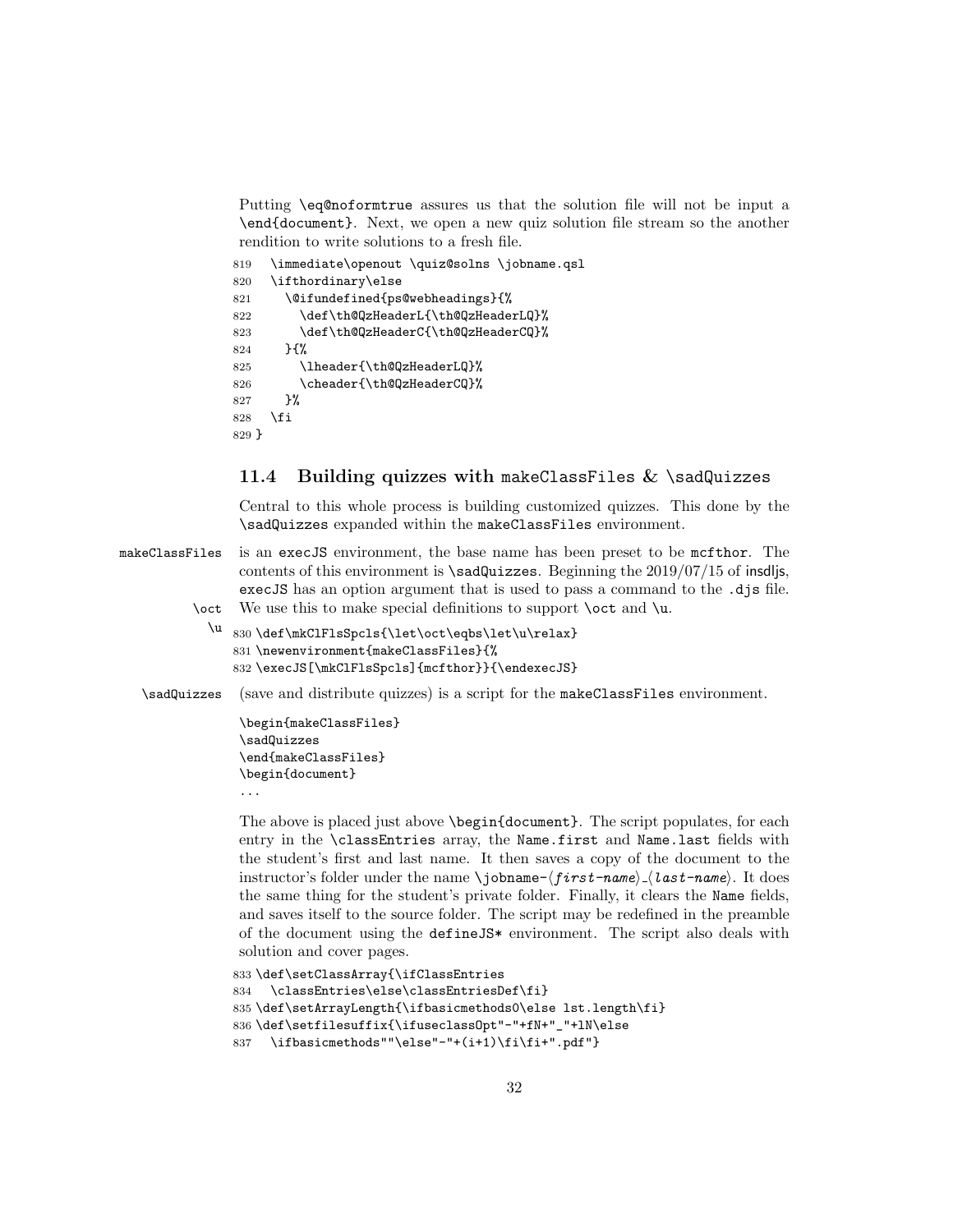Putting `\eq@noformtrue` assures us that the solution file will not be input a `\end{document}`. Next, we open a new quiz solution file stream so the another rendition to write solutions to a fresh file.

```
819   \immediate\openout \quiz@solns \jobname.qsl
820   \ifthordinary\else
821     \@ifundefined{ps@webheadings}{%
822       \def\th@QzHeaderL{\th@QzHeaderLQ}%
823       \def\th@QzHeaderC{\th@QzHeaderCQ}%
824     }{%
825       \lheader{\th@QzHeaderLQ}%
826       \cheader{\th@QzHeaderCQ}%
827     }%
828   \fi
829 }
```

### 11.4 Building quizzes with makeClassFiles & \sadQuizzes

Central to this whole process is building customized quizzes. This done by the `\sadQuizzes` expanded within the `makeClassFiles` environment.

`makeClassFiles` `\oct` `\u` is an `execJS` environment, the base name has been preset to be `mcfthor`. The contents of this environment is `\sadQuizzes`. Beginning the 2019/07/15 of insdljs, `execJS` has an option argument that is used to pass a command to the `.djs` file. We use this to make special definitions to support `\oct` and `\u`.

```
830 \def\mkClFlsSpcls{\let\oct\eqbs\let\u\relax}
831 \newenvironment{makeClassFiles}{%
832 \execJS[\mkClFlsSpcls]{mcfthor}}{\endexecJS}
```

`\sadQuizzes` (save and distribute quizzes) is a script for the `makeClassFiles` environment.

```
\begin{makeClassFiles}
\sadQuizzes
\end{makeClassFiles}
\begin{document}
...
```

The above is placed just above `\begin{document}`. The script populates, for each entry in the `\classEntries` array, the `Name.first` and `Name.last` fields with the student's first and last name. It then saves a copy of the document to the instructor's folder under the name `\jobname-`⟨*first-name*⟩_⟨*last-name*⟩. It does the same thing for the student's private folder. Finally, it clears the `Name` fields, and saves itself to the source folder. The script may be redefined in the preamble of the document using the `defineJS*` environment. The script also deals with solution and cover pages.

```
833 \def\setClassArray{\ifClassEntries
834   \classEntries\else\classEntriesDef\fi}
835 \def\setArrayLength{\ifbasicmethods0\else lst.length\fi}
836 \def\setfilesuffix{\ifuseclassOpt"-"+fN+"_"+lN\else
837   \ifbasicmethods""\else"-"+(i+1)\fi\fi+".pdf"}
```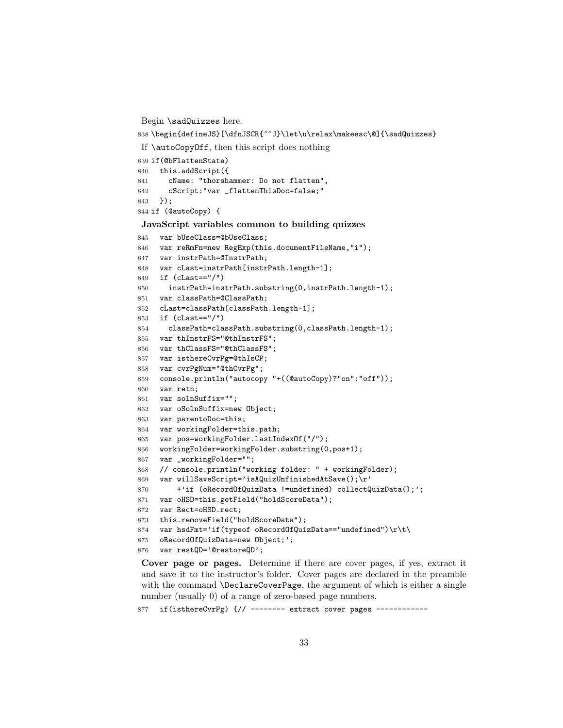Begin \sadQuizzes here.

```
838 \begin{defineJS}[\dfnJSCR{^^J}\let\u\relax\makeesc\@]{\sadQuizzes}
```

If \autoCopyOff, then this script does nothing

```
839 if(@bFlattenState)
840   this.addScript({
841     cName: "thorshammer: Do not flatten",
842     cScript:"var _flattenThisDoc=false;"
843   });
844 if (@autoCopy) {
```

**JavaScript variables common to building quizzes**

```
845   var bUseClass=@bUseClass;
846   var reRmFn=new RegExp(this.documentFileName,"i");
847   var instrPath=@InstrPath;
848   var cLast=instrPath[instrPath.length-1];
849   if (cLast=="/")
850     instrPath=instrPath.substring(0,instrPath.length-1);
851   var classPath=@ClassPath;
852   cLast=classPath[classPath.length-1];
853   if (cLast=="/")
854     classPath=classPath.substring(0,classPath.length-1);
855   var thInstrFS="@thInstrFS";
856   var thClassFS="@thClassFS";
857   var isthereCvrPg=@thIsCP;
858   var cvrPgNum="@thCvrPg";
859   console.println("autocopy "+((@autoCopy)?"on":"off"));
860   var retn;
861   var solnSuffix="";
862   var oSolnSuffix=new Object;
863   var parentoDoc=this;
864   var workingFolder=this.path;
865   var pos=workingFolder.lastIndexOf("/");
866   workingFolder=workingFolder.substring(0,pos+1);
867   var _workingFolder="";
868   // console.println("working folder: " + workingFolder);
869   var willSaveScript='isAQuizUnfinishedAtSave();\r'
870       +'if (oRecordOfQuizData !=undefined) collectQuizData();';
871   var oHSD=this.getField("holdScoreData");
872   var Rect=oHSD.rect;
873   this.removeField("holdScoreData");
874   var hsdFmt='if(typeof oRecordOfQuizData=="undefined")\r\t\
875   oRecordOfQuizData=new Object;';
876   var restQD='@restoreQD';
```

**Cover page or pages.** Determine if there are cover pages, if yes, extract it and save it to the instructor's folder. Cover pages are declared in the preamble with the command \DeclareCoverPage, the argument of which is either a single number (usually 0) of a range of zero-based page numbers.

```
877   if(isthereCvrPg) {// -------- extract cover pages ------------
```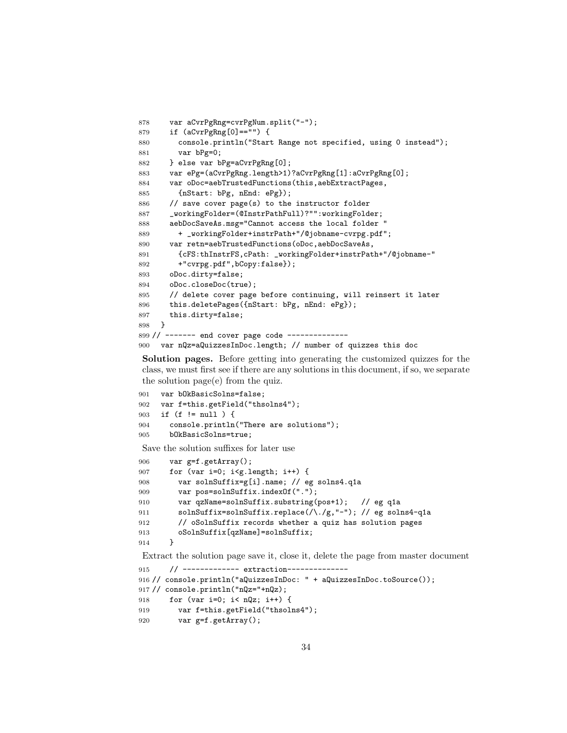```
878     var aCvrPgRng=cvrPgNum.split("-");
879     if (aCvrPgRng[0]=="") {
880       console.println("Start Range not specified, using 0 instead");
881       var bPg=0;
882     } else var bPg=aCvrPgRng[0];
883     var ePg=(aCvrPgRng.length>1)?aCvrPgRng[1]:aCvrPgRng[0];
884     var oDoc=aebTrustedFunctions(this,aebExtractPages,
885       {nStart: bPg, nEnd: ePg});
886     // save cover page(s) to the instructor folder
887     _workingFolder=(@InstrPathFull)?"":workingFolder;
888     aebDocSaveAs.msg="Cannot access the local folder "
889       + _workingFolder+instrPath+"/@jobname-cvrpg.pdf";
890     var retn=aebTrustedFunctions(oDoc,aebDocSaveAs,
891       {cFS:thInstrFS,cPath: _workingFolder+instrPath+"/@jobname-"
892       +"cvrpg.pdf",bCopy:false});
893     oDoc.dirty=false;
894     oDoc.closeDoc(true);
895     // delete cover page before continuing, will reinsert it later
896     this.deletePages({nStart: bPg, nEnd: ePg});
897     this.dirty=false;
898   }
899 // ------- end cover page code --------------
900   var nQz=aQuizzesInDoc.length; // number of quizzes this doc
```

**Solution pages.** Before getting into generating the customized quizzes for the class, we must first see if there are any solutions in this document, if so, we separate the solution page(e) from the quiz.

```
901   var bOkBasicSolns=false;
902   var f=this.getField("thsolns4");
903   if (f != null ) {
904     console.println("There are solutions");
905     bOkBasicSolns=true;
```

Save the solution suffixes for later use

```
906     var g=f.getArray();
907     for (var i=0; i<g.length; i++) {
908       var solnSuffix=g[i].name; // eg solns4.q1a
909       var pos=solnSuffix.indexOf(".");
910       var qzName=solnSuffix.substring(pos+1);   // eg q1a
911       solnSuffix=solnSuffix.replace(/\./g,"-"); // eg solns4-q1a
912       // oSolnSuffix records whether a quiz has solution pages
913       oSolnSuffix[qzName]=solnSuffix;
914     }
```

Extract the solution page save it, close it, delete the page from master document

```
915     // ------------- extraction--------------
916 // console.println("aQuizzesInDoc: " + aQuizzesInDoc.toSource());
917 // console.println("nQz="+nQz);
918     for (var i=0; i< nQz; i++) {
919       var f=this.getField("thsolns4");
920       var g=f.getArray();
```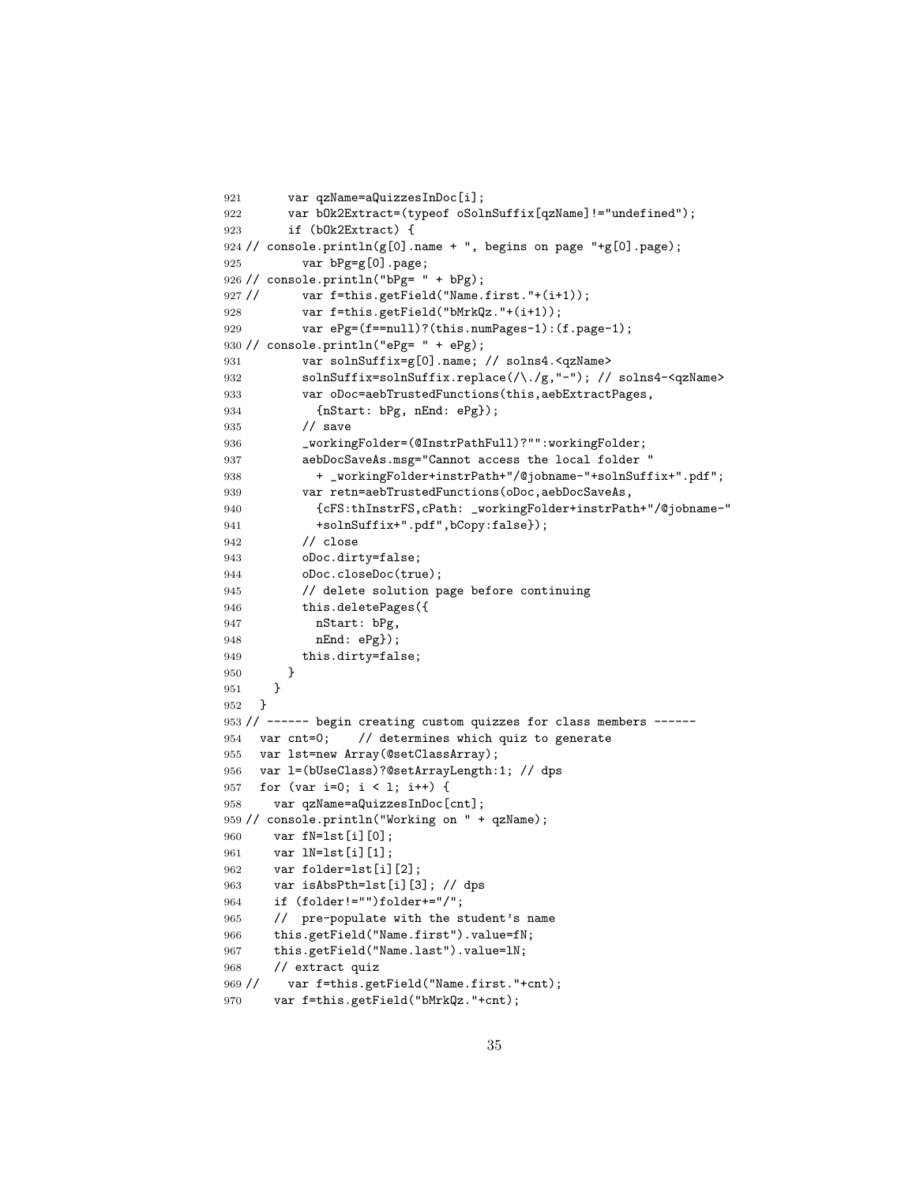```
921       var qzName=aQuizzesInDoc[i];
922       var bOk2Extract=(typeof oSolnSuffix[qzName]!="undefined");
923       if (bOk2Extract) {
924 // console.println(g[0].name + ", begins on page "+g[0].page);
925         var bPg=g[0].page;
926 // console.println("bPg= " + bPg);
927 //      var f=this.getField("Name.first."+(i+1));
928         var f=this.getField("bMrkQz."+(i+1));
929         var ePg=(f==null)?(this.numPages-1):(f.page-1);
930 // console.println("ePg= " + ePg);
931         var solnSuffix=g[0].name; // solns4.<qzName>
932         solnSuffix=solnSuffix.replace(/\./g,"-"); // solns4-<qzName>
933         var oDoc=aebTrustedFunctions(this,aebExtractPages,
934           {nStart: bPg, nEnd: ePg});
935         // save
936         _workingFolder=(@InstrPathFull)?"":workingFolder;
937         aebDocSaveAs.msg="Cannot access the local folder "
938           + _workingFolder+instrPath+"/@jobname-"+solnSuffix+".pdf";
939         var retn=aebTrustedFunctions(oDoc,aebDocSaveAs,
940           {cFS:thInstrFS,cPath: _workingFolder+instrPath+"/@jobname-"
941           +solnSuffix+".pdf",bCopy:false});
942         // close
943         oDoc.dirty=false;
944         oDoc.closeDoc(true);
945         // delete solution page before continuing
946         this.deletePages({
947           nStart: bPg,
948           nEnd: ePg});
949         this.dirty=false;
950       }
951     }
952   }
953 // ------ begin creating custom quizzes for class members ------
954   var cnt=0;    // determines which quiz to generate
955   var lst=new Array(@setClassArray);
956   var l=(bUseClass)?@setArrayLength:1; // dps
957   for (var i=0; i < l; i++) {
958     var qzName=aQuizzesInDoc[cnt];
959 // console.println("Working on " + qzName);
960     var fN=lst[i][0];
961     var lN=lst[i][1];
962     var folder=lst[i][2];
963     var isAbsPth=lst[i][3]; // dps
964     if (folder!="")folder+="/";
965     //  pre-populate with the student’s name
966     this.getField("Name.first").value=fN;
967     this.getField("Name.last").value=lN;
968     // extract quiz
969 //    var f=this.getField("Name.first."+cnt);
970     var f=this.getField("bMrkQz."+cnt);
```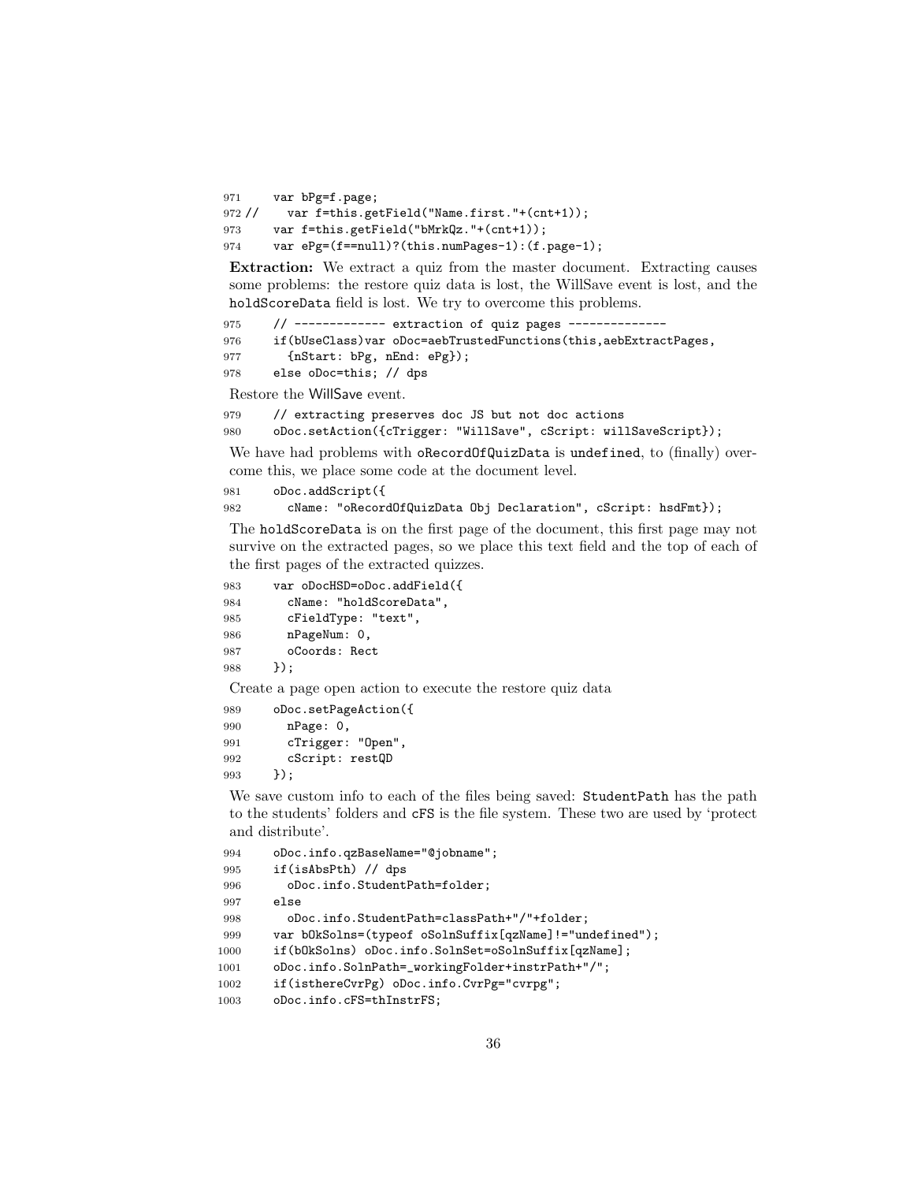```
971     var bPg=f.page;
972 //     var f=this.getField("Name.first."+(cnt+1));
973     var f=this.getField("bMrkQz."+(cnt+1));
974     var ePg=(f==null)?(this.numPages-1):(f.page-1);
```

**Extraction:** We extract a quiz from the master document. Extracting causes some problems: the restore quiz data is lost, the WillSave event is lost, and the `holdScoreData` field is lost. We try to overcome this problems.

```
975     // ------------- extraction of quiz pages --------------
976     if(bUseClass)var oDoc=aebTrustedFunctions(this,aebExtractPages,
977       {nStart: bPg, nEnd: ePg});
978     else oDoc=this; // dps
```

Restore the WillSave event.

```
979     // extracting preserves doc JS but not doc actions
980     oDoc.setAction({cTrigger: "WillSave", cScript: willSaveScript});
```

We have had problems with `oRecordOfQuizData` is `undefined`, to (finally) overcome this, we place some code at the document level.

```
981     oDoc.addScript({
982       cName: "oRecordOfQuizData Obj Declaration", cScript: hsdFmt});
```

The `holdScoreData` is on the first page of the document, this first page may not survive on the extracted pages, so we place this text field and the top of each of the first pages of the extracted quizzes.

```
983     var oDocHSD=oDoc.addField({
984       cName: "holdScoreData",
985       cFieldType: "text",
986       nPageNum: 0,
987       oCoords: Rect
988     });
```

Create a page open action to execute the restore quiz data

```
989     oDoc.setPageAction({
990       nPage: 0,
991       cTrigger: "Open",
992       cScript: restQD
993     });
```

We save custom info to each of the files being saved: `StudentPath` has the path to the students' folders and `cFS` is the file system. These two are used by 'protect and distribute'.

```
994     oDoc.info.qzBaseName="@jobname";
995     if(isAbsPth) // dps
996       oDoc.info.StudentPath=folder;
997     else
998       oDoc.info.StudentPath=classPath+"/"+folder;
999     var bOkSolns=(typeof oSolnSuffix[qzName]!="undefined");
1000    if(bOkSolns) oDoc.info.SolnSet=oSolnSuffix[qzName];
1001    oDoc.info.SolnPath=_workingFolder+instrPath+"/";
1002    if(isthereCvrPg) oDoc.info.CvrPg="cvrpg";
1003    oDoc.info.cFS=thInstrFS;
```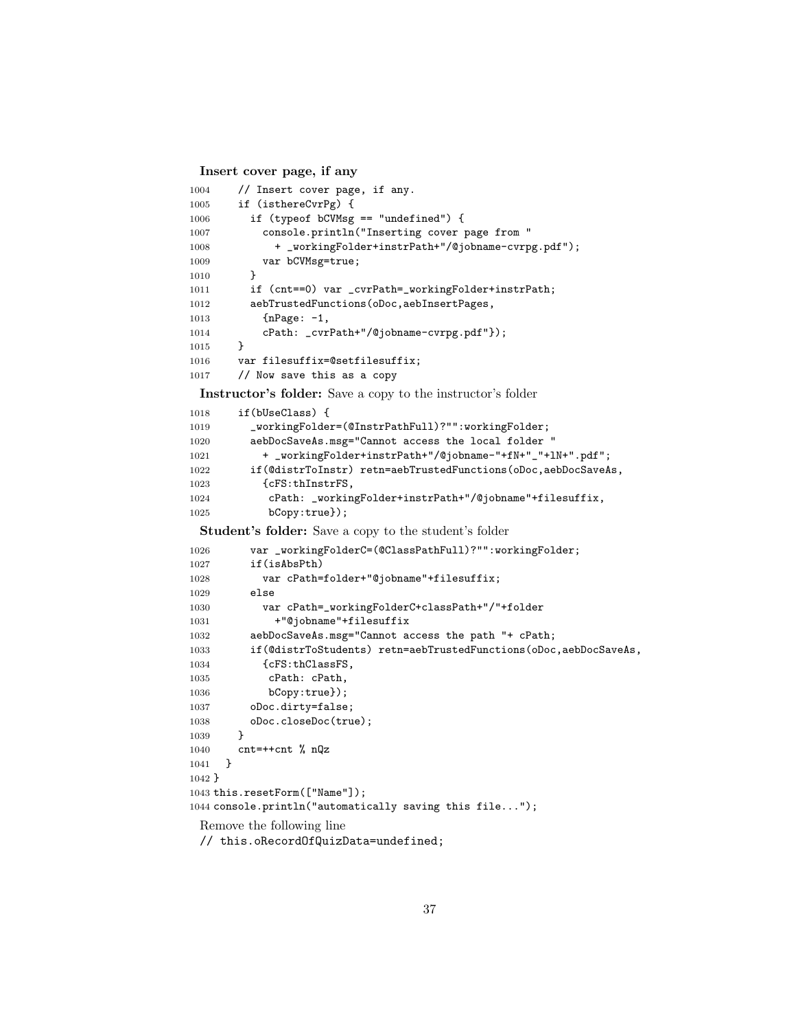**Insert cover page, if any**

```
1004     // Insert cover page, if any.
1005     if (isthereCvrPg) {
1006       if (typeof bCVMsg == "undefined") {
1007         console.println("Inserting cover page from "
1008           + _workingFolder+instrPath+"/@jobname-cvrpg.pdf");
1009         var bCVMsg=true;
1010       }
1011       if (cnt==0) var _cvrPath=_workingFolder+instrPath;
1012       aebTrustedFunctions(oDoc,aebInsertPages,
1013         {nPage: -1,
1014         cPath: _cvrPath+"/@jobname-cvrpg.pdf"});
1015     }
1016     var filesuffix=@setfilesuffix;
1017     // Now save this as a copy
```

**Instructor's folder:** Save a copy to the instructor's folder

```
1018     if(bUseClass) {
1019       _workingFolder=(@InstrPathFull)?"":workingFolder;
1020       aebDocSaveAs.msg="Cannot access the local folder "
1021         + _workingFolder+instrPath+"/@jobname-"+fN+"_"+lN+".pdf";
1022       if(@distrToInstr) retn=aebTrustedFunctions(oDoc,aebDocSaveAs,
1023         {cFS:thInstrFS,
1024          cPath: _workingFolder+instrPath+"/@jobname"+filesuffix,
1025          bCopy:true});
```

**Student's folder:** Save a copy to the student's folder

```
1026       var _workingFolderC=(@ClassPathFull)?"":workingFolder;
1027       if(isAbsPth)
1028         var cPath=folder+"@jobname"+filesuffix;
1029       else
1030         var cPath=_workingFolderC+classPath+"/"+folder
1031           +"@jobname"+filesuffix
1032       aebDocSaveAs.msg="Cannot access the path "+ cPath;
1033       if(@distrToStudents) retn=aebTrustedFunctions(oDoc,aebDocSaveAs,
1034         {cFS:thClassFS,
1035          cPath: cPath,
1036          bCopy:true});
1037       oDoc.dirty=false;
1038       oDoc.closeDoc(true);
1039     }
1040     cnt=++cnt % nQz
1041   }
1042 }
1043 this.resetForm(["Name"]);
1044 console.println("automatically saving this file...");
```

Remove the following line

```
// this.oRecordOfQuizData=undefined;
```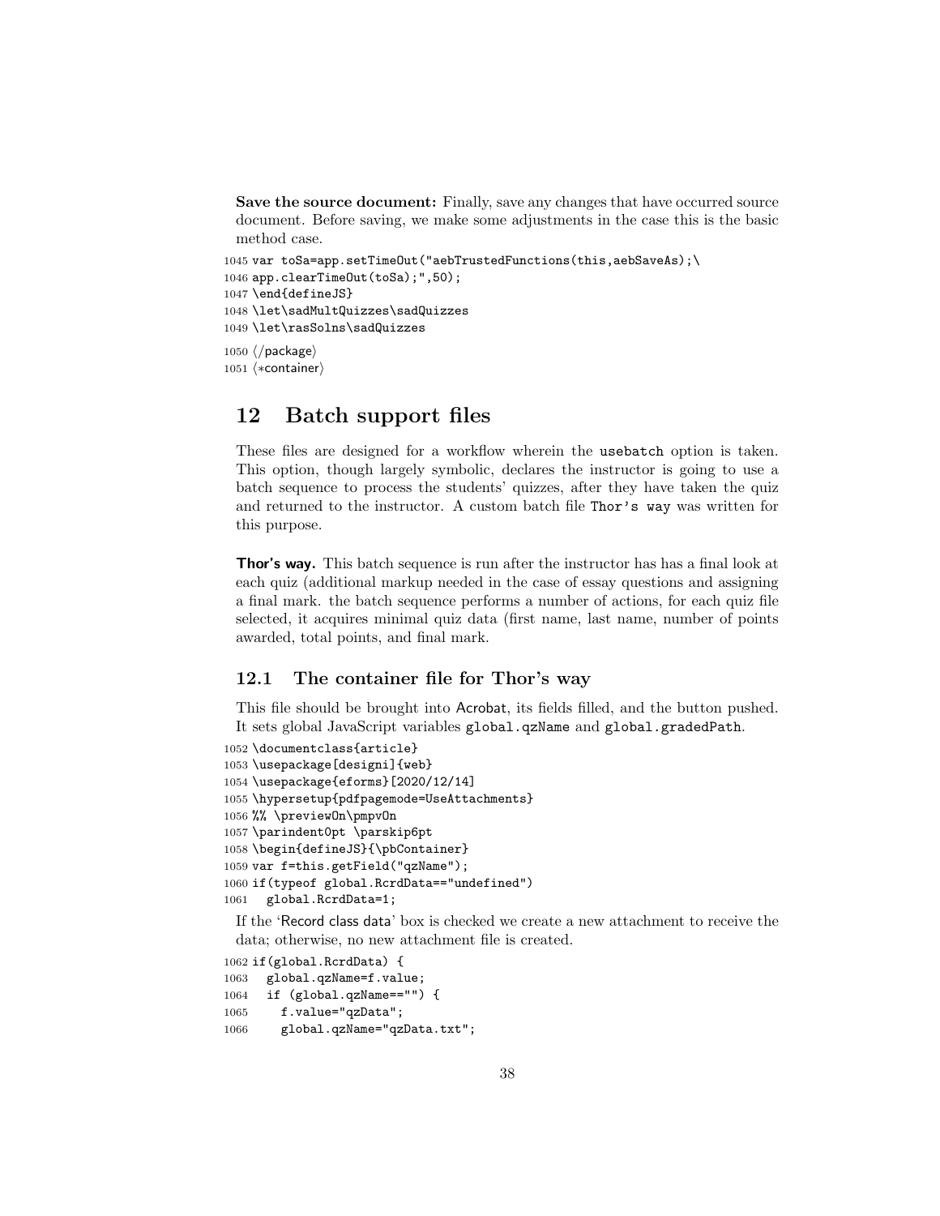**Save the source document:** Finally, save any changes that have occurred source document. Before saving, we make some adjustments in the case this is the basic method case.

```
1045 var toSa=app.setTimeOut("aebTrustedFunctions(this,aebSaveAs);\
1046 app.clearTimeOut(toSa);",50);
1047 \end{defineJS}
1048 \let\sadMultQuizzes\sadQuizzes
1049 \let\rasSolns\sadQuizzes
1050 ⟨/package⟩
1051 ⟨*container⟩
```

## 12 Batch support files

These files are designed for a workflow wherein the `usebatch` option is taken. This option, though largely symbolic, declares the instructor is going to use a batch sequence to process the students' quizzes, after they have taken the quiz and returned to the instructor. A custom batch file `Thor's way` was written for this purpose.

**Thor's way.** This batch sequence is run after the instructor has has a final look at each quiz (additional markup needed in the case of essay questions and assigning a final mark. the batch sequence performs a number of actions, for each quiz file selected, it acquires minimal quiz data (first name, last name, number of points awarded, total points, and final mark.

### 12.1 The container file for Thor's way

This file should be brought into Acrobat, its fields filled, and the button pushed. It sets global JavaScript variables `global.qzName` and `global.gradedPath`.

```
1052 \documentclass{article}
1053 \usepackage[designi]{web}
1054 \usepackage{eforms}[2020/12/14]
1055 \hypersetup{pdfpagemode=UseAttachments}
1056 %% \previewOn\pmpvOn
1057 \parindent0pt \parskip6pt
1058 \begin{defineJS}{\pbContainer}
1059 var f=this.getField("qzName");
1060 if(typeof global.RcrdData=="undefined")
1061   global.RcrdData=1;
```

If the 'Record class data' box is checked we create a new attachment to receive the data; otherwise, no new attachment file is created.

```
1062 if(global.RcrdData) {
1063   global.qzName=f.value;
1064   if (global.qzName=="") {
1065     f.value="qzData";
1066     global.qzName="qzData.txt";
```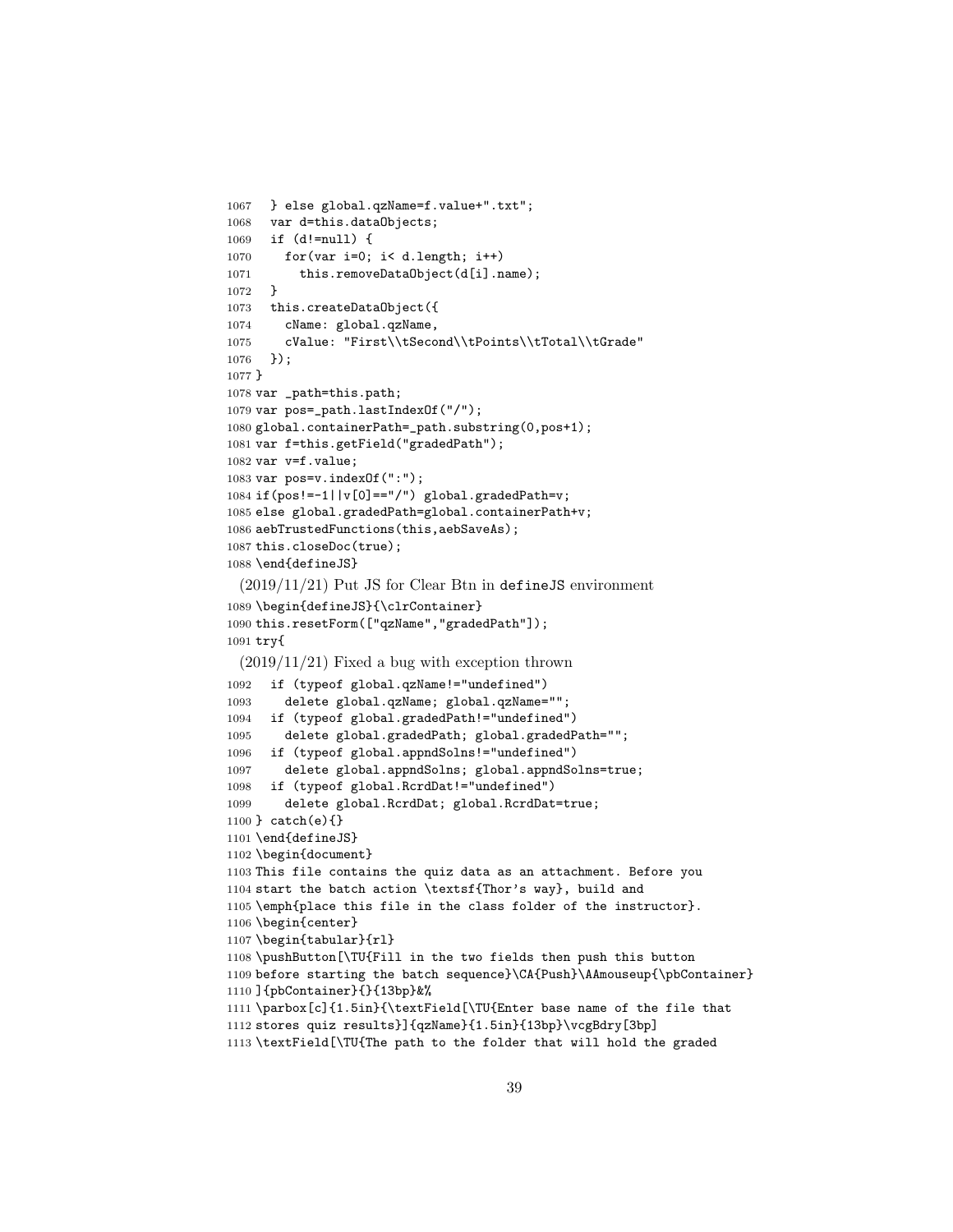```
1067   } else global.qzName=f.value+".txt";
1068   var d=this.dataObjects;
1069   if (d!=null) {
1070     for(var i=0; i< d.length; i++)
1071       this.removeDataObject(d[i].name);
1072   }
1073   this.createDataObject({
1074     cName: global.qzName,
1075     cValue: "First\\tSecond\\tPoints\\tTotal\\tGrade"
1076   });
1077 }
1078 var _path=this.path;
1079 var pos=_path.lastIndexOf("/");
1080 global.containerPath=_path.substring(0,pos+1);
1081 var f=this.getField("gradedPath");
1082 var v=f.value;
1083 var pos=v.indexOf(":");
1084 if(pos!=-1||v[0]=="/") global.gradedPath=v;
1085 else global.gradedPath=global.containerPath+v;
1086 aebTrustedFunctions(this,aebSaveAs);
1087 this.closeDoc(true);
1088 \end{defineJS}
```

(2019/11/21) Put JS for Clear Btn in `defineJS` environment

```
1089 \begin{defineJS}{\clrContainer}
1090 this.resetForm(["qzName","gradedPath"]);
1091 try{
```

(2019/11/21) Fixed a bug with exception thrown

```
1092   if (typeof global.qzName!="undefined")
1093     delete global.qzName; global.qzName="";
1094   if (typeof global.gradedPath!="undefined")
1095     delete global.gradedPath; global.gradedPath="";
1096   if (typeof global.appndSolns!="undefined")
1097     delete global.appndSolns; global.appndSolns=true;
1098   if (typeof global.RcrdDat!="undefined")
1099     delete global.RcrdDat; global.RcrdDat=true;
1100 } catch(e){}
1101 \end{defineJS}
1102 \begin{document}
1103 This file contains the quiz data as an attachment. Before you
1104 start the batch action \textsf{Thor's way}, build and
1105 \emph{place this file in the class folder of the instructor}.
1106 \begin{center}
1107 \begin{tabular}{rl}
1108 \pushButton[\TU{Fill in the two fields then push this button
1109 before starting the batch sequence}\CA{Push}\AAmouseup{\pbContainer}
1110 ]{pbContainer}{}{13bp}&%
1111 \parbox[c]{1.5in}{\textField[\TU{Enter base name of the file that
1112 stores quiz results}]{qzName}{1.5in}{13bp}\vcgBdry[3bp]
1113 \textField[\TU{The path to the folder that will hold the graded
```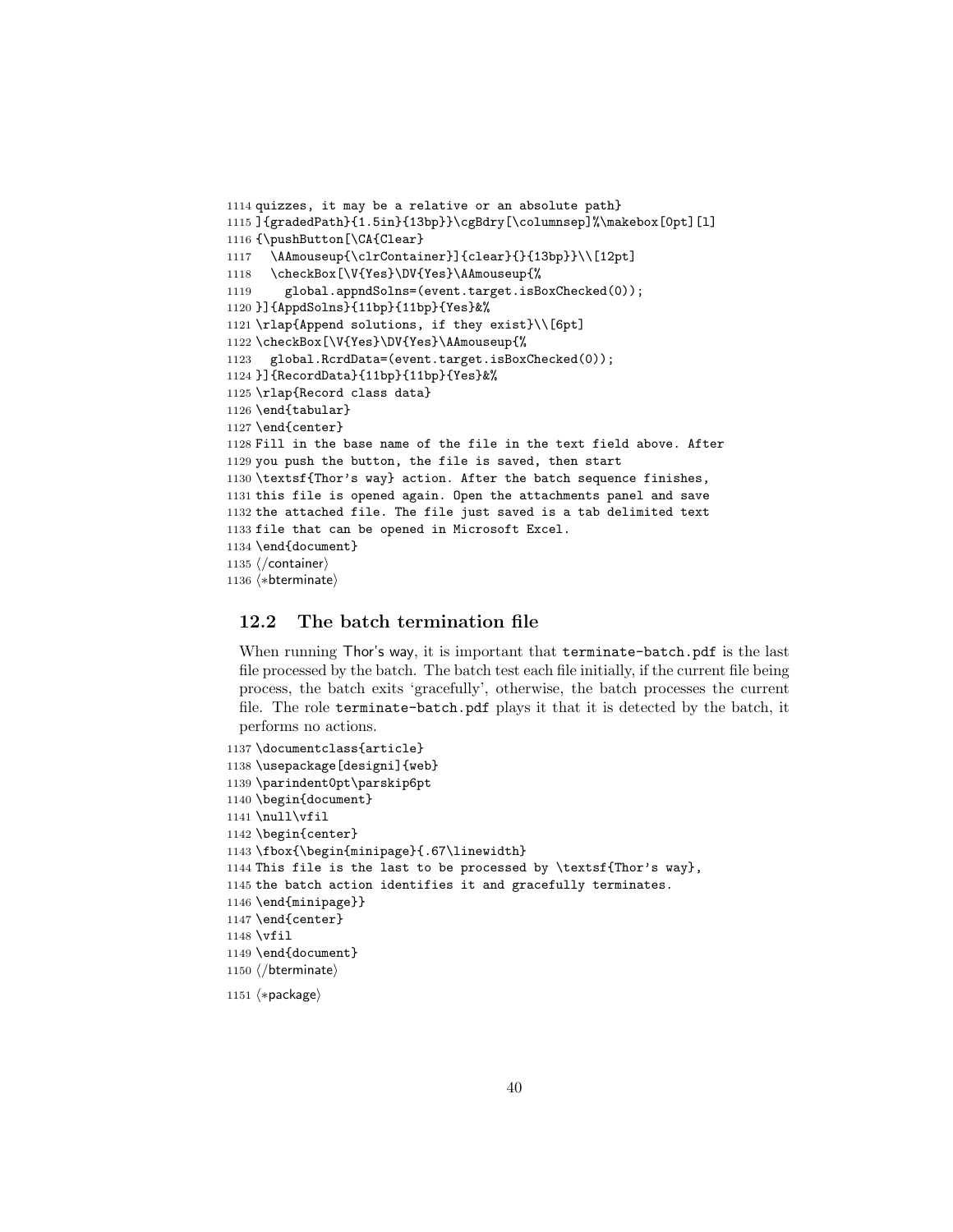```
1114 quizzes, it may be a relative or an absolute path}
1115 ]{gradedPath}{1.5in}{13bp}}\cgBdry[\columnsep]%\makebox[0pt][l]
1116 {\pushButton[\CA{Clear}
1117   \AAmouseup{\clrContainer}]{clear}{}{13bp}}\\[12pt]
1118   \checkBox[\V{Yes}\DV{Yes}\AAmouseup{%
1119     global.appndSolns=(event.target.isBoxChecked(0));
1120 }]{AppdSolns}{11bp}{11bp}{Yes}&%
1121 \rlap{Append solutions, if they exist}\\[6pt]
1122 \checkBox[\V{Yes}\DV{Yes}\AAmouseup{%
1123   global.RcrdData=(event.target.isBoxChecked(0));
1124 }]{RecordData}{11bp}{11bp}{Yes}&%
1125 \rlap{Record class data}
1126 \end{tabular}
1127 \end{center}
1128 Fill in the base name of the file in the text field above. After
1129 you push the button, the file is saved, then start
1130 \textsf{Thor's way} action. After the batch sequence finishes,
1131 this file is opened again. Open the attachments panel and save
1132 the attached file. The file just saved is a tab delimited text
1133 file that can be opened in Microsoft Excel.
1134 \end{document}
1135 ⟨/container⟩
1136 ⟨*bterminate⟩
```

## 12.2 The batch termination file

When running Thor's way, it is important that `terminate-batch.pdf` is the last file processed by the batch. The batch test each file initially, if the current file being process, the batch exits 'gracefully', otherwise, the batch processes the current file. The role `terminate-batch.pdf` plays it that it is detected by the batch, it performs no actions.

```
1137 \documentclass{article}
1138 \usepackage[designi]{web}
1139 \parindent0pt\parskip6pt
1140 \begin{document}
1141 \null\vfil
1142 \begin{center}
1143 \fbox{\begin{minipage}{.67\linewidth}
1144 This file is the last to be processed by \textsf{Thor's way},
1145 the batch action identifies it and gracefully terminates.
1146 \end{minipage}}
1147 \end{center}
1148 \vfil
1149 \end{document}
1150 ⟨/bterminate⟩
1151 ⟨*package⟩
```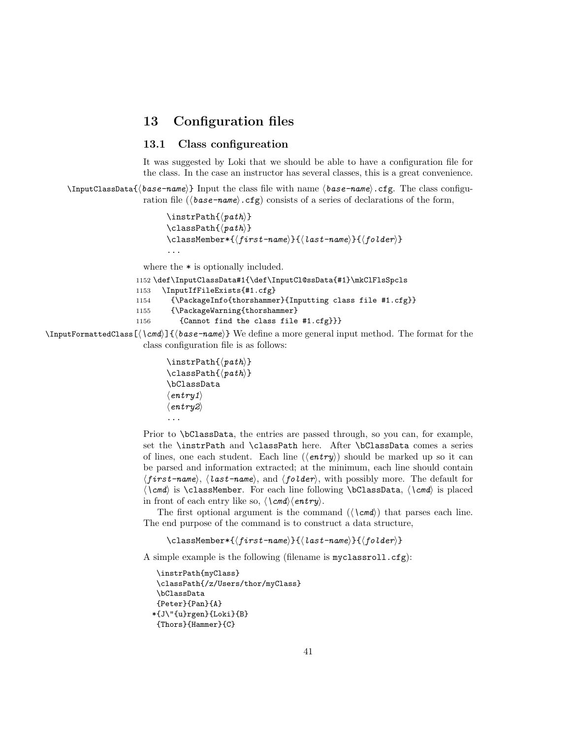## 13 Configuration files

### 13.1 Class configureation

It was suggested by Loki that we should be able to have a configuration file for the class. In the case an instructor has several classes, this is a great convenience.

`\InputClassData{⟨base-name⟩}` Input the class file with name ⟨*base-name*⟩`.cfg`. The class configuration file (⟨*base-name*⟩`.cfg`) consists of a series of declarations of the form,

```
\instrPath{⟨path⟩}
\classPath{⟨path⟩}
\classMember*{⟨first-name⟩}{⟨last-name⟩}{⟨folder⟩}
...
```

where the `*` is optionally included.

```
1152 \def\InputClassData#1{\def\InputCl@ssData{#1}\mkClFlsSpcls
1153   \InputIfFileExists{#1.cfg}
1154     {\PackageInfo{thorshammer}{Inputting class file #1.cfg}}
1155     {\PackageWarning{thorshammer}
1156       {Cannot find the class file #1.cfg}}}
```

`\InputFormattedClass[⟨\cmd⟩]{⟨base-name⟩}` We define a more general input method. The format for the class configuration file is as follows:

```
\instrPath{⟨path⟩}
\classPath{⟨path⟩}
\bClassData
⟨entry1⟩
⟨entry2⟩
...
```

Prior to `\bClassData`, the entries are passed through, so you can, for example, set the `\instrPath` and `\classPath` here. After `\bClassData` comes a series of lines, one each student. Each line (⟨*entry*⟩) should be marked up so it can be parsed and information extracted; at the minimum, each line should contain ⟨*first-name*⟩, ⟨*last-name*⟩, and ⟨*folder*⟩, with possibly more. The default for ⟨`\cmd`⟩ is `\classMember`. For each line following `\bClassData`, ⟨`\cmd`⟩ is placed in front of each entry like so, ⟨`\cmd`⟩⟨*entry*⟩.

The first optional argument is the command (⟨`\cmd`⟩) that parses each line. The end purpose of the command is to construct a data structure,

```
\classMember*{⟨first-name⟩}{⟨last-name⟩}{⟨folder⟩}
```

A simple example is the following (filename is `myclassroll.cfg`):

```
\instrPath{myClass}
\classPath{/z/Users/thor/myClass}
\bClassData
{Peter}{Pan}{A}
*{J\"{u}rgen}{Loki}{B}
{Thors}{Hammer}{C}
```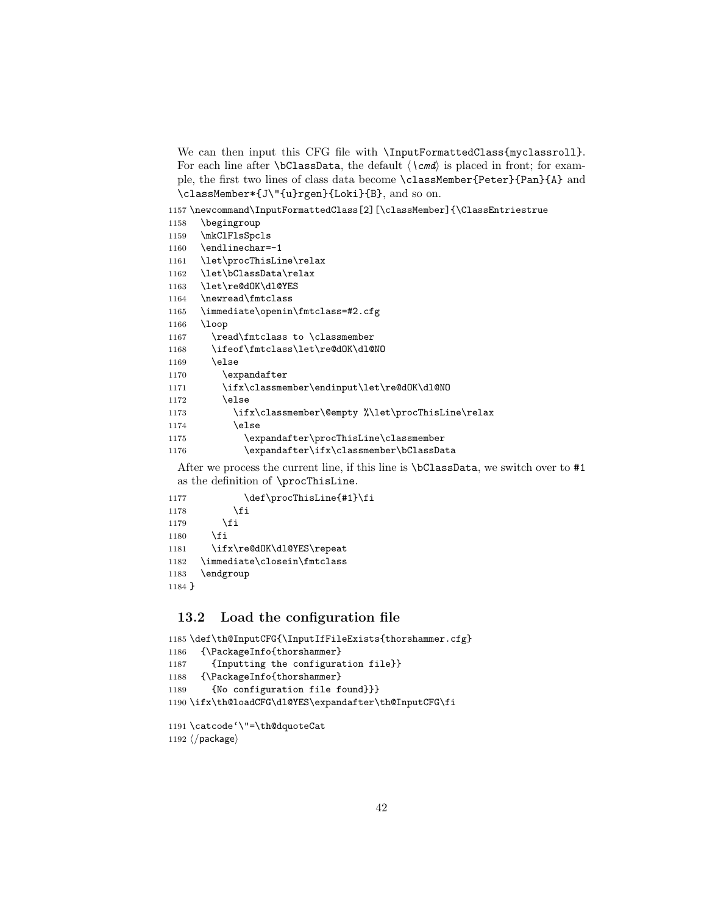We can then input this CFG file with `\InputFormattedClass{myclassroll}`. For each line after `\bClassData`, the default ⟨`\cmd`⟩ is placed in front; for example, the first two lines of class data become `\classMember{Peter}{Pan}{A}` and `\classMember*{J\"{u}rgen}{Loki}{B}`, and so on.

```
1157 \newcommand\InputFormattedClass[2][\classMember]{\ClassEntriestrue
1158   \begingroup
1159   \mkClFlsSpcls
1160   \endlinechar=-1
1161   \let\procThisLine\relax
1162   \let\bClassData\relax
1163   \let\re@dOK\dl@YES
1164   \newread\fmtclass
1165   \immediate\openin\fmtclass=#2.cfg
1166   \loop
1167     \read\fmtclass to \classmember
1168     \ifeof\fmtclass\let\re@dOK\dl@NO
1169     \else
1170       \expandafter
1171       \ifx\classmember\endinput\let\re@dOK\dl@NO
1172       \else
1173         \ifx\classmember\@empty %\let\procThisLine\relax
1174         \else
1175           \expandafter\procThisLine\classmember
1176           \expandafter\ifx\classmember\bClassData
```

After we process the current line, if this line is `\bClassData`, we switch over to `#1` as the definition of `\procThisLine`.

```
1177           \def\procThisLine{#1}\fi
1178         \fi
1179       \fi
1180     \fi
1181     \ifx\re@dOK\dl@YES\repeat
1182   \immediate\closein\fmtclass
1183   \endgroup
1184 }
```

### 13.2 Load the configuration file

```
1185 \def\th@InputCFG{\InputIfFileExists{thorshammer.cfg}
1186   {\PackageInfo{thorshammer}
1187     {Inputting the configuration file}}
1188   {\PackageInfo{thorshammer}
1189     {No configuration file found}}}
1190 \ifx\th@loadCFG\dl@YES\expandafter\th@InputCFG\fi

1191 \catcode`\"=\th@dquoteCat
1192 ⟨/package⟩
```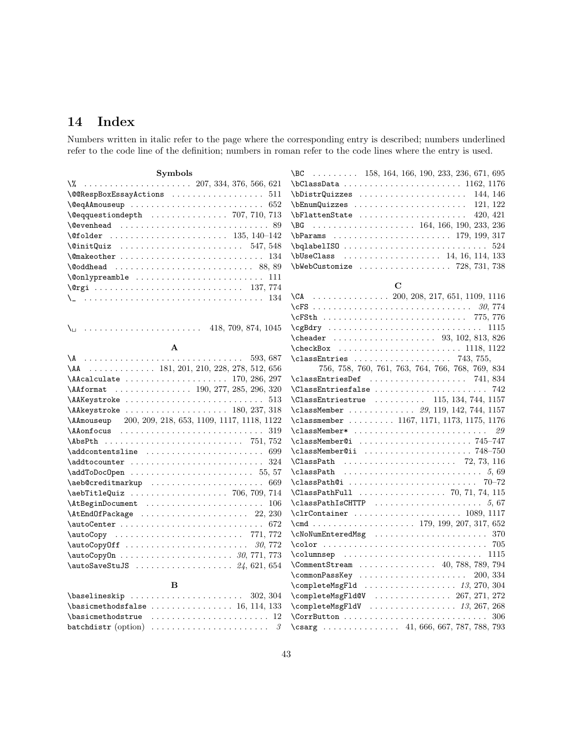## 14 Index

Numbers written in italic refer to the page where the corresponding entry is described; numbers underlined refer to the code line of the definition; numbers in roman refer to the code lines where the entry is used.

**Symbols**

\% . . . . . . . . . . . . . . . . . . . . 207, 334, 376, 566, 621
\@@RespBoxEssayActions . . . . . . . . . . . . . . . . . . 511
\@eqAAmouseup . . . . . . . . . . . . . . . . . . . . . . . . . . 652
\@eqquestiondepth . . . . . . . . . . . . . . . 707, 710, 713
\@evenhead . . . . . . . . . . . . . . . . . . . . . . . . . . . . . 89
\@folder . . . . . . . . . . . . . . . . . . . . . . . . 135, 140–142
\@initQuiz . . . . . . . . . . . . . . . . . . . . . . . . 547, 548
\@makeother . . . . . . . . . . . . . . . . . . . . . . . . . . . . 134
\@oddhead . . . . . . . . . . . . . . . . . . . . . . . . . . . 88, 89
\@onlypreamble . . . . . . . . . . . . . . . . . . . . . . . . . 111
\@rgi . . . . . . . . . . . . . . . . . . . . . . . . . . . . . . 137, 774
\_ . . . . . . . . . . . . . . . . . . . . . . . . . . . . . . . . . . . . 134
\␣ . . . . . . . . . . . . . . . . . . . . . . . 418, 709, 874, 1045

**A**

\A . . . . . . . . . . . . . . . . . . . . . . . . . . . . . . . . 593, 687
\AA . . . . . . . . . . . . . 181, 201, 210, 228, 278, 512, 656
\AAcalculate . . . . . . . . . . . . . . . . . . . . 170, 286, 297
\AAformat . . . . . . . . . . . . . . . 190, 277, 285, 296, 320
\AAKeystroke . . . . . . . . . . . . . . . . . . . . . . . . . . . 513
\AAkeystroke . . . . . . . . . . . . . . . . . . . . 180, 237, 318
\AAmouseup 200, 209, 218, 653, 1109, 1117, 1118, 1122
\AAonfocus . . . . . . . . . . . . . . . . . . . . . . . . . . . . 319
\AbsPth . . . . . . . . . . . . . . . . . . . . . . . . . . . 751, 752
\addcontentsline . . . . . . . . . . . . . . . . . . . . . . . 699
\addtocounter . . . . . . . . . . . . . . . . . . . . . . . . . . 324
\addToDocOpen . . . . . . . . . . . . . . . . . . . . . . . . 55, 57
\aeb@creditmarkup . . . . . . . . . . . . . . . . . . . . . . 669
\aebTitleQuiz . . . . . . . . . . . . . . . . . . . 706, 709, 714
\AtBeginDocument . . . . . . . . . . . . . . . . . . . . . . . 106
\AtEndOfPackage . . . . . . . . . . . . . . . . . . . . . 22, 230
\autoCenter . . . . . . . . . . . . . . . . . . . . . . . . . . . . 672
\autoCopy . . . . . . . . . . . . . . . . . . . . . . . . . 771, 772
\autoCopyOff . . . . . . . . . . . . . . . . . . . . . . . . *30*, 772
\autoCopyOn . . . . . . . . . . . . . . . . . . . . . . *30*, 771, 773
\autoSaveStuJS . . . . . . . . . . . . . . . . . . . *24*, 621, 654

**B**

\baselineskip . . . . . . . . . . . . . . . . . . . . . . . 302, 304
\basicmethodsfalse . . . . . . . . . . . . . . . . 16, 114, 133
\basicmethodstrue . . . . . . . . . . . . . . . . . . . . . . . . 12
batchdistr (option) . . . . . . . . . . . . . . . . . . . . . . . *3*
\BC . . . . . . . . . 158, 164, 166, 190, 233, 236, 671, 695
\bClassData . . . . . . . . . . . . . . . . . . . . . . . . 1162, 1176
\bDistrQuizzes . . . . . . . . . . . . . . . . . . . . . . 144, 146
\bEnumQuizzes . . . . . . . . . . . . . . . . . . . . . . . 121, 122
\bFlattenState . . . . . . . . . . . . . . . . . . . . . . . 420, 421
\BG . . . . . . . . . . . . . . . . . . . . 164, 166, 190, 233, 236
\bParams . . . . . . . . . . . . . . . . . . . . . . . . 179, 199, 317
\bqlabelISO . . . . . . . . . . . . . . . . . . . . . . . . . . . . . 524
\bUseClass . . . . . . . . . . . . . . . . . . . . 14, 16, 114, 133
\bWebCustomize . . . . . . . . . . . . . . . . . . 728, 731, 738

**C**

\CA . . . . . . . . . . . . . . . 200, 208, 217, 651, 1109, 1116
\cFS . . . . . . . . . . . . . . . . . . . . . . . . . . . . . . . . *30*, 774
\cFSth . . . . . . . . . . . . . . . . . . . . . . . . . . . . . . . 775, 776
\cgBdry . . . . . . . . . . . . . . . . . . . . . . . . . . . . . . . . 1115
\cheader . . . . . . . . . . . . . . . . . . . . 93, 102, 813, 826
\checkBox . . . . . . . . . . . . . . . . . . . . . . . . . . . 1118, 1122
\classEntries . . . . . . . . . . . . . . . . . . . . . . . . 743, 755, 756, 758, 760, 761, 763, 764, 766, 768, 769, 834
\classEntriesDef . . . . . . . . . . . . . . . . . . . . . . 741, 834
\ClassEntriesfalse . . . . . . . . . . . . . . . . . . . . . . . . 742
\ClassEntriestrue . . . . . . . . . . 115, 134, 744, 1157
\classMember . . . . . . . . . . . . . *29*, 119, 142, 744, 1157
\classmember . . . . . . . . . 1167, 1171, 1173, 1175, 1176
\classMember* . . . . . . . . . . . . . . . . . . . . . . . . . . . . *29*
\classMember@i . . . . . . . . . . . . . . . . . . . . . . . 745–747
\classMember@ii . . . . . . . . . . . . . . . . . . . . . . 748–750
\ClassPath . . . . . . . . . . . . . . . . . . . . . . . . 72, 73, 116
\classPath . . . . . . . . . . . . . . . . . . . . . . . . . . . . . *5*, 69
\classPath@i . . . . . . . . . . . . . . . . . . . . . . . . . . . 70–72
\ClassPathFull . . . . . . . . . . . . . . . . . 70, 71, 74, 115
\classPathIsCHTTP . . . . . . . . . . . . . . . . . . . . . . . *5*, 67
\clrContainer . . . . . . . . . . . . . . . . . . . . . . . 1089, 1117
\cmd . . . . . . . . . . . . . . . . . . . . 179, 199, 207, 317, 652
\cNoNumEnteredMsg . . . . . . . . . . . . . . . . . . . . . . 370
\color . . . . . . . . . . . . . . . . . . . . . . . . . . . . . . . . . . 705
\columnsep . . . . . . . . . . . . . . . . . . . . . . . . . . . . . 1115
\CommentStream . . . . . . . . . . . . . . . 40, 788, 789, 794
\commonPassKey . . . . . . . . . . . . . . . . . . . . . . . 200, 334
\completeMsgFld . . . . . . . . . . . . . . . . . . . . *13*, 270, 304
\completeMsgFld@V . . . . . . . . . . . . . . . 267, 271, 272
\completeMsgFldV . . . . . . . . . . . . . . . . . *13*, 267, 268
\CorrButton . . . . . . . . . . . . . . . . . . . . . . . . . . . . . 306
\csarg . . . . . . . . . . . . . . . 41, 666, 667, 787, 788, 793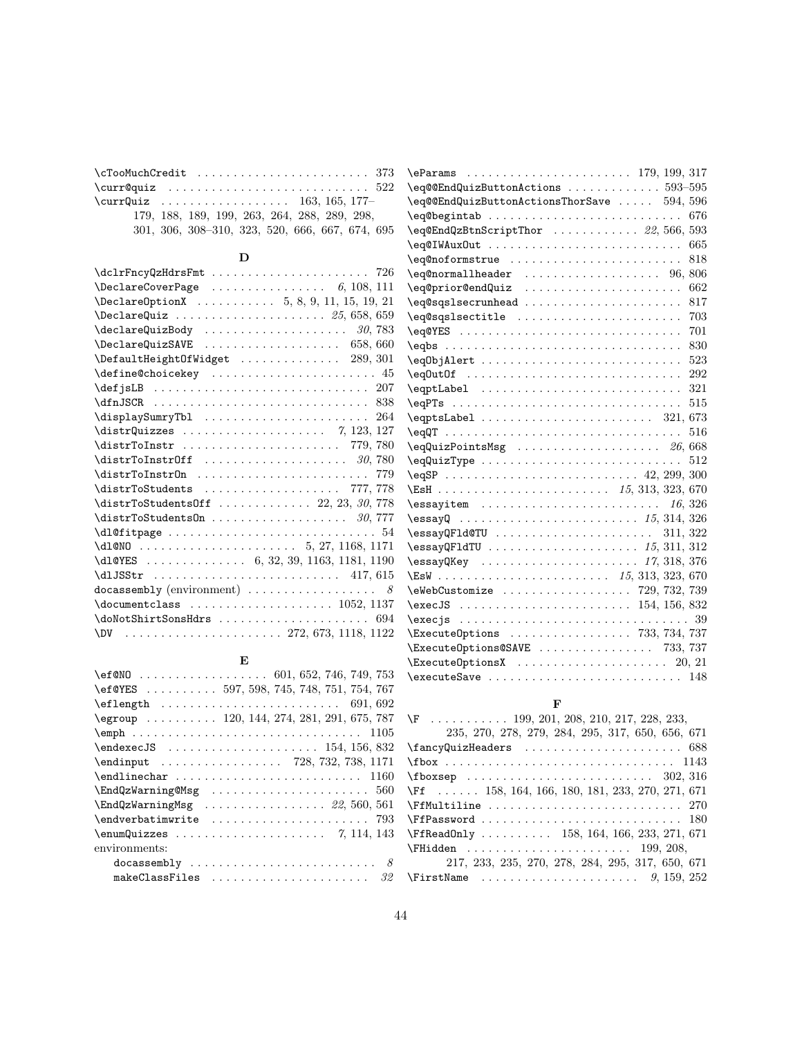\cTooMuchCredit . . . . . . . . . . . . . . . . . . . . . . . . 373
\curr@quiz . . . . . . . . . . . . . . . . . . . . . . . . . . . 522
\currQuiz . . . . . . . . . . . . . . . . . . 163, 165, 177–
179, 188, 189, 199, 263, 264, 288, 289, 298,
301, 306, 308–310, 323, 520, 666, 667, 674, 695

**D**

\dclrFncyQzHdrsFmt . . . . . . . . . . . . . . . . . . . . . 726
\DeclareCoverPage . . . . . . . . . . . . . . . . *6*, 108, 111
\DeclareOptionX . . . . . . . . . . . 5, 8, 9, 11, 15, 19, 21
\DeclareQuiz . . . . . . . . . . . . . . . . . . . . . *25*, 658, 659
\declareQuizBody . . . . . . . . . . . . . . . . . . . . *30*, 783
\DeclareQuizSAVE . . . . . . . . . . . . . . . . . . . 658, 660
\DefaultHeightOfWidget . . . . . . . . . . . . . . 289, 301
\define@choicekey . . . . . . . . . . . . . . . . . . . . . . . 45
\defjsLB . . . . . . . . . . . . . . . . . . . . . . . . . . . . . . 207
\dfnJSCR . . . . . . . . . . . . . . . . . . . . . . . . . . . . . . 838
\displaySumryTbl . . . . . . . . . . . . . . . . . . . . . . . 264
\distrQuizzes . . . . . . . . . . . . . . . . . . . . . *7*, 123, 127
\distrToInstr . . . . . . . . . . . . . . . . . . . . . . . 779, 780
\distrToInstrOff . . . . . . . . . . . . . . . . . . . . . *30*, 780
\distrToInstrOn . . . . . . . . . . . . . . . . . . . . . . . . 779
\distrToStudents . . . . . . . . . . . . . . . . . . . . 777, 778
\distrToStudentsOff . . . . . . . . . . . . . 22, 23, *30*, 778
\distrToStudentsOn . . . . . . . . . . . . . . . . . . . *30*, 777
\dl@fitpage . . . . . . . . . . . . . . . . . . . . . . . . . . . . . 54
\dl@NO . . . . . . . . . . . . . . . . . . . . . . 5, 27, 1168, 1171
\dl@YES . . . . . . . . . . . . . . 6, 32, 39, 1163, 1181, 1190
\dlJSStr . . . . . . . . . . . . . . . . . . . . . . . . . . . 417, 615
docassembly (environment) . . . . . . . . . . . . . . . . . . *8*
\documentclass . . . . . . . . . . . . . . . . . . . . 1052, 1137
\doNotShirtSonsHdrs . . . . . . . . . . . . . . . . . . . . . 694
\DV . . . . . . . . . . . . . . . . . . . . . . 272, 673, 1118, 1122

**E**

\ef@NO . . . . . . . . . . . . . . . . . . 601, 652, 746, 749, 753
\ef@YES . . . . . . . . . . 597, 598, 745, 748, 751, 754, 767
\eflength . . . . . . . . . . . . . . . . . . . . . . . . . . 691, 692
\egroup . . . . . . . . . . 120, 144, 274, 281, 291, 675, 787
\emph . . . . . . . . . . . . . . . . . . . . . . . . . . . . . . . . 1105
\endexecJS . . . . . . . . . . . . . . . . . . . . . . 154, 156, 832
\endinput . . . . . . . . . . . . . . . . . 728, 732, 738, 1171
\endlinechar . . . . . . . . . . . . . . . . . . . . . . . . . . 1160
\EndQzWarning@Msg . . . . . . . . . . . . . . . . . . . . . . 560
\EndQzWarningMsg . . . . . . . . . . . . . . . . . *22*, 560, 561
\endverbatimwrite . . . . . . . . . . . . . . . . . . . . . . . 793
\enumQuizzes . . . . . . . . . . . . . . . . . . . . . *7*, 114, 143
environments:
  docassembly . . . . . . . . . . . . . . . . . . . . . . . . . . *8*
  makeClassFiles . . . . . . . . . . . . . . . . . . . . . . *32*

\eParams . . . . . . . . . . . . . . . . . . . . . . . 179, 199, 317
\eq@@EndQuizButtonActions . . . . . . . . . . . . . 593–595
\eq@@EndQuizButtonActionsThorSave . . . . . 594, 596
\eq@begintab . . . . . . . . . . . . . . . . . . . . . . . . . . . 676
\eq@EndQzBtnScriptThor . . . . . . . . . . . . *22*, 566, 593
\eq@IWAuxOut . . . . . . . . . . . . . . . . . . . . . . . . . . 665
\eq@noformstrue . . . . . . . . . . . . . . . . . . . . . . . . 818
\eq@normallheader . . . . . . . . . . . . . . . . . . . . 96, 806
\eq@prior@endQuiz . . . . . . . . . . . . . . . . . . . . . . 662
\eq@sqslsecrunhead . . . . . . . . . . . . . . . . . . . . . . 817
\eq@sqslsectitle . . . . . . . . . . . . . . . . . . . . . . . . 703
\eq@YES . . . . . . . . . . . . . . . . . . . . . . . . . . . . . . . 701
\eqbs . . . . . . . . . . . . . . . . . . . . . . . . . . . . . . . . . 830
\eqObjAlert . . . . . . . . . . . . . . . . . . . . . . . . . . . . 523
\eqOutOf . . . . . . . . . . . . . . . . . . . . . . . . . . . . . . 292
\eqptLabel . . . . . . . . . . . . . . . . . . . . . . . . . . . . 321
\eqPTs . . . . . . . . . . . . . . . . . . . . . . . . . . . . . . . . 515
\eqptsLabel . . . . . . . . . . . . . . . . . . . . . . . . . 321, 673
\eqQT . . . . . . . . . . . . . . . . . . . . . . . . . . . . . . . . . 516
\eqQuizPointsMsg . . . . . . . . . . . . . . . . . . . . *26*, 668
\eqQuizType . . . . . . . . . . . . . . . . . . . . . . . . . . . . 512
\eqSP . . . . . . . . . . . . . . . . . . . . . . . . . . . 42, 299, 300
\EsH . . . . . . . . . . . . . . . . . . . . . . . . . *15*, 313, 323, 670
\essayitem . . . . . . . . . . . . . . . . . . . . . . . . . . *16*, 326
\essayQ . . . . . . . . . . . . . . . . . . . . . . . . . *15*, 314, 326
\essayQFld@TU . . . . . . . . . . . . . . . . . . . . . . . 311, 322
\essayQFldTU . . . . . . . . . . . . . . . . . . . . . . *15*, 311, 312
\essayQKey . . . . . . . . . . . . . . . . . . . . . . . *17*, 318, 376
\EsW . . . . . . . . . . . . . . . . . . . . . . . . . *15*, 313, 323, 670
\eWebCustomize . . . . . . . . . . . . . . . . . . . 729, 732, 739
\execJS . . . . . . . . . . . . . . . . . . . . . . . . . 154, 156, 832
\execjs . . . . . . . . . . . . . . . . . . . . . . . . . . . . . . . . 39
\ExecuteOptions . . . . . . . . . . . . . . . . . . 733, 734, 737
\ExecuteOptions@SAVE . . . . . . . . . . . . . . . . . 733, 737
\ExecuteOptionsX . . . . . . . . . . . . . . . . . . . . . . 20, 21
\executeSave . . . . . . . . . . . . . . . . . . . . . . . . . . . 148

**F**

\F . . . . . . . . . . . 199, 201, 208, 210, 217, 228, 233,
235, 270, 278, 279, 284, 295, 317, 650, 656, 671
\fancyQuizHeaders . . . . . . . . . . . . . . . . . . . . . . . 688
\fbox . . . . . . . . . . . . . . . . . . . . . . . . . . . . . . . . . 1143
\fboxsep . . . . . . . . . . . . . . . . . . . . . . . . . . . . 302, 316
\Ff . . . . . . 158, 164, 166, 180, 181, 233, 270, 271, 671
\FfMultiline . . . . . . . . . . . . . . . . . . . . . . . . . . . . 270
\FfPassword . . . . . . . . . . . . . . . . . . . . . . . . . . . . 180
\FfReadOnly . . . . . . . . . . 158, 164, 166, 233, 271, 671
\FHidden . . . . . . . . . . . . . . . . . . . . . . . . . 199, 208,
217, 233, 235, 270, 278, 284, 295, 317, 650, 671
\FirstName . . . . . . . . . . . . . . . . . . . . . . . *9*, 159, 252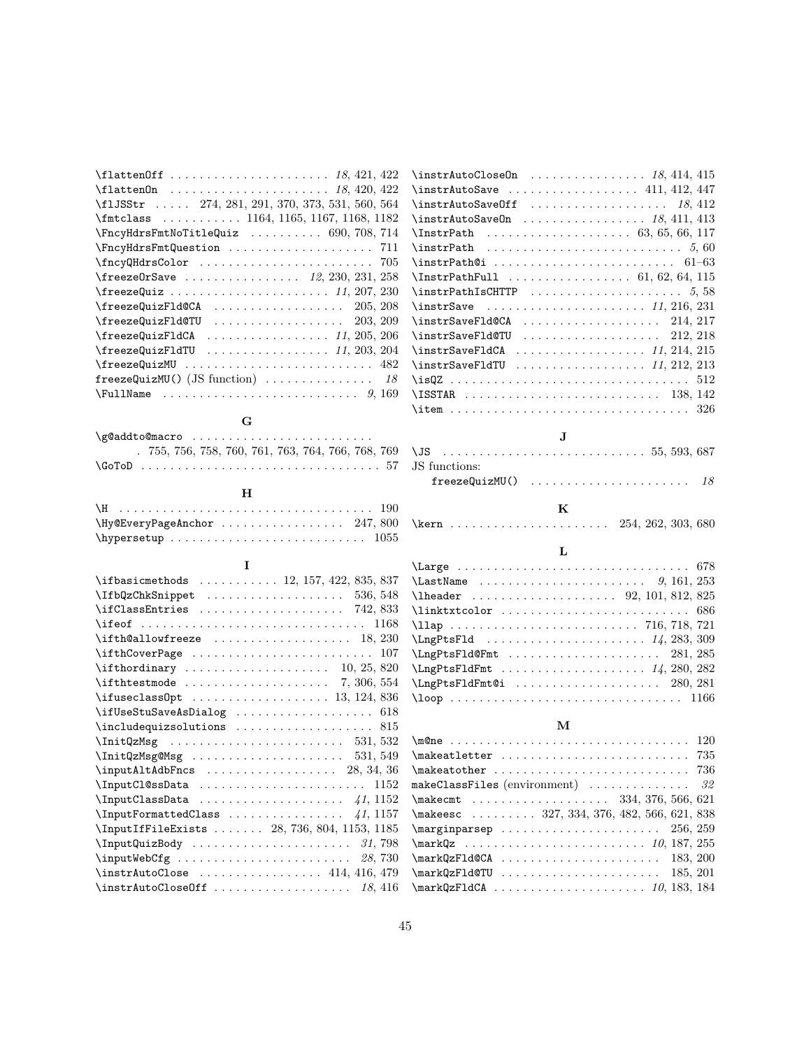\flattenOff . . . . . . . . . . . . . . . . . . . . . . *18*, 421, 422
\flattenOn . . . . . . . . . . . . . . . . . . . . . . *18*, 420, 422
\flJSStr . . . . . 274, 281, 291, 370, 373, 531, 560, 564
\fmtclass . . . . . . . . . . . 1164, 1165, 1167, 1168, 1182
\FncyHdrsFmtNoTitleQuiz . . . . . . . . . . 690, 708, 714
\FncyHdrsFmtQuestion . . . . . . . . . . . . . . . . . . . . 711
\fncyQHdrsColor . . . . . . . . . . . . . . . . . . . . . . . . 705
\freezeOrSave . . . . . . . . . . . . . . . . *12*, 230, 231, 258
\freezeQuiz . . . . . . . . . . . . . . . . . . . . . . *11*, 207, 230
\freezeQuizFld@CA . . . . . . . . . . . . . . . . . . 205, 208
\freezeQuizFld@TU . . . . . . . . . . . . . . . . . . 203, 209
\freezeQuizFldCA . . . . . . . . . . . . . . . . . *11*, 205, 206
\freezeQuizFldTU . . . . . . . . . . . . . . . . . *11*, 203, 204
\freezeQuizMU . . . . . . . . . . . . . . . . . . . . . . . . . . 482
freezeQuizMU() (JS function) . . . . . . . . . . . . . . . *18*
\FullName . . . . . . . . . . . . . . . . . . . . . . . . . . . *9*, 169

## G

\g@addto@macro . . . . . . . . . . . . . . . . . . . . . . . . . 755, 756, 758, 760, 761, 763, 764, 766, 768, 769
\GoToD . . . . . . . . . . . . . . . . . . . . . . . . . . . . . . . . . 57

## H

\H . . . . . . . . . . . . . . . . . . . . . . . . . . . . . . . . . . . 190
\Hy@EveryPageAnchor . . . . . . . . . . . . . . . . . 247, 800
\hypersetup . . . . . . . . . . . . . . . . . . . . . . . . . . 1055

## I

\ifbasicmethods . . . . . . . . . . . 12, 157, 422, 835, 837
\IfbQzChkSnippet . . . . . . . . . . . . . . . . . . . 536, 548
\ifClassEntries . . . . . . . . . . . . . . . . . . . . 742, 833
\ifeof . . . . . . . . . . . . . . . . . . . . . . . . . . . . . . . 1168
\ifth@allowfreeze . . . . . . . . . . . . . . . . . . . 18, 230
\ifthCoverPage . . . . . . . . . . . . . . . . . . . . . . . . . 107
\ifthordinary . . . . . . . . . . . . . . . . . . . . 10, 25, 820
\ifthtestmode . . . . . . . . . . . . . . . . . . . . 7, 306, 554
\ifuseclassOpt . . . . . . . . . . . . . . . . . . . 13, 124, 836
\ifUseStuSaveAsDialog . . . . . . . . . . . . . . . . . . . 618
\includequizsolutions . . . . . . . . . . . . . . . . . . . 815
\InitQzMsg . . . . . . . . . . . . . . . . . . . . . . . . 531, 532
\InitQzMsg@Msg . . . . . . . . . . . . . . . . . . . . . 531, 549
\inputAltAdbFncs . . . . . . . . . . . . . . . . . . 28, 34, 36
\InputCl@ssData . . . . . . . . . . . . . . . . . . . . . . . 1152
\InputClassData . . . . . . . . . . . . . . . . . . . . . *41*, 1152
\InputFormattedClass . . . . . . . . . . . . . . . . *41*, 1157
\InputIfFileExists . . . . . . . 28, 736, 804, 1153, 1185
\InputQuizBody . . . . . . . . . . . . . . . . . . . . . . *31*, 798
\inputWebCfg . . . . . . . . . . . . . . . . . . . . . . . . *28*, 730
\instrAutoClose . . . . . . . . . . . . . . . . . 414, 416, 479
\instrAutoCloseOff . . . . . . . . . . . . . . . . . . . *18*, 416
\instrAutoCloseOn . . . . . . . . . . . . . . . . *18*, 414, 415
\instrAutoSave . . . . . . . . . . . . . . . . . . 411, 412, 447
\instrAutoSaveOff . . . . . . . . . . . . . . . . . . . . *18*, 412
\instrAutoSaveOn . . . . . . . . . . . . . . . . . *18*, 411, 413
\InstrPath . . . . . . . . . . . . . . . . . . . . 63, 65, 66, 117
\instrPath . . . . . . . . . . . . . . . . . . . . . . . . . . . *5*, 60
\instrPath@i . . . . . . . . . . . . . . . . . . . . . . . . . . 61–63
\InstrPathFull . . . . . . . . . . . . . . . . . 61, 62, 64, 115
\instrPathIsCHTTP . . . . . . . . . . . . . . . . . . . . . . *5*, 58
\instrSave . . . . . . . . . . . . . . . . . . . . . . *11*, 216, 231
\instrSaveFld@CA . . . . . . . . . . . . . . . . . . . 214, 217
\instrSaveFld@TU . . . . . . . . . . . . . . . . . . . 212, 218
\instrSaveFldCA . . . . . . . . . . . . . . . . . . *11*, 214, 215
\instrSaveFldTU . . . . . . . . . . . . . . . . . . *11*, 212, 213
\isQZ . . . . . . . . . . . . . . . . . . . . . . . . . . . . . . . . . 512
\ISSTAR . . . . . . . . . . . . . . . . . . . . . . . . . . . 138, 142
\item . . . . . . . . . . . . . . . . . . . . . . . . . . . . . . . . . 326

## J

\JS . . . . . . . . . . . . . . . . . . . . . . . . . . . . 55, 593, 687
JS functions:
  freezeQuizMU() . . . . . . . . . . . . . . . . . . . . . . *18*

## K

\kern . . . . . . . . . . . . . . . . . . . . . . 254, 262, 303, 680

## L

\Large . . . . . . . . . . . . . . . . . . . . . . . . . . . . . . . . 678
\LastName . . . . . . . . . . . . . . . . . . . . . . . . *9*, 161, 253
\lheader . . . . . . . . . . . . . . . . . . . . . 92, 101, 812, 825
\linktxtcolor . . . . . . . . . . . . . . . . . . . . . . . . . . 686
\llap . . . . . . . . . . . . . . . . . . . . . . . . . . 716, 718, 721
\LngPtsFld . . . . . . . . . . . . . . . . . . . . . . *14*, 283, 309
\LngPtsFld@Fmt . . . . . . . . . . . . . . . . . . . . . 281, 285
\LngPtsFldFmt . . . . . . . . . . . . . . . . . . . . *14*, 280, 282
\LngPtsFldFmt@i . . . . . . . . . . . . . . . . . . . . 280, 281
\loop . . . . . . . . . . . . . . . . . . . . . . . . . . . . . . . . 1166

## M

\m@ne . . . . . . . . . . . . . . . . . . . . . . . . . . . . . . . . . 120
\makeatletter . . . . . . . . . . . . . . . . . . . . . . . . . . 735
\makeatother . . . . . . . . . . . . . . . . . . . . . . . . . . 736
makeClassFiles (environment) . . . . . . . . . . . . . . *32*
\makecmt . . . . . . . . . . . . . . . . . . . 334, 376, 566, 621
\makeesc . . . . . . . . . 327, 334, 376, 482, 566, 621, 838
\marginparsep . . . . . . . . . . . . . . . . . . . . . . 256, 259
\markQz . . . . . . . . . . . . . . . . . . . . . . . . *10*, 187, 255
\markQzFld@CA . . . . . . . . . . . . . . . . . . . . . . 183, 200
\markQzFld@TU . . . . . . . . . . . . . . . . . . . . . . 185, 201
\markQzFldCA . . . . . . . . . . . . . . . . . . . . *10*, 183, 184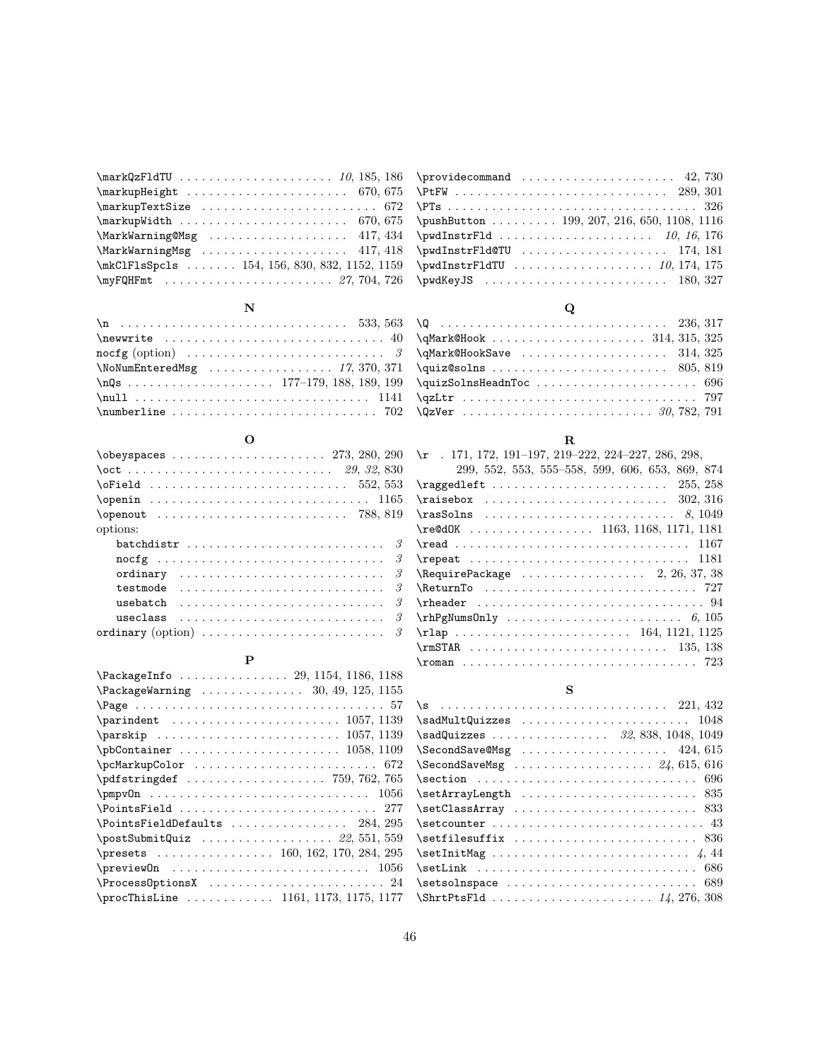\markQzFldTU . . . . . . . . . . . . . . . . . . . . *10*, 185, 186
\markupHeight . . . . . . . . . . . . . . . . . . . . 670, 675
\markupTextSize . . . . . . . . . . . . . . . . . . . . 672
\markupWidth . . . . . . . . . . . . . . . . . . . . 670, 675
\MarkWarning@Msg . . . . . . . . . . . . . . . . . . . 417, 434
\MarkWarningMsg . . . . . . . . . . . . . . . . . . . 417, 418
\mkClFlsSpcls . . . . . . . 154, 156, 830, 832, 1152, 1159
\myFQHFmt . . . . . . . . . . . . . . . . . . . . . *27*, 704, 726

**N**

\n . . . . . . . . . . . . . . . . . . . . . . . . . . . 533, 563
\newwrite . . . . . . . . . . . . . . . . . . . . . . . . . . 40
nocfg (option) . . . . . . . . . . . . . . . . . . . . . . . *3*
\NoNumEnteredMsg . . . . . . . . . . . . . . . . *17*, 370, 371
\nQs . . . . . . . . . . . . . . . . . . . 177–179, 188, 189, 199
\null . . . . . . . . . . . . . . . . . . . . . . . . . . . 1141
\numberline . . . . . . . . . . . . . . . . . . . . . . . . 702

**O**

\obeyspaces . . . . . . . . . . . . . . . . . . . . 273, 280, 290
\oct . . . . . . . . . . . . . . . . . . . . . . . . . *29*, *32*, 830
\oField . . . . . . . . . . . . . . . . . . . . . . . . . 552, 553
\openin . . . . . . . . . . . . . . . . . . . . . . . . . . 1165
\openout . . . . . . . . . . . . . . . . . . . . . . . . 788, 819
options:
- batchdistr . . . . . . . . . . . . . . . . . . . . . . . . . *3*
- nocfg . . . . . . . . . . . . . . . . . . . . . . . . . . . . *3*
- ordinary . . . . . . . . . . . . . . . . . . . . . . . . . . *3*
- testmode . . . . . . . . . . . . . . . . . . . . . . . . . . *3*
- usebatch . . . . . . . . . . . . . . . . . . . . . . . . . . *3*
- useclass . . . . . . . . . . . . . . . . . . . . . . . . . . *3*

ordinary (option) . . . . . . . . . . . . . . . . . . . . . . *3*

**P**

\PackageInfo . . . . . . . . . . . . . . . 29, 1154, 1186, 1188
\PackageWarning . . . . . . . . . . . . . . 30, 49, 125, 1155
\Page . . . . . . . . . . . . . . . . . . . . . . . . . . . . . 57
\parindent . . . . . . . . . . . . . . . . . . . . . . 1057, 1139
\parskip . . . . . . . . . . . . . . . . . . . . . . . 1057, 1139
\pbContainer . . . . . . . . . . . . . . . . . . . . . 1058, 1109
\pcMarkupColor . . . . . . . . . . . . . . . . . . . . . . . 672
\pdfstringdef . . . . . . . . . . . . . . . . . . 759, 762, 765
\pmpvOn . . . . . . . . . . . . . . . . . . . . . . . . . . . 1056
\PointsField . . . . . . . . . . . . . . . . . . . . . . . . . 277
\PointsFieldDefaults . . . . . . . . . . . . . . . . . 284, 295
\postSubmitQuiz . . . . . . . . . . . . . . . . . . *22*, 551, 559
\presets . . . . . . . . . . . . . . . . 160, 162, 170, 284, 295
\previewOn . . . . . . . . . . . . . . . . . . . . . . . . . . 1056
\ProcessOptionsX . . . . . . . . . . . . . . . . . . . . . . . 24
\procThisLine . . . . . . . . . . . . 1161, 1173, 1175, 1177
\providecommand . . . . . . . . . . . . . . . . . . . . . 42, 730
\PtFW . . . . . . . . . . . . . . . . . . . . . . . . . . . 289, 301
\PTs . . . . . . . . . . . . . . . . . . . . . . . . . . . . . . 326
\pushButton . . . . . . . . . 199, 207, 216, 650, 1108, 1116
\pwdInstrFld . . . . . . . . . . . . . . . . . . . . . *10*, *16*, 176
\pwdInstrFld@TU . . . . . . . . . . . . . . . . . . . . 174, 181
\pwdInstrFldTU . . . . . . . . . . . . . . . . . . . *10*, 174, 175
\pwdKeyJS . . . . . . . . . . . . . . . . . . . . . . . . 180, 327

**Q**

\Q . . . . . . . . . . . . . . . . . . . . . . . . . . . . . 236, 317
\qMark@Hook . . . . . . . . . . . . . . . . . . . . 314, 315, 325
\qMark@HookSave . . . . . . . . . . . . . . . . . . . . 314, 325
\quiz@solns . . . . . . . . . . . . . . . . . . . . . . . 805, 819
\quizSolnsHeadnToc . . . . . . . . . . . . . . . . . . . . . 696
\qzLtr . . . . . . . . . . . . . . . . . . . . . . . . . . . . . 797
\QzVer . . . . . . . . . . . . . . . . . . . . . . . . . *30*, 782, 791

**R**

\r . 171, 172, 191–197, 219–222, 224–227, 286, 298, 299, 552, 553, 555–558, 599, 606, 653, 869, 874
\raggedleft . . . . . . . . . . . . . . . . . . . . . . . . 255, 258
\raisebox . . . . . . . . . . . . . . . . . . . . . . . . . 302, 316
\rasSolns . . . . . . . . . . . . . . . . . . . . . . . . . . *8*, 1049
\re@dOK . . . . . . . . . . . . . . . . . 1163, 1168, 1171, 1181
\read . . . . . . . . . . . . . . . . . . . . . . . . . . . . . 1167
\repeat . . . . . . . . . . . . . . . . . . . . . . . . . . . . 1181
\RequirePackage . . . . . . . . . . . . . . . . . 2, 26, 37, 38
\ReturnTo . . . . . . . . . . . . . . . . . . . . . . . . . . . . 727
\rheader . . . . . . . . . . . . . . . . . . . . . . . . . . . . . 94
\rhPgNumsOnly . . . . . . . . . . . . . . . . . . . . . . . *6*, 105
\rlap . . . . . . . . . . . . . . . . . . . . . . . . 164, 1121, 1125
\rmSTAR . . . . . . . . . . . . . . . . . . . . . . . . . . 135, 138
\roman . . . . . . . . . . . . . . . . . . . . . . . . . . . . . 723

**S**

\s . . . . . . . . . . . . . . . . . . . . . . . . . . . . . 221, 432
\sadMultQuizzes . . . . . . . . . . . . . . . . . . . . . . . 1048
\sadQuizzes . . . . . . . . . . . . . . . . . *32*, 838, 1048, 1049
\SecondSave@Msg . . . . . . . . . . . . . . . . . . . . 424, 615
\SecondSaveMsg . . . . . . . . . . . . . . . . . . . *24*, 615, 616
\section . . . . . . . . . . . . . . . . . . . . . . . . . . . . 696
\setArrayLength . . . . . . . . . . . . . . . . . . . . . . . . 835
\setClassArray . . . . . . . . . . . . . . . . . . . . . . . . . 833
\setcounter . . . . . . . . . . . . . . . . . . . . . . . . . . . 43
\setfilesuffix . . . . . . . . . . . . . . . . . . . . . . . . . 836
\setInitMag . . . . . . . . . . . . . . . . . . . . . . . . . . *4*, 44
\setLink . . . . . . . . . . . . . . . . . . . . . . . . . . . . 686
\setsolnspace . . . . . . . . . . . . . . . . . . . . . . . . . 689
\ShrtPtsFld . . . . . . . . . . . . . . . . . . . . . . *14*, 276, 308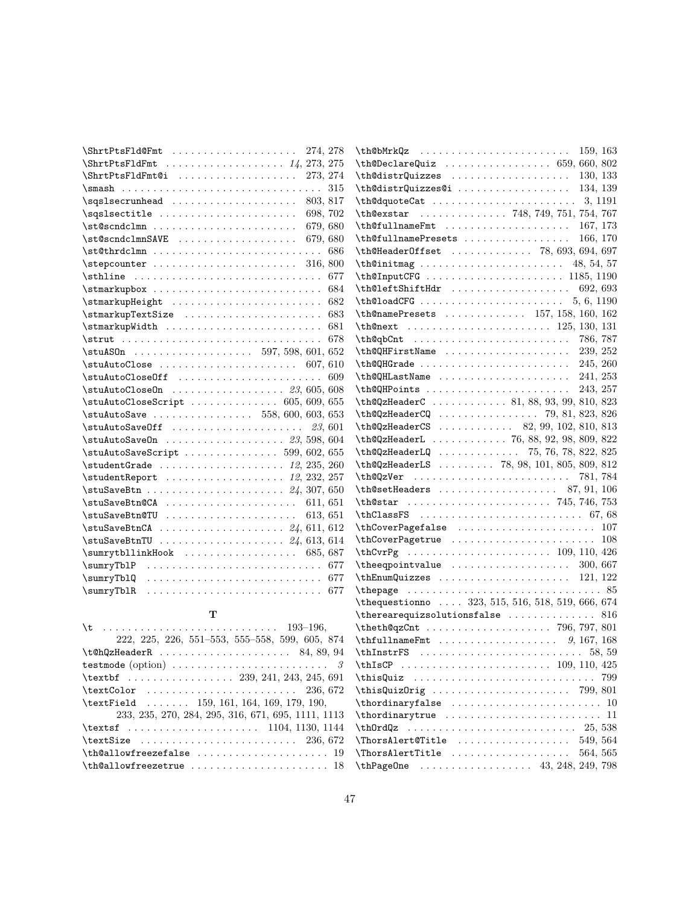\ShrtPtsFld@Fmt .................... 274, 278
\ShrtPtsFldFmt .................. *14*, 273, 275
\ShrtPtsFldFmt@i .................. 273, 274
\smash ................................ 315
\sqslsecrunhead .................. 803, 817
\sqslsectitle ..................... 698, 702
\st@scndclmn ...................... 679, 680
\st@scndclmnSAVE .................. 679, 680
\st@thrdclmn ........................... 686
\stepcounter ...................... 316, 800
\sthline .............................. 677
\stmarkupbox .......................... 684
\stmarkupHeight ....................... 682
\stmarkupTextSize ..................... 683
\stmarkupWidth ........................ 681
\strut ................................ 678
\stuASOn .................. 597, 598, 601, 652
\stuAutoClose ..................... 607, 610
\stuAutoCloseOff ...................... 609
\stuAutoCloseOn ................. *23*, 605, 608
\stuAutoCloseScript .............. 605, 609, 655
\stuAutoSave ................ 558, 600, 603, 653
\stuAutoSaveOff ..................... *23*, 601
\stuAutoSaveOn .................. *23*, 598, 604
\stuAutoSaveScript ............... 599, 602, 655
\studentGrade .................. *12*, 235, 260
\studentReport ................. *12*, 232, 257
\stuSaveBtn ..................... *24*, 307, 650
\stuSaveBtn@CA ..................... 611, 651
\stuSaveBtn@TU ..................... 613, 651
\stuSaveBtnCA ................... *24*, 611, 612
\stuSaveBtnTU ................... *24*, 613, 614
\sumrytbllinkHook .................. 685, 687
\sumryTblP ............................ 677
\sumryTblQ ............................ 677
\sumryTblR ............................ 677

## T

\t ........................... 193–196, 222, 225, 226, 551–553, 555–558, 599, 605, 874
\t@hQzHeaderR ..................... 84, 89, 94
testmode (option) ......................... *3*
\textbf ................. 239, 241, 243, 245, 691
\textColor ........................ 236, 672
\textField ....... 159, 161, 164, 169, 179, 190, 233, 235, 270, 284, 295, 316, 671, 695, 1111, 1113
\textsf .................... 1104, 1130, 1144
\textSize ......................... 236, 672
\th@allowfreezefalse ..................... 19
\th@allowfreezetrue ...................... 18
\th@bMrkQz ........................ 159, 163
\th@DeclareQuiz ................. 659, 660, 802
\th@distrQuizzes ................... 130, 133
\th@distrQuizzes@i .................. 134, 139
\th@dquoteCat ....................... 3, 1191
\th@exstar .............. 748, 749, 751, 754, 767
\th@fullnameFmt .................... 167, 173
\th@fullnamePresets ................. 166, 170
\th@HeaderOffset ............. 78, 693, 694, 697
\th@initmag ....................... 48, 54, 57
\th@InputCFG ...................... 1185, 1190
\th@leftShiftHdr ................... 692, 693
\th@loadCFG ....................... 5, 6, 1190
\th@namePresets ............. 157, 158, 160, 162
\th@next ....................... 125, 130, 131
\th@qbCnt ......................... 786, 787
\th@QHFirstName .................... 239, 252
\th@QHGrade ........................ 245, 260
\th@QHLastName ..................... 241, 253
\th@QHPoints ....................... 243, 257
\th@QzHeaderC ............ 81, 88, 93, 99, 810, 823
\th@QzHeaderCQ ................ 79, 81, 823, 826
\th@QzHeaderCS ............ 82, 99, 102, 810, 813
\th@QzHeaderL ............ 76, 88, 92, 98, 809, 822
\th@QzHeaderLQ ............. 75, 76, 78, 822, 825
\th@QzHeaderLS ......... 78, 98, 101, 805, 809, 812
\th@QzVer ......................... 781, 784
\th@setHeaders ................... 87, 91, 106
\th@star ....................... 745, 746, 753
\thClassFS .......................... 67, 68
\thCoverPagefalse ...................... 107
\thCoverPagetrue ....................... 108
\thCvrPg ...................... 109, 110, 426
\theeqpointvalue ................... 300, 667
\thEnumQuizzes ..................... 121, 122
\thepage .............................. 85
\thequestionno .... 323, 515, 516, 518, 519, 666, 674
\therearequizsolutionsfalse .............. 816
\theth@qzCnt .................... 796, 797, 801
\thfullnameFmt .................. *9*, 167, 168
\thInstrFS .......................... 58, 59
\thIsCP ....................... 109, 110, 425
\thisQuiz ............................. 799
\thisQuizOrig ...................... 799, 801
\thordinaryfalse ........................ 10
\thordinarytrue ......................... 11
\thOrdQz ........................... 25, 538
\ThorsAlert@Title .................. 549, 564
\ThorsAlertTitle ................... 564, 565
\thPageOne .................. 43, 248, 249, 798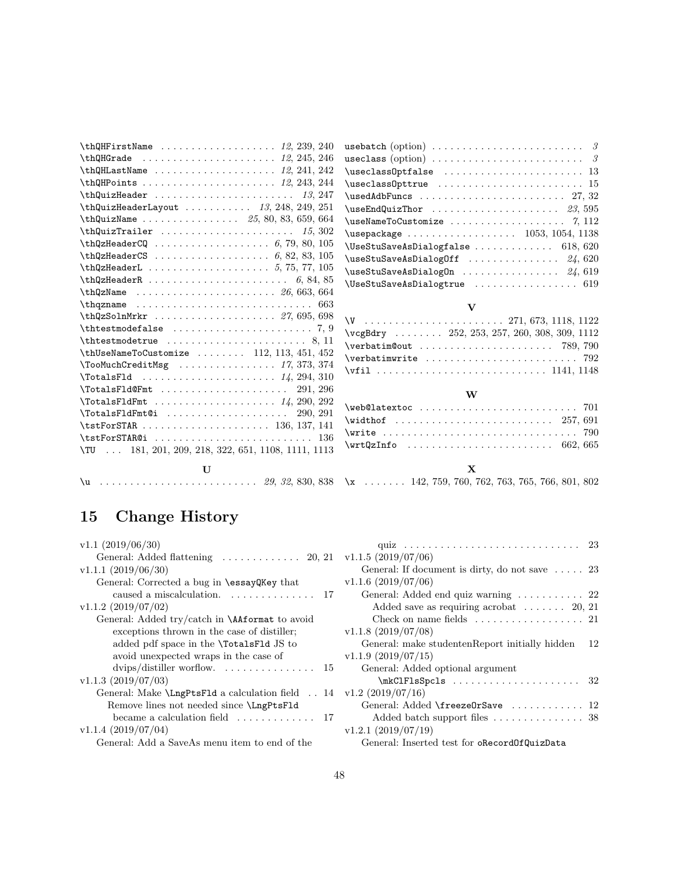\thQHFirstName . . . . . . . . . . . . . . . . . . . *12*, 239, 240
\thQHGrade . . . . . . . . . . . . . . . . . . . . . . *12*, 245, 246
\thQHLastName . . . . . . . . . . . . . . . . . . . . *12*, 241, 242
\thQHPoints . . . . . . . . . . . . . . . . . . . . . . *12*, 243, 244
\thQuizHeader . . . . . . . . . . . . . . . . . . . . . . . *13*, 247
\thQuizHeaderLayout . . . . . . . . . . . *13*, 248, 249, 251
\thQuizName . . . . . . . . . . . . . . . . *25*, 80, 83, 659, 664
\thQuizTrailer . . . . . . . . . . . . . . . . . . . . . . . *15*, 302
\thQzHeaderCQ . . . . . . . . . . . . . . . . . . . *6*, 79, 80, 105
\thQzHeaderCS . . . . . . . . . . . . . . . . . . . *6*, 82, 83, 105
\thQzHeaderL . . . . . . . . . . . . . . . . . . . . *5*, 75, 77, 105
\thQzHeaderR . . . . . . . . . . . . . . . . . . . . . . . . *6*, 84, 85
\thQzName . . . . . . . . . . . . . . . . . . . . . . . *26*, 663, 664
\thqzname . . . . . . . . . . . . . . . . . . . . . . . . . . . . . . 663
\thQzSolnMrkr . . . . . . . . . . . . . . . . . . . . *27*, 695, 698
\thtestmodefalse . . . . . . . . . . . . . . . . . . . . . . . . 7, 9
\thtestmodetrue . . . . . . . . . . . . . . . . . . . . . . . . 8, 11
\thUseNameToCustomize . . . . . . . . 112, 113, 451, 452
\TooMuchCreditMsg . . . . . . . . . . . . . . . . *17*, 373, 374
\TotalsFld . . . . . . . . . . . . . . . . . . . . . . . . *14*, 294, 310
\TotalsFld@Fmt . . . . . . . . . . . . . . . . . . . . . . . 291, 296
\TotalsFldFmt . . . . . . . . . . . . . . . . . . . . *14*, 290, 292
\TotalsFldFmt@i . . . . . . . . . . . . . . . . . . . . . . 290, 291
\tstForSTAR . . . . . . . . . . . . . . . . . . . . . 136, 137, 141
\tstForSTAR@i . . . . . . . . . . . . . . . . . . . . . . . . . . . 136
\TU . . . 181, 201, 209, 218, 322, 651, 1108, 1111, 1113

**U**

\u . . . . . . . . . . . . . . . . . . . . . . . . . *29*, *32*, 830, 838
usebatch (option) . . . . . . . . . . . . . . . . . . . . . . . . . *3*
useclass (option) . . . . . . . . . . . . . . . . . . . . . . . . . *3*
\useclassOptfalse . . . . . . . . . . . . . . . . . . . . . . . 13
\useclassOpttrue . . . . . . . . . . . . . . . . . . . . . . . . 15
\usedAdbFuncs . . . . . . . . . . . . . . . . . . . . . . . . 27, 32
\useEndQuizThor . . . . . . . . . . . . . . . . . . . . . *23*, 595
\useNameToCustomize . . . . . . . . . . . . . . . . . . . *7*, 112
\usepackage . . . . . . . . . . . . . . . . . . 1053, 1054, 1138
\UseStuSaveAsDialogfalse . . . . . . . . . . . . . 618, 620
\useStuSaveAsDialogOff . . . . . . . . . . . . . . . *24*, 620
\useStuSaveAsDialogOn . . . . . . . . . . . . . . . . *24*, 619
\UseStuSaveAsDialogtrue . . . . . . . . . . . . . . . . . 619

**V**

\V . . . . . . . . . . . . . . . . . . . . . . 271, 673, 1118, 1122
\vcgBdry . . . . . . . . 252, 253, 257, 260, 308, 309, 1112
\verbatim@out . . . . . . . . . . . . . . . . . . . . . . . 789, 790
\verbatimwrite . . . . . . . . . . . . . . . . . . . . . . . . . . . 792
\vfil . . . . . . . . . . . . . . . . . . . . . . . . . . . . 1141, 1148

**W**

\web@latextoc . . . . . . . . . . . . . . . . . . . . . . . . . . 701
\widthof . . . . . . . . . . . . . . . . . . . . . . . . . . 257, 691
\write . . . . . . . . . . . . . . . . . . . . . . . . . . . . . . . . 790
\wrtQzInfo . . . . . . . . . . . . . . . . . . . . . . . . 662, 665

**X**

\x . . . . . . . 142, 759, 760, 762, 763, 765, 766, 801, 802

# 15 Change History

v1.1 (2019/06/30)
General: Added flattening . . . . . . . . . . . . . 20, 21

v1.1.1 (2019/06/30)
General: Corrected a bug in \essayQKey that caused a miscalculation. . . . . . . . . . . . . . 17

v1.1.2 (2019/07/02)
General: Added try/catch in \AAformat to avoid exceptions thrown in the case of distiller; added pdf space in the \TotalsFld JS to avoid unexpected wraps in the case of dvips/distiller worflow. . . . . . . . . . . . . . . 15

v1.1.3 (2019/07/03)
General: Make \LngPtsFld a calculation field . . 14
Remove lines not needed since \LngPtsFld became a calculation field . . . . . . . . . . . . 17

v1.1.4 (2019/07/04)
General: Add a SaveAs menu item to end of the quiz . . . . . . . . . . . . . . . . . . . . . . . . . . . . 23

v1.1.5 (2019/07/06)
General: If document is dirty, do not save . . . . . 23

v1.1.6 (2019/07/06)
General: Added end quiz warning . . . . . . . . . . . 22
Added save as requiring acrobat . . . . . . . 20, 21
Check on name fields . . . . . . . . . . . . . . . . . . 21

v1.1.8 (2019/07/08)
General: make studentenReport initially hidden 12

v1.1.9 (2019/07/15)
General: Added optional argument \mkClFlsSpcls . . . . . . . . . . . . . . . . . . . . 32

v1.2 (2019/07/16)
General: Added \freezeOrSave . . . . . . . . . . . . 12
Added batch support files . . . . . . . . . . . . . . . 38

v1.2.1 (2019/07/19)
General: Inserted test for oRecordOfQuizData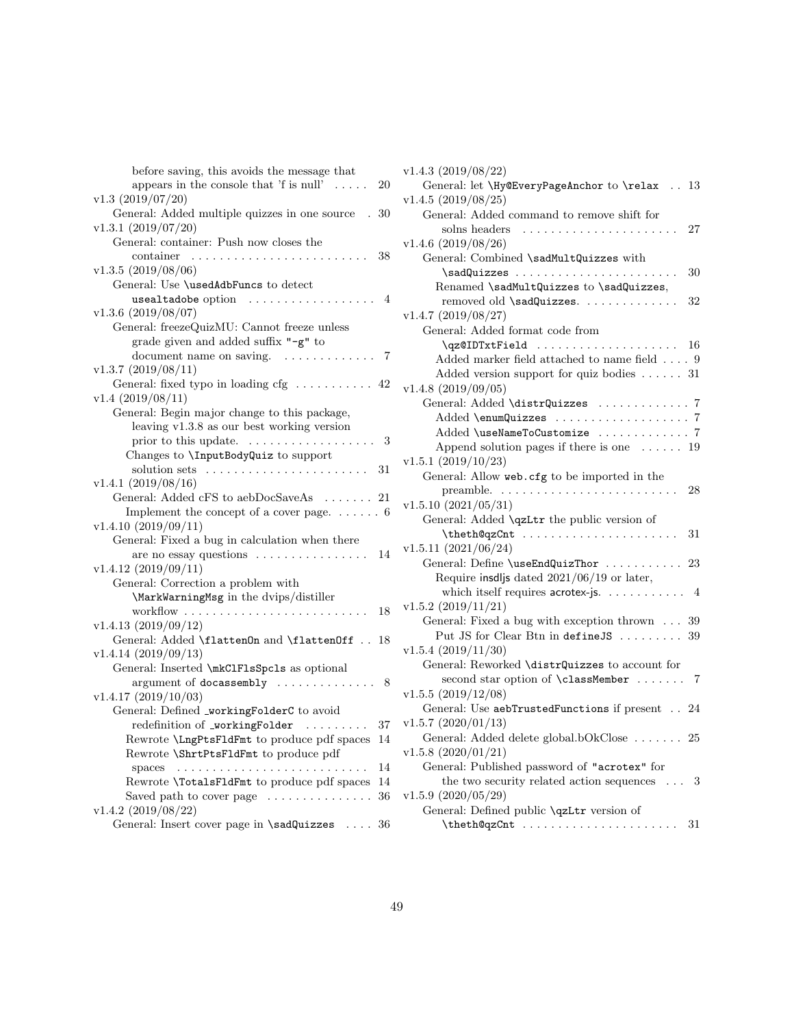before saving, this avoids the message that appears in the console that 'f is null' . . . . . 20

v1.3 (2019/07/20)
General: Added multiple quizzes in one source . 30

v1.3.1 (2019/07/20)
General: container: Push now closes the container . . . . . . . . . . . . . . . . . . . . . . . . . 38

v1.3.5 (2019/08/06)
General: Use `\usedAdbFuncs` to detect `usealtadobe` option . . . . . . . . . . . . . . . . . . 4

v1.3.6 (2019/08/07)
General: freezeQuizMU: Cannot freeze unless grade given and added suffix `"-g"` to document name on saving. . . . . . . . . . . . . . 7

v1.3.7 (2019/08/11)
General: fixed typo in loading cfg . . . . . . . . . . . 42

v1.4 (2019/08/11)
General: Begin major change to this package, leaving v1.3.8 as our best working version prior to this update. . . . . . . . . . . . . . . . . . 3
Changes to `\InputBodyQuiz` to support solution sets . . . . . . . . . . . . . . . . . . . . . . . 31

v1.4.1 (2019/08/16)
General: Added cFS to aebDocSaveAs . . . . . . . 21
Implement the concept of a cover page. . . . . . . 6

v1.4.10 (2019/09/11)
General: Fixed a bug in calculation when there are no essay questions . . . . . . . . . . . . . . . . 14

v1.4.12 (2019/09/11)
General: Correction a problem with `\MarkWarningMsg` in the dvips/distiller workflow . . . . . . . . . . . . . . . . . . . . . . . . . 18

v1.4.13 (2019/09/12)
General: Added `\flattenOn` and `\flattenOff` . . 18

v1.4.14 (2019/09/13)
General: Inserted `\mkClFlsSpcls` as optional argument of `docassembly` . . . . . . . . . . . . . . 8

v1.4.17 (2019/10/03)
General: Defined `_workingFolderC` to avoid redefinition of `_workingFolder` . . . . . . . . . 37
Rewrote `\LngPtsFldFmt` to produce pdf spaces 14
Rewrote `\ShrtPtsFldFmt` to produce pdf spaces . . . . . . . . . . . . . . . . . . . . . . . . . . . 14
Rewrote `\TotalsFldFmt` to produce pdf spaces 14
Saved path to cover page . . . . . . . . . . . . . . . 36

v1.4.2 (2019/08/22)
General: Insert cover page in `\sadQuizzes` . . . . 36

v1.4.3 (2019/08/22)
General: let `\Hy@EveryPageAnchor` to `\relax` . . 13

v1.4.5 (2019/08/25)
General: Added command to remove shift for solns headers . . . . . . . . . . . . . . . . . . . . . . 27

v1.4.6 (2019/08/26)
General: Combined `\sadMultQuizzes` with `\sadQuizzes` . . . . . . . . . . . . . . . . . . . . . . . 30
Renamed `\sadMultQuizzes` to `\sadQuizzes`, removed old `\sadQuizzes`. . . . . . . . . . . . . . 32

v1.4.7 (2019/08/27)
General: Added format code from `\qz@IDTxtField` . . . . . . . . . . . . . . . . . . . . 16
Added marker field attached to name field . . . . 9
Added version support for quiz bodies . . . . . . 31

v1.4.8 (2019/09/05)
General: Added `\distrQuizzes` . . . . . . . . . . . . . 7
Added `\enumQuizzes` . . . . . . . . . . . . . . . . . . . 7
Added `\useNameToCustomize` . . . . . . . . . . . . . 7
Append solution pages if there is one . . . . . . 19

v1.5.1 (2019/10/23)
General: Allow `web.cfg` to be imported in the preamble. . . . . . . . . . . . . . . . . . . . . . . . . 28

v1.5.10 (2021/05/31)
General: Added `\qzLtr` the public version of `\theth@qzCnt` . . . . . . . . . . . . . . . . . . . . . . 31

v1.5.11 (2021/06/24)
General: Define `\useEndQuizThor` . . . . . . . . . . . 23
Require insdljs dated 2021/06/19 or later, which itself requires acrotex-js. . . . . . . . . . . . 4

v1.5.2 (2019/11/21)
General: Fixed a bug with exception thrown . . . 39
Put JS for Clear Btn in `defineJS` . . . . . . . . . 39

v1.5.4 (2019/11/30)
General: Reworked `\distrQuizzes` to account for second star option of `\classMember` . . . . . . . 7

v1.5.5 (2019/12/08)
General: Use `aebTrustedFunctions` if present . . 24

v1.5.7 (2020/01/13)
General: Added delete global.bOkClose . . . . . . . 25

v1.5.8 (2020/01/21)
General: Published password of `"acrotex"` for the two security related action sequences . . . 3

v1.5.9 (2020/05/29)
General: Defined public `\qzLtr` version of `\theth@qzCnt` . . . . . . . . . . . . . . . . . . . . . . 31